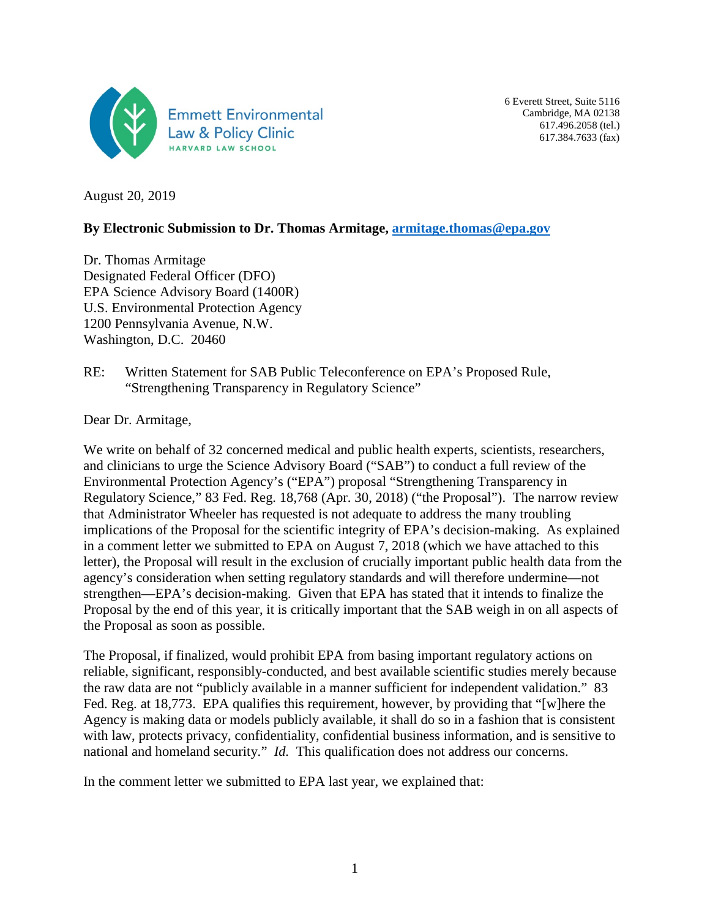Emmett Environmental Law & Policy Clinic
HARVARD LAW SCHOOL

6 Everett Street, Suite 5116
Cambridge, MA 02138
617.496.2058 (tel.)
617.384.7633 (fax)

August 20, 2019

**By Electronic Submission to Dr. Thomas Armitage, armitage.thomas@epa.gov**

Dr. Thomas Armitage
Designated Federal Officer (DFO)
EPA Science Advisory Board (1400R)
U.S. Environmental Protection Agency
1200 Pennsylvania Avenue, N.W.
Washington, D.C. 20460

RE: Written Statement for SAB Public Teleconference on EPA's Proposed Rule, "Strengthening Transparency in Regulatory Science"

Dear Dr. Armitage,

We write on behalf of 32 concerned medical and public health experts, scientists, researchers, and clinicians to urge the Science Advisory Board ("SAB") to conduct a full review of the Environmental Protection Agency's ("EPA") proposal "Strengthening Transparency in Regulatory Science," 83 Fed. Reg. 18,768 (Apr. 30, 2018) ("the Proposal"). The narrow review that Administrator Wheeler has requested is not adequate to address the many troubling implications of the Proposal for the scientific integrity of EPA's decision-making. As explained in a comment letter we submitted to EPA on August 7, 2018 (which we have attached to this letter), the Proposal will result in the exclusion of crucially important public health data from the agency's consideration when setting regulatory standards and will therefore undermine—not strengthen—EPA's decision-making. Given that EPA has stated that it intends to finalize the Proposal by the end of this year, it is critically important that the SAB weigh in on all aspects of the Proposal as soon as possible.

The Proposal, if finalized, would prohibit EPA from basing important regulatory actions on reliable, significant, responsibly-conducted, and best available scientific studies merely because the raw data are not "publicly available in a manner sufficient for independent validation." 83 Fed. Reg. at 18,773. EPA qualifies this requirement, however, by providing that "[w]here the Agency is making data or models publicly available, it shall do so in a fashion that is consistent with law, protects privacy, confidentiality, confidential business information, and is sensitive to national and homeland security." *Id.* This qualification does not address our concerns.

In the comment letter we submitted to EPA last year, we explained that: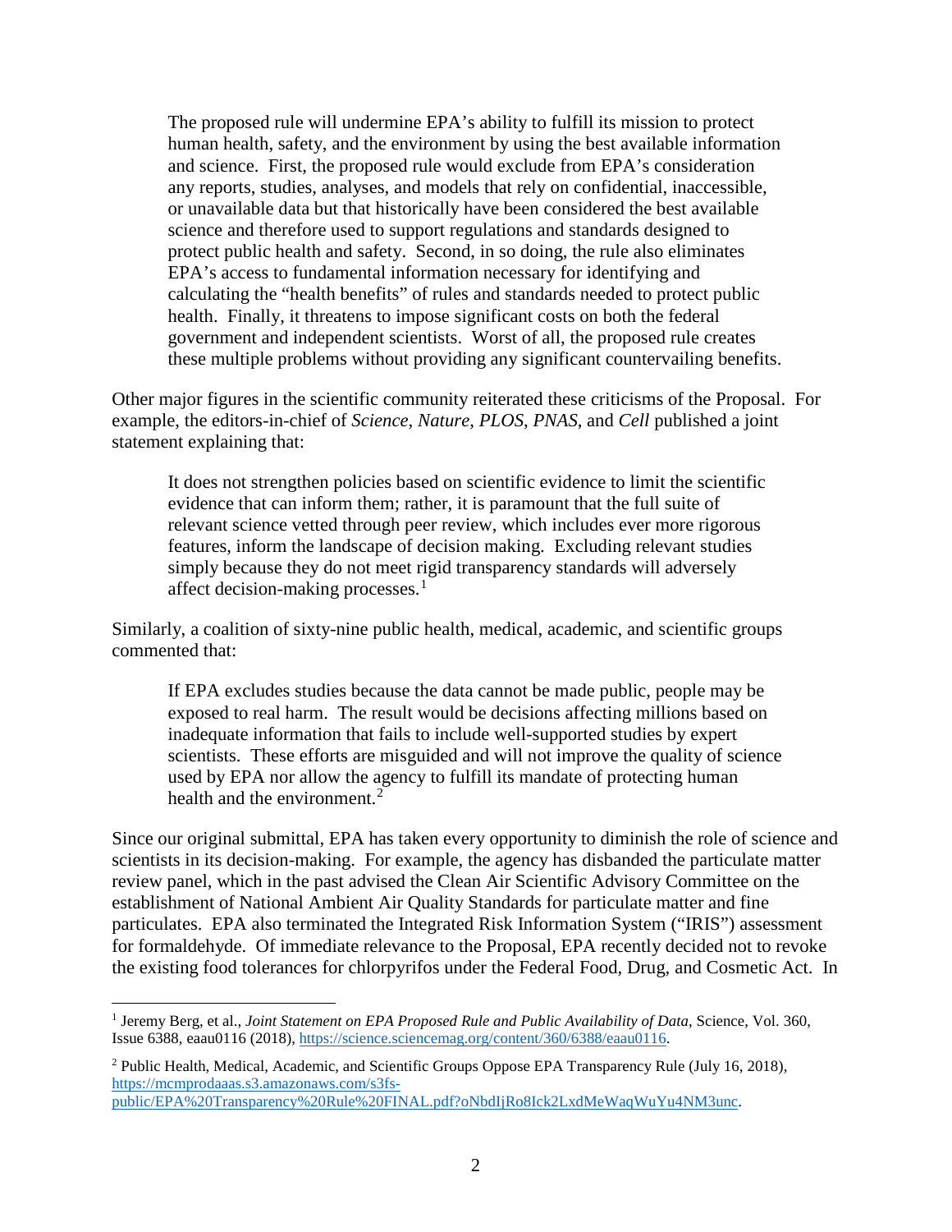> The proposed rule will undermine EPA's ability to fulfill its mission to protect human health, safety, and the environment by using the best available information and science. First, the proposed rule would exclude from EPA's consideration any reports, studies, analyses, and models that rely on confidential, inaccessible, or unavailable data but that historically have been considered the best available science and therefore used to support regulations and standards designed to protect public health and safety. Second, in so doing, the rule also eliminates EPA's access to fundamental information necessary for identifying and calculating the "health benefits" of rules and standards needed to protect public health. Finally, it threatens to impose significant costs on both the federal government and independent scientists. Worst of all, the proposed rule creates these multiple problems without providing any significant countervailing benefits.

Other major figures in the scientific community reiterated these criticisms of the Proposal. For example, the editors-in-chief of *Science*, *Nature*, *PLOS*, *PNAS*, and *Cell* published a joint statement explaining that:

> It does not strengthen policies based on scientific evidence to limit the scientific evidence that can inform them; rather, it is paramount that the full suite of relevant science vetted through peer review, which includes ever more rigorous features, inform the landscape of decision making. Excluding relevant studies simply because they do not meet rigid transparency standards will adversely affect decision-making processes.[1]

Similarly, a coalition of sixty-nine public health, medical, academic, and scientific groups commented that:

> If EPA excludes studies because the data cannot be made public, people may be exposed to real harm. The result would be decisions affecting millions based on inadequate information that fails to include well-supported studies by expert scientists. These efforts are misguided and will not improve the quality of science used by EPA nor allow the agency to fulfill its mandate of protecting human health and the environment.[2]

Since our original submittal, EPA has taken every opportunity to diminish the role of science and scientists in its decision-making. For example, the agency has disbanded the particulate matter review panel, which in the past advised the Clean Air Scientific Advisory Committee on the establishment of National Ambient Air Quality Standards for particulate matter and fine particulates. EPA also terminated the Integrated Risk Information System ("IRIS") assessment for formaldehyde. Of immediate relevance to the Proposal, EPA recently decided not to revoke the existing food tolerances for chlorpyrifos under the Federal Food, Drug, and Cosmetic Act. In

---

[1] Jeremy Berg, et al., *Joint Statement on EPA Proposed Rule and Public Availability of Data*, Science, Vol. 360, Issue 6388, eaau0116 (2018), https://science.sciencemag.org/content/360/6388/eaau0116.

[2] Public Health, Medical, Academic, and Scientific Groups Oppose EPA Transparency Rule (July 16, 2018), https://mcmprodaaas.s3.amazonaws.com/s3fs-public/EPA%20Transparency%20Rule%20FINAL.pdf?oNbdIjRo8Ick2LxdMeWaqWuYu4NM3unc.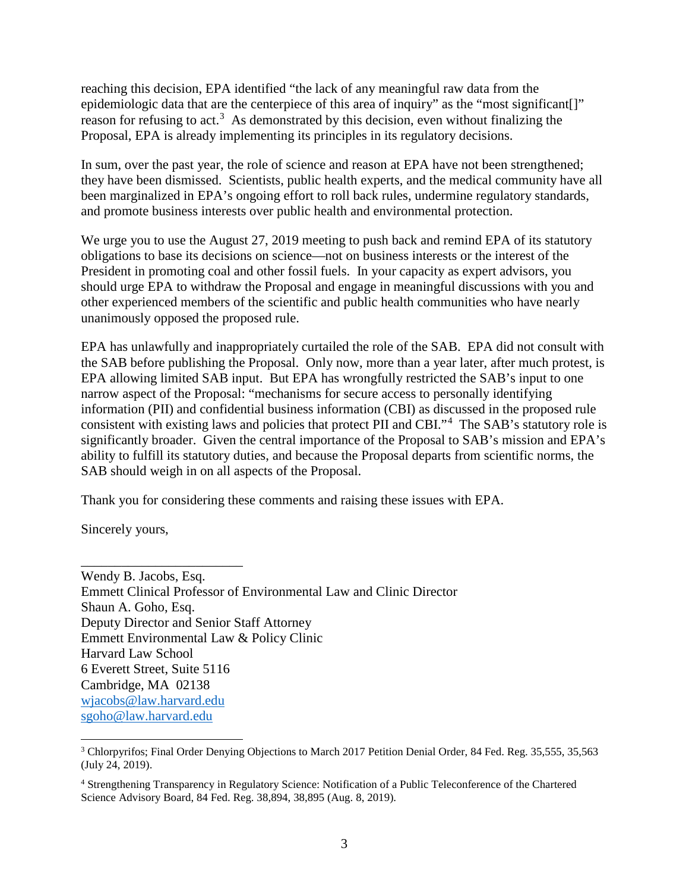reaching this decision, EPA identified "the lack of any meaningful raw data from the epidemiologic data that are the centerpiece of this area of inquiry" as the "most significant[]" reason for refusing to act.[3] As demonstrated by this decision, even without finalizing the Proposal, EPA is already implementing its principles in its regulatory decisions.

In sum, over the past year, the role of science and reason at EPA have not been strengthened; they have been dismissed. Scientists, public health experts, and the medical community have all been marginalized in EPA's ongoing effort to roll back rules, undermine regulatory standards, and promote business interests over public health and environmental protection.

We urge you to use the August 27, 2019 meeting to push back and remind EPA of its statutory obligations to base its decisions on science—not on business interests or the interest of the President in promoting coal and other fossil fuels. In your capacity as expert advisors, you should urge EPA to withdraw the Proposal and engage in meaningful discussions with you and other experienced members of the scientific and public health communities who have nearly unanimously opposed the proposed rule.

EPA has unlawfully and inappropriately curtailed the role of the SAB. EPA did not consult with the SAB before publishing the Proposal. Only now, more than a year later, after much protest, is EPA allowing limited SAB input. But EPA has wrongfully restricted the SAB's input to one narrow aspect of the Proposal: "mechanisms for secure access to personally identifying information (PII) and confidential business information (CBI) as discussed in the proposed rule consistent with existing laws and policies that protect PII and CBI."[4] The SAB's statutory role is significantly broader. Given the central importance of the Proposal to SAB's mission and EPA's ability to fulfill its statutory duties, and because the Proposal departs from scientific norms, the SAB should weigh in on all aspects of the Proposal.

Thank you for considering these comments and raising these issues with EPA.

Sincerely yours,

\_\_\_\_\_\_\_\_\_\_\_\_\_\_\_\_\_\_\_\_\_\_\_\_

Wendy B. Jacobs, Esq.
Emmett Clinical Professor of Environmental Law and Clinic Director
Shaun A. Goho, Esq.
Deputy Director and Senior Staff Attorney
Emmett Environmental Law & Policy Clinic
Harvard Law School
6 Everett Street, Suite 5116
Cambridge, MA 02138
wjacobs@law.harvard.edu
sgoho@law.harvard.edu

---

[3] Chlorpyrifos; Final Order Denying Objections to March 2017 Petition Denial Order, 84 Fed. Reg. 35,555, 35,563 (July 24, 2019).

[4] Strengthening Transparency in Regulatory Science: Notification of a Public Teleconference of the Chartered Science Advisory Board, 84 Fed. Reg. 38,894, 38,895 (Aug. 8, 2019).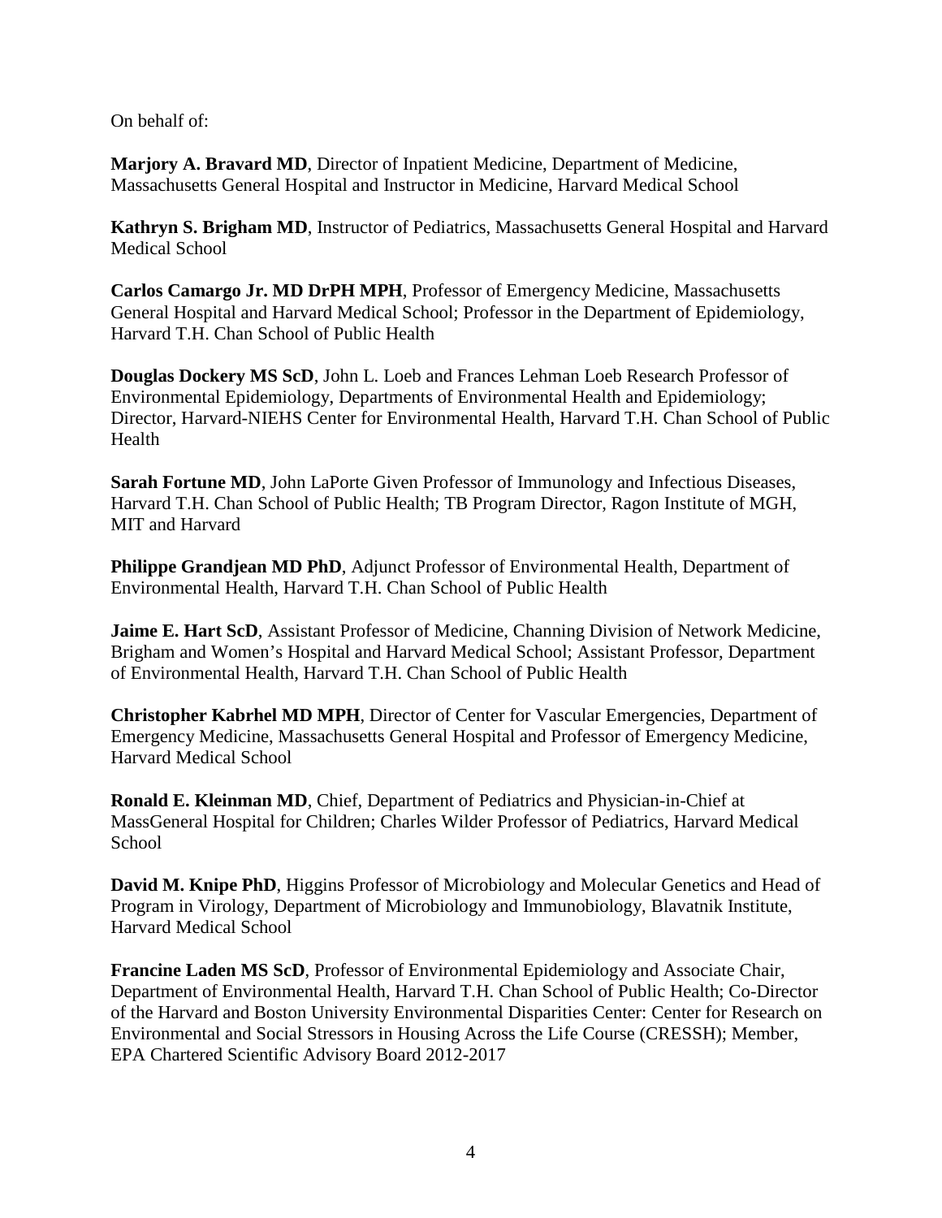On behalf of:

**Marjory A. Bravard MD**, Director of Inpatient Medicine, Department of Medicine, Massachusetts General Hospital and Instructor in Medicine, Harvard Medical School

**Kathryn S. Brigham MD**, Instructor of Pediatrics, Massachusetts General Hospital and Harvard Medical School

**Carlos Camargo Jr. MD DrPH MPH**, Professor of Emergency Medicine, Massachusetts General Hospital and Harvard Medical School; Professor in the Department of Epidemiology, Harvard T.H. Chan School of Public Health

**Douglas Dockery MS ScD**, John L. Loeb and Frances Lehman Loeb Research Professor of Environmental Epidemiology, Departments of Environmental Health and Epidemiology; Director, Harvard-NIEHS Center for Environmental Health, Harvard T.H. Chan School of Public Health

**Sarah Fortune MD**, John LaPorte Given Professor of Immunology and Infectious Diseases, Harvard T.H. Chan School of Public Health; TB Program Director, Ragon Institute of MGH, MIT and Harvard

**Philippe Grandjean MD PhD**, Adjunct Professor of Environmental Health, Department of Environmental Health, Harvard T.H. Chan School of Public Health

**Jaime E. Hart ScD**, Assistant Professor of Medicine, Channing Division of Network Medicine, Brigham and Women's Hospital and Harvard Medical School; Assistant Professor, Department of Environmental Health, Harvard T.H. Chan School of Public Health

**Christopher Kabrhel MD MPH**, Director of Center for Vascular Emergencies, Department of Emergency Medicine, Massachusetts General Hospital and Professor of Emergency Medicine, Harvard Medical School

**Ronald E. Kleinman MD**, Chief, Department of Pediatrics and Physician-in-Chief at MassGeneral Hospital for Children; Charles Wilder Professor of Pediatrics, Harvard Medical School

**David M. Knipe PhD**, Higgins Professor of Microbiology and Molecular Genetics and Head of Program in Virology, Department of Microbiology and Immunobiology, Blavatnik Institute, Harvard Medical School

**Francine Laden MS ScD**, Professor of Environmental Epidemiology and Associate Chair, Department of Environmental Health, Harvard T.H. Chan School of Public Health; Co-Director of the Harvard and Boston University Environmental Disparities Center: Center for Research on Environmental and Social Stressors in Housing Across the Life Course (CRESSH); Member, EPA Chartered Scientific Advisory Board 2012-2017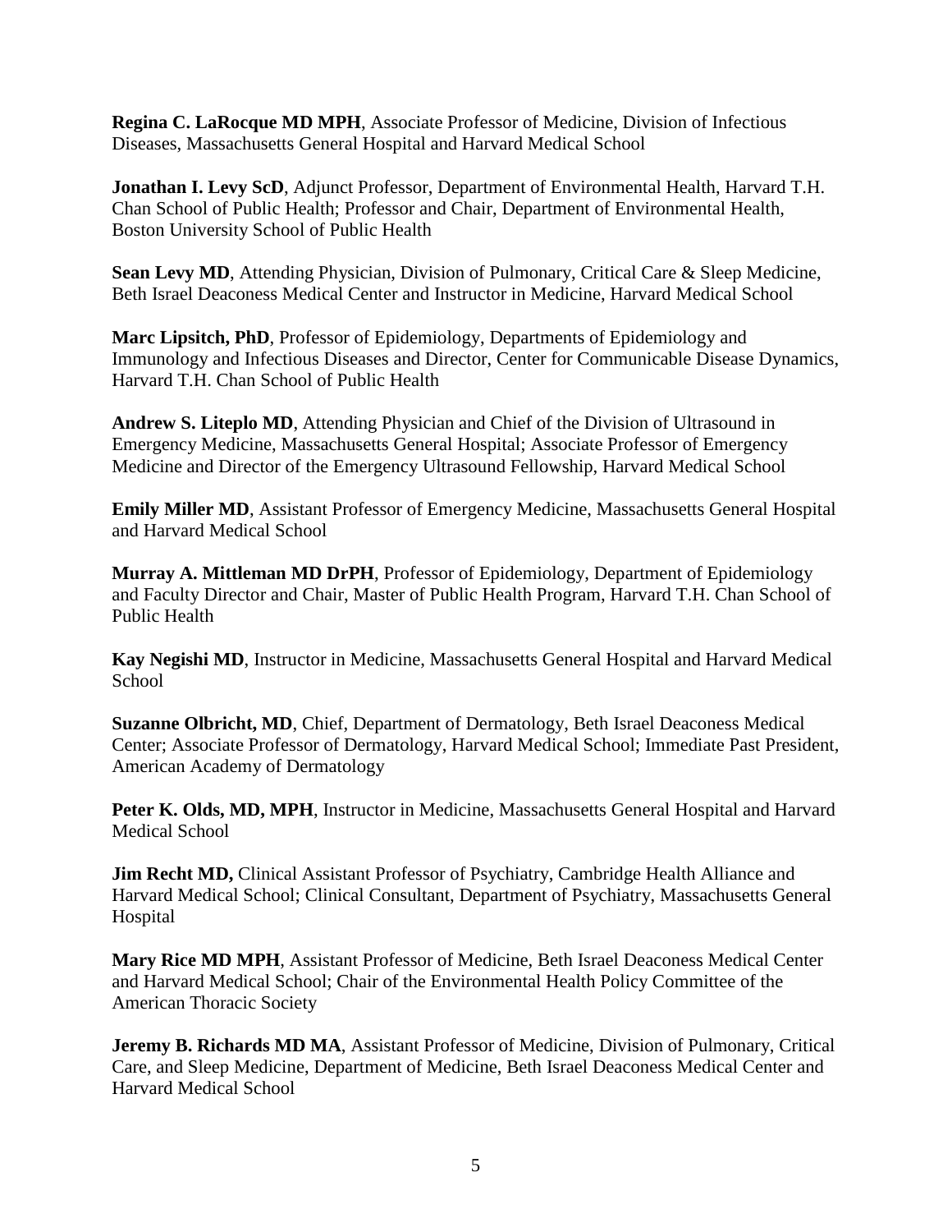**Regina C. LaRocque MD MPH**, Associate Professor of Medicine, Division of Infectious Diseases, Massachusetts General Hospital and Harvard Medical School

**Jonathan I. Levy ScD**, Adjunct Professor, Department of Environmental Health, Harvard T.H. Chan School of Public Health; Professor and Chair, Department of Environmental Health, Boston University School of Public Health

**Sean Levy MD**, Attending Physician, Division of Pulmonary, Critical Care & Sleep Medicine, Beth Israel Deaconess Medical Center and Instructor in Medicine, Harvard Medical School

**Marc Lipsitch, PhD**, Professor of Epidemiology, Departments of Epidemiology and Immunology and Infectious Diseases and Director, Center for Communicable Disease Dynamics, Harvard T.H. Chan School of Public Health

**Andrew S. Liteplo MD**, Attending Physician and Chief of the Division of Ultrasound in Emergency Medicine, Massachusetts General Hospital; Associate Professor of Emergency Medicine and Director of the Emergency Ultrasound Fellowship, Harvard Medical School

**Emily Miller MD**, Assistant Professor of Emergency Medicine, Massachusetts General Hospital and Harvard Medical School

**Murray A. Mittleman MD DrPH**, Professor of Epidemiology, Department of Epidemiology and Faculty Director and Chair, Master of Public Health Program, Harvard T.H. Chan School of Public Health

**Kay Negishi MD**, Instructor in Medicine, Massachusetts General Hospital and Harvard Medical School

**Suzanne Olbricht, MD**, Chief, Department of Dermatology, Beth Israel Deaconess Medical Center; Associate Professor of Dermatology, Harvard Medical School; Immediate Past President, American Academy of Dermatology

**Peter K. Olds, MD, MPH**, Instructor in Medicine, Massachusetts General Hospital and Harvard Medical School

**Jim Recht MD,** Clinical Assistant Professor of Psychiatry, Cambridge Health Alliance and Harvard Medical School; Clinical Consultant, Department of Psychiatry, Massachusetts General Hospital

**Mary Rice MD MPH**, Assistant Professor of Medicine, Beth Israel Deaconess Medical Center and Harvard Medical School; Chair of the Environmental Health Policy Committee of the American Thoracic Society

**Jeremy B. Richards MD MA**, Assistant Professor of Medicine, Division of Pulmonary, Critical Care, and Sleep Medicine, Department of Medicine, Beth Israel Deaconess Medical Center and Harvard Medical School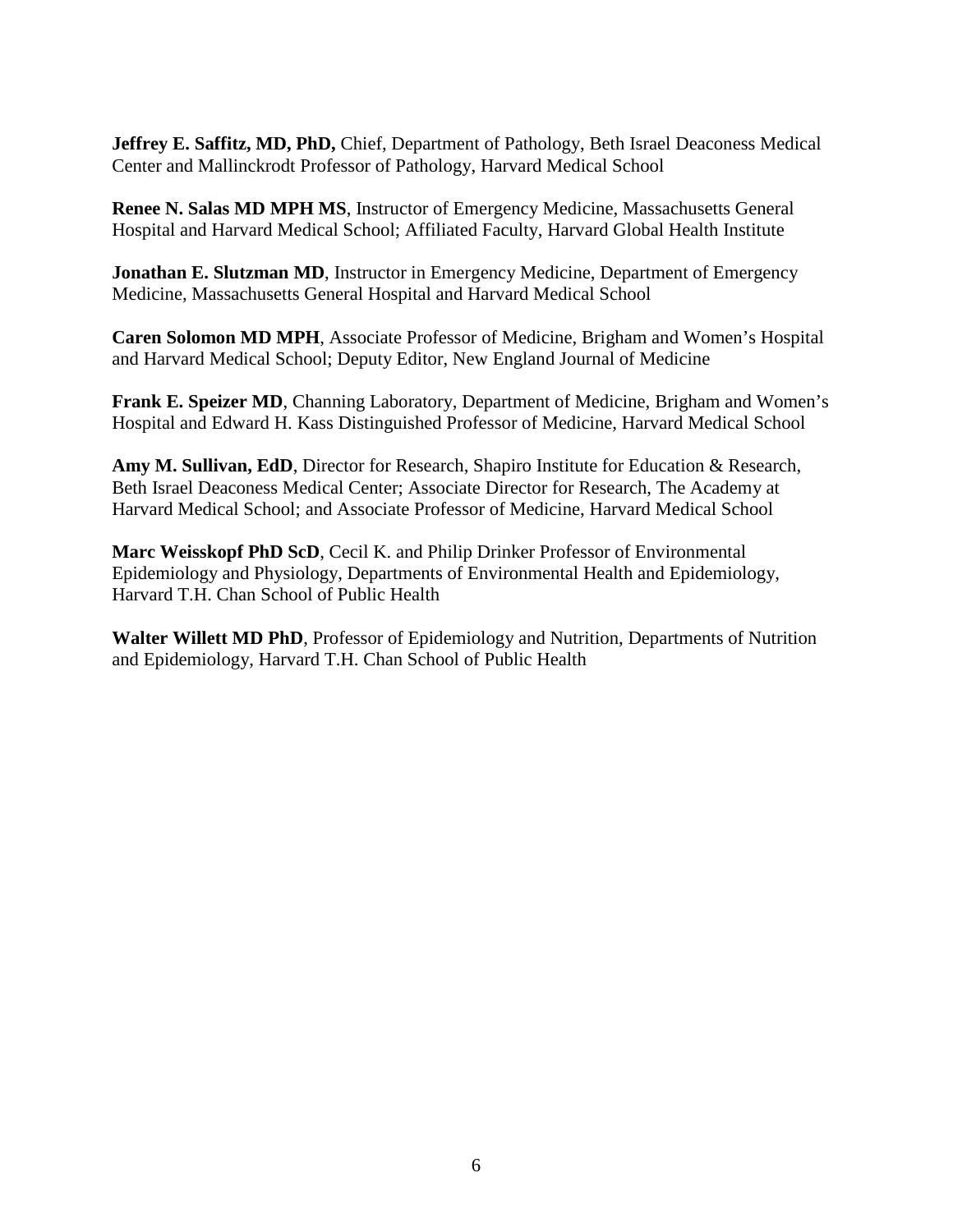**Jeffrey E. Saffitz, MD, PhD,** Chief, Department of Pathology, Beth Israel Deaconess Medical Center and Mallinckrodt Professor of Pathology, Harvard Medical School

**Renee N. Salas MD MPH MS**, Instructor of Emergency Medicine, Massachusetts General Hospital and Harvard Medical School; Affiliated Faculty, Harvard Global Health Institute

**Jonathan E. Slutzman MD**, Instructor in Emergency Medicine, Department of Emergency Medicine, Massachusetts General Hospital and Harvard Medical School

**Caren Solomon MD MPH**, Associate Professor of Medicine, Brigham and Women's Hospital and Harvard Medical School; Deputy Editor, New England Journal of Medicine

**Frank E. Speizer MD**, Channing Laboratory, Department of Medicine, Brigham and Women's Hospital and Edward H. Kass Distinguished Professor of Medicine, Harvard Medical School

**Amy M. Sullivan, EdD**, Director for Research, Shapiro Institute for Education & Research, Beth Israel Deaconess Medical Center; Associate Director for Research, The Academy at Harvard Medical School; and Associate Professor of Medicine, Harvard Medical School

**Marc Weisskopf PhD ScD**, Cecil K. and Philip Drinker Professor of Environmental Epidemiology and Physiology, Departments of Environmental Health and Epidemiology, Harvard T.H. Chan School of Public Health

**Walter Willett MD PhD**, Professor of Epidemiology and Nutrition, Departments of Nutrition and Epidemiology, Harvard T.H. Chan School of Public Health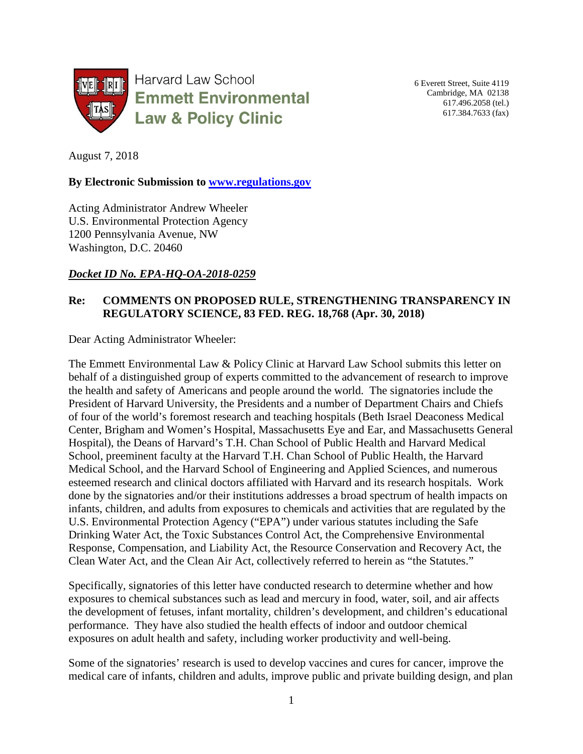Harvard Law School
**Emmett Environmental Law & Policy Clinic**

6 Everett Street, Suite 4119
Cambridge, MA 02138
617.496.2058 (tel.)
617.384.7633 (fax)

August 7, 2018

**By Electronic Submission to www.regulations.gov**

Acting Administrator Andrew Wheeler
U.S. Environmental Protection Agency
1200 Pennsylvania Avenue, NW
Washington, D.C. 20460

***Docket ID No. EPA-HQ-OA-2018-0259***

**Re: COMMENTS ON PROPOSED RULE, STRENGTHENING TRANSPARENCY IN REGULATORY SCIENCE, 83 FED. REG. 18,768 (Apr. 30, 2018)**

Dear Acting Administrator Wheeler:

The Emmett Environmental Law & Policy Clinic at Harvard Law School submits this letter on behalf of a distinguished group of experts committed to the advancement of research to improve the health and safety of Americans and people around the world. The signatories include the President of Harvard University, the Presidents and a number of Department Chairs and Chiefs of four of the world's foremost research and teaching hospitals (Beth Israel Deaconess Medical Center, Brigham and Women's Hospital, Massachusetts Eye and Ear, and Massachusetts General Hospital), the Deans of Harvard's T.H. Chan School of Public Health and Harvard Medical School, preeminent faculty at the Harvard T.H. Chan School of Public Health, the Harvard Medical School, and the Harvard School of Engineering and Applied Sciences, and numerous esteemed research and clinical doctors affiliated with Harvard and its research hospitals. Work done by the signatories and/or their institutions addresses a broad spectrum of health impacts on infants, children, and adults from exposures to chemicals and activities that are regulated by the U.S. Environmental Protection Agency ("EPA") under various statutes including the Safe Drinking Water Act, the Toxic Substances Control Act, the Comprehensive Environmental Response, Compensation, and Liability Act, the Resource Conservation and Recovery Act, the Clean Water Act, and the Clean Air Act, collectively referred to herein as "the Statutes."

Specifically, signatories of this letter have conducted research to determine whether and how exposures to chemical substances such as lead and mercury in food, water, soil, and air affects the development of fetuses, infant mortality, children's development, and children's educational performance. They have also studied the health effects of indoor and outdoor chemical exposures on adult health and safety, including worker productivity and well-being.

Some of the signatories' research is used to develop vaccines and cures for cancer, improve the medical care of infants, children and adults, improve public and private building design, and plan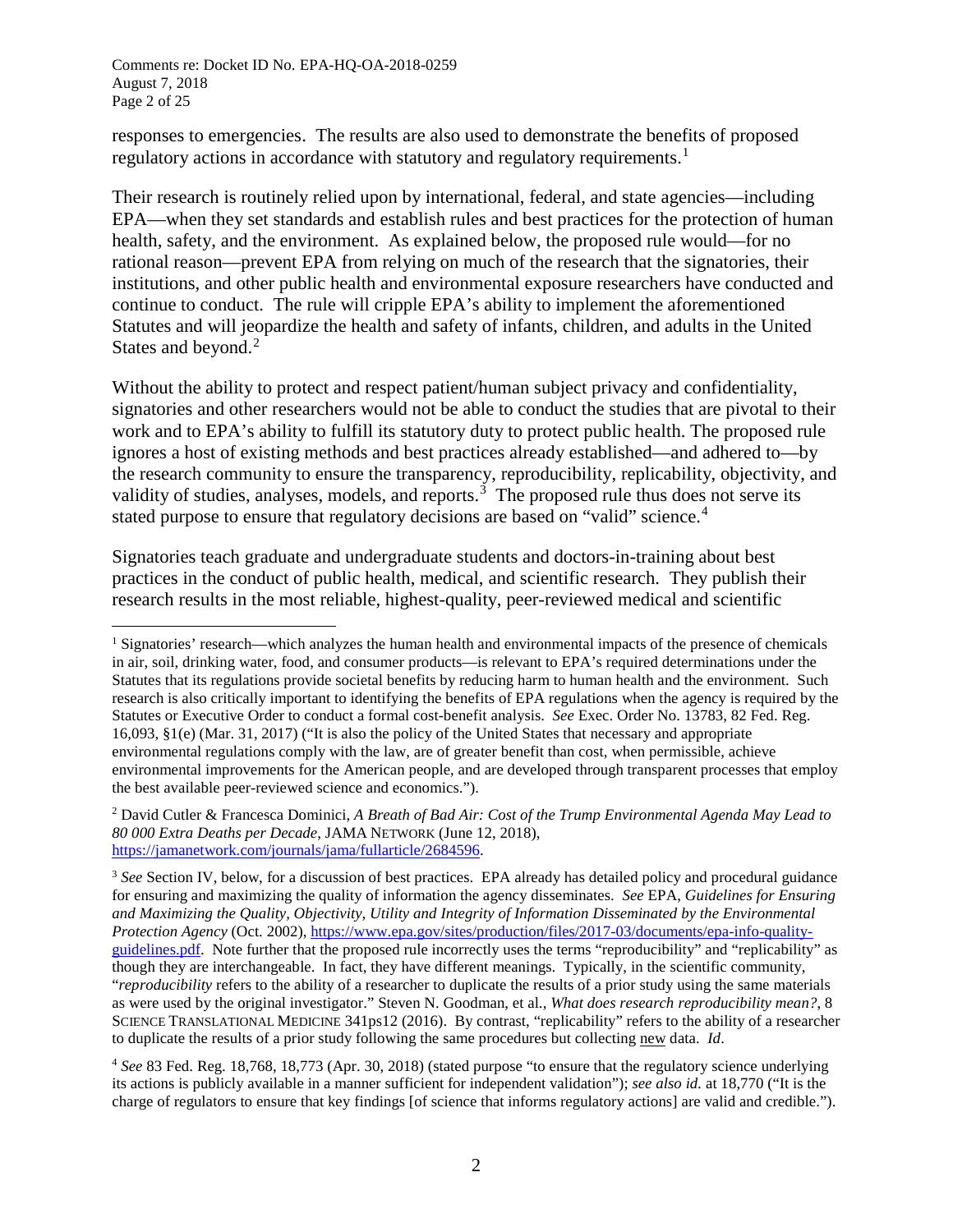responses to emergencies. The results are also used to demonstrate the benefits of proposed regulatory actions in accordance with statutory and regulatory requirements.[1]

Their research is routinely relied upon by international, federal, and state agencies—including EPA—when they set standards and establish rules and best practices for the protection of human health, safety, and the environment. As explained below, the proposed rule would—for no rational reason—prevent EPA from relying on much of the research that the signatories, their institutions, and other public health and environmental exposure researchers have conducted and continue to conduct. The rule will cripple EPA's ability to implement the aforementioned Statutes and will jeopardize the health and safety of infants, children, and adults in the United States and beyond.[2]

Without the ability to protect and respect patient/human subject privacy and confidentiality, signatories and other researchers would not be able to conduct the studies that are pivotal to their work and to EPA's ability to fulfill its statutory duty to protect public health. The proposed rule ignores a host of existing methods and best practices already established—and adhered to—by the research community to ensure the transparency, reproducibility, replicability, objectivity, and validity of studies, analyses, models, and reports.[3] The proposed rule thus does not serve its stated purpose to ensure that regulatory decisions are based on "valid" science.[4]

Signatories teach graduate and undergraduate students and doctors-in-training about best practices in the conduct of public health, medical, and scientific research. They publish their research results in the most reliable, highest-quality, peer-reviewed medical and scientific

---

[1] Signatories' research—which analyzes the human health and environmental impacts of the presence of chemicals in air, soil, drinking water, food, and consumer products—is relevant to EPA's required determinations under the Statutes that its regulations provide societal benefits by reducing harm to human health and the environment. Such research is also critically important to identifying the benefits of EPA regulations when the agency is required by the Statutes or Executive Order to conduct a formal cost-benefit analysis. *See* Exec. Order No. 13783, 82 Fed. Reg. 16,093, §1(e) (Mar. 31, 2017) ("It is also the policy of the United States that necessary and appropriate environmental regulations comply with the law, are of greater benefit than cost, when permissible, achieve environmental improvements for the American people, and are developed through transparent processes that employ the best available peer-reviewed science and economics.").

[2] David Cutler & Francesca Dominici, *A Breath of Bad Air: Cost of the Trump Environmental Agenda May Lead to 80 000 Extra Deaths per Decade*, JAMA NETWORK (June 12, 2018), https://jamanetwork.com/journals/jama/fullarticle/2684596.

[3] *See* Section IV, below, for a discussion of best practices. EPA already has detailed policy and procedural guidance for ensuring and maximizing the quality of information the agency disseminates. *See* EPA, *Guidelines for Ensuring and Maximizing the Quality, Objectivity, Utility and Integrity of Information Disseminated by the Environmental Protection Agency* (Oct. 2002), https://www.epa.gov/sites/production/files/2017-03/documents/epa-info-quality-guidelines.pdf. Note further that the proposed rule incorrectly uses the terms "reproducibility" and "replicability" as though they are interchangeable. In fact, they have different meanings. Typically, in the scientific community, "*reproducibility* refers to the ability of a researcher to duplicate the results of a prior study using the same materials as were used by the original investigator." Steven N. Goodman, et al., *What does research reproducibility mean?*, 8 SCIENCE TRANSLATIONAL MEDICINE 341ps12 (2016). By contrast, "replicability" refers to the ability of a researcher to duplicate the results of a prior study following the same procedures but collecting new data. *Id*.

[4] *See* 83 Fed. Reg. 18,768, 18,773 (Apr. 30, 2018) (stated purpose "to ensure that the regulatory science underlying its actions is publicly available in a manner sufficient for independent validation"); *see also id.* at 18,770 ("It is the charge of regulators to ensure that key findings [of science that informs regulatory actions] are valid and credible.").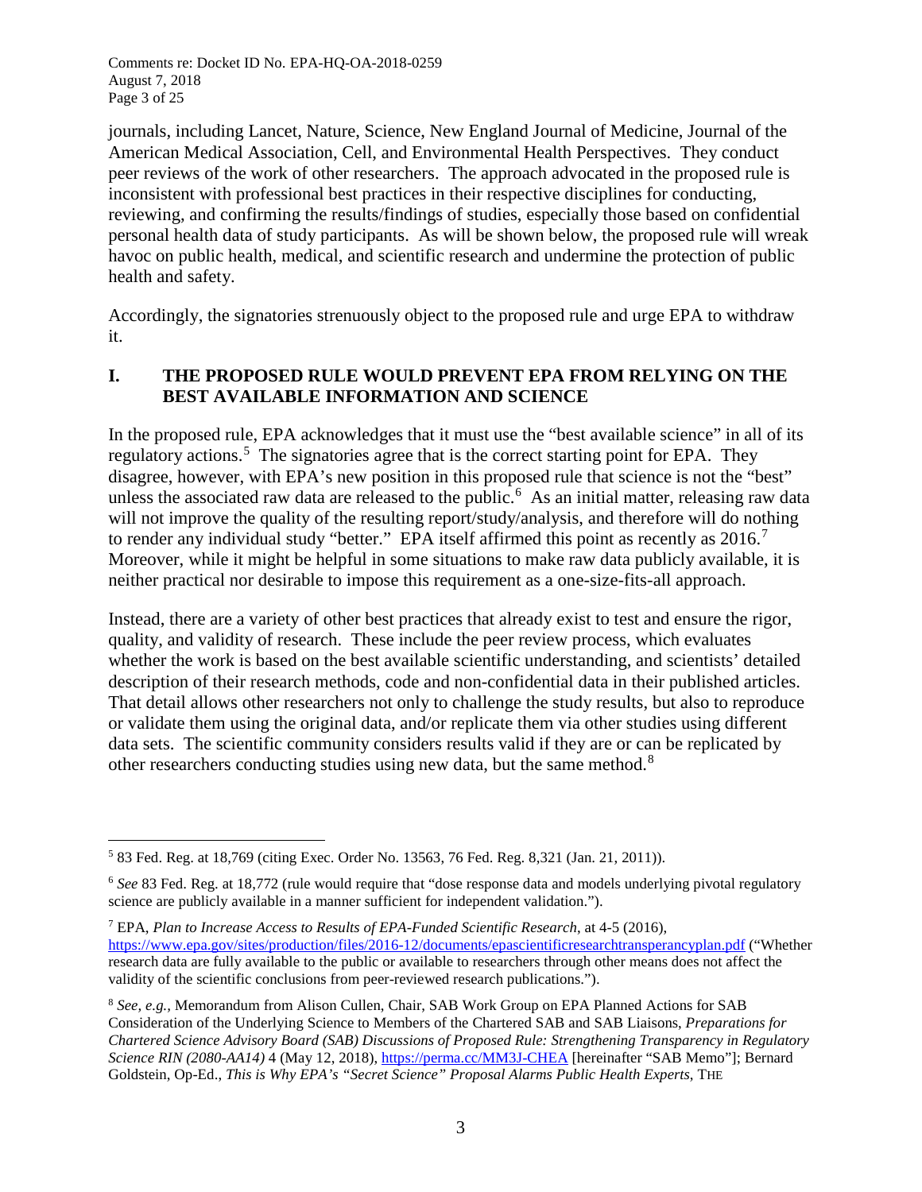journals, including Lancet, Nature, Science, New England Journal of Medicine, Journal of the American Medical Association, Cell, and Environmental Health Perspectives. They conduct peer reviews of the work of other researchers. The approach advocated in the proposed rule is inconsistent with professional best practices in their respective disciplines for conducting, reviewing, and confirming the results/findings of studies, especially those based on confidential personal health data of study participants. As will be shown below, the proposed rule will wreak havoc on public health, medical, and scientific research and undermine the protection of public health and safety.

Accordingly, the signatories strenuously object to the proposed rule and urge EPA to withdraw it.

## I. THE PROPOSED RULE WOULD PREVENT EPA FROM RELYING ON THE BEST AVAILABLE INFORMATION AND SCIENCE

In the proposed rule, EPA acknowledges that it must use the "best available science" in all of its regulatory actions.[5] The signatories agree that is the correct starting point for EPA. They disagree, however, with EPA's new position in this proposed rule that science is not the "best" unless the associated raw data are released to the public.[6] As an initial matter, releasing raw data will not improve the quality of the resulting report/study/analysis, and therefore will do nothing to render any individual study "better." EPA itself affirmed this point as recently as 2016.[7] Moreover, while it might be helpful in some situations to make raw data publicly available, it is neither practical nor desirable to impose this requirement as a one-size-fits-all approach.

Instead, there are a variety of other best practices that already exist to test and ensure the rigor, quality, and validity of research. These include the peer review process, which evaluates whether the work is based on the best available scientific understanding, and scientists' detailed description of their research methods, code and non-confidential data in their published articles. That detail allows other researchers not only to challenge the study results, but also to reproduce or validate them using the original data, and/or replicate them via other studies using different data sets. The scientific community considers results valid if they are or can be replicated by other researchers conducting studies using new data, but the same method.[8]

---

[5] 83 Fed. Reg. at 18,769 (citing Exec. Order No. 13563, 76 Fed. Reg. 8,321 (Jan. 21, 2011)).

[6] *See* 83 Fed. Reg. at 18,772 (rule would require that "dose response data and models underlying pivotal regulatory science are publicly available in a manner sufficient for independent validation.").

[7] EPA, *Plan to Increase Access to Results of EPA-Funded Scientific Research*, at 4-5 (2016), https://www.epa.gov/sites/production/files/2016-12/documents/epascientificresearchtransperancyplan.pdf ("Whether research data are fully available to the public or available to researchers through other means does not affect the validity of the scientific conclusions from peer-reviewed research publications.").

[8] *See, e.g.,* Memorandum from Alison Cullen, Chair, SAB Work Group on EPA Planned Actions for SAB Consideration of the Underlying Science to Members of the Chartered SAB and SAB Liaisons, *Preparations for Chartered Science Advisory Board (SAB) Discussions of Proposed Rule: Strengthening Transparency in Regulatory Science RIN (2080-AA14)* 4 (May 12, 2018), https://perma.cc/MM3J-CHEA [hereinafter "SAB Memo"]; Bernard Goldstein, Op-Ed., *This is Why EPA's "Secret Science" Proposal Alarms Public Health Experts*, THE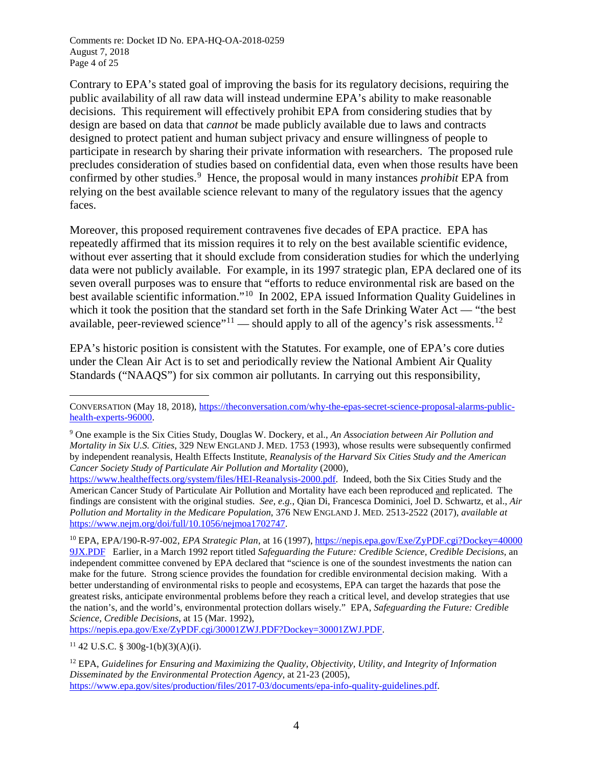Contrary to EPA's stated goal of improving the basis for its regulatory decisions, requiring the public availability of all raw data will instead undermine EPA's ability to make reasonable decisions. This requirement will effectively prohibit EPA from considering studies that by design are based on data that *cannot* be made publicly available due to laws and contracts designed to protect patient and human subject privacy and ensure willingness of people to participate in research by sharing their private information with researchers. The proposed rule precludes consideration of studies based on confidential data, even when those results have been confirmed by other studies.[9] Hence, the proposal would in many instances *prohibit* EPA from relying on the best available science relevant to many of the regulatory issues that the agency faces.

Moreover, this proposed requirement contravenes five decades of EPA practice. EPA has repeatedly affirmed that its mission requires it to rely on the best available scientific evidence, without ever asserting that it should exclude from consideration studies for which the underlying data were not publicly available. For example, in its 1997 strategic plan, EPA declared one of its seven overall purposes was to ensure that "efforts to reduce environmental risk are based on the best available scientific information."[10] In 2002, EPA issued Information Quality Guidelines in which it took the position that the standard set forth in the Safe Drinking Water Act — "the best available, peer-reviewed science"[11] — should apply to all of the agency's risk assessments.[12]

EPA's historic position is consistent with the Statutes. For example, one of EPA's core duties under the Clean Air Act is to set and periodically review the National Ambient Air Quality Standards ("NAAQS") for six common air pollutants. In carrying out this responsibility,

---

CONVERSATION (May 18, 2018), https://theconversation.com/why-the-epas-secret-science-proposal-alarms-public-health-experts-96000.

[9] One example is the Six Cities Study, Douglas W. Dockery, et al., *An Association between Air Pollution and Mortality in Six U.S. Cities*, 329 NEW ENGLAND J. MED. 1753 (1993), whose results were subsequently confirmed by independent reanalysis, Health Effects Institute, *Reanalysis of the Harvard Six Cities Study and the American Cancer Society Study of Particulate Air Pollution and Mortality* (2000), https://www.healtheffects.org/system/files/HEI-Reanalysis-2000.pdf. Indeed, both the Six Cities Study and the American Cancer Study of Particulate Air Pollution and Mortality have each been reproduced and replicated. The findings are consistent with the original studies. *See, e.g.*, Qian Di, Francesca Dominici, Joel D. Schwartz, et al., *Air Pollution and Mortality in the Medicare Population*, 376 NEW ENGLAND J. MED. 2513-2522 (2017), *available at* https://www.nejm.org/doi/full/10.1056/nejmoa1702747.

[10] EPA, EPA/190-R-97-002, *EPA Strategic Plan*, at 16 (1997), https://nepis.epa.gov/Exe/ZyPDF.cgi?Dockey=400009JX.PDF Earlier, in a March 1992 report titled *Safeguarding the Future: Credible Science, Credible Decisions*, an independent committee convened by EPA declared that "science is one of the soundest investments the nation can make for the future. Strong science provides the foundation for credible environmental decision making. With a better understanding of environmental risks to people and ecosystems, EPA can target the hazards that pose the greatest risks, anticipate environmental problems before they reach a critical level, and develop strategies that use the nation's, and the world's, environmental protection dollars wisely." EPA, *Safeguarding the Future: Credible Science, Credible Decisions*, at 15 (Mar. 1992), https://nepis.epa.gov/Exe/ZyPDF.cgi/30001ZWJ.PDF?Dockey=30001ZWJ.PDF.

[11] 42 U.S.C. § 300g-1(b)(3)(A)(i).

[12] EPA, *Guidelines for Ensuring and Maximizing the Quality, Objectivity, Utility, and Integrity of Information Disseminated by the Environmental Protection Agency*, at 21-23 (2005), https://www.epa.gov/sites/production/files/2017-03/documents/epa-info-quality-guidelines.pdf.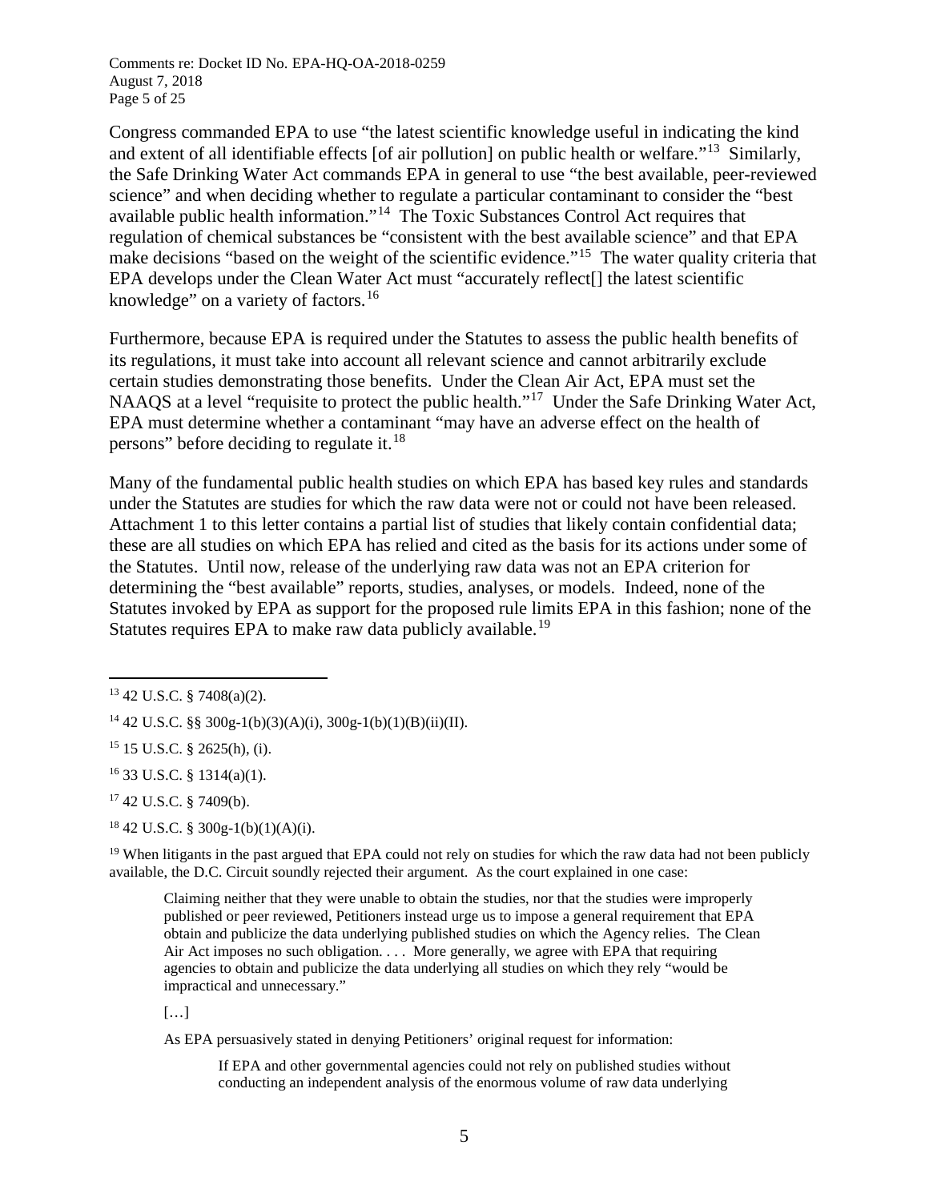Congress commanded EPA to use "the latest scientific knowledge useful in indicating the kind and extent of all identifiable effects [of air pollution] on public health or welfare."[13] Similarly, the Safe Drinking Water Act commands EPA in general to use "the best available, peer-reviewed science" and when deciding whether to regulate a particular contaminant to consider the "best available public health information."[14] The Toxic Substances Control Act requires that regulation of chemical substances be "consistent with the best available science" and that EPA make decisions "based on the weight of the scientific evidence."[15] The water quality criteria that EPA develops under the Clean Water Act must "accurately reflect[] the latest scientific knowledge" on a variety of factors.[16]

Furthermore, because EPA is required under the Statutes to assess the public health benefits of its regulations, it must take into account all relevant science and cannot arbitrarily exclude certain studies demonstrating those benefits. Under the Clean Air Act, EPA must set the NAAQS at a level "requisite to protect the public health."[17] Under the Safe Drinking Water Act, EPA must determine whether a contaminant "may have an adverse effect on the health of persons" before deciding to regulate it.[18]

Many of the fundamental public health studies on which EPA has based key rules and standards under the Statutes are studies for which the raw data were not or could not have been released. Attachment 1 to this letter contains a partial list of studies that likely contain confidential data; these are all studies on which EPA has relied and cited as the basis for its actions under some of the Statutes. Until now, release of the underlying raw data was not an EPA criterion for determining the "best available" reports, studies, analyses, or models. Indeed, none of the Statutes invoked by EPA as support for the proposed rule limits EPA in this fashion; none of the Statutes requires EPA to make raw data publicly available.[19]

---

[13] 42 U.S.C. § 7408(a)(2).

[14] 42 U.S.C. §§ 300g-1(b)(3)(A)(i), 300g-1(b)(1)(B)(ii)(II).

[15] 15 U.S.C. § 2625(h), (i).

[16] 33 U.S.C. § 1314(a)(1).

[17] 42 U.S.C. § 7409(b).

[18] 42 U.S.C. § 300g-1(b)(1)(A)(i).

[19] When litigants in the past argued that EPA could not rely on studies for which the raw data had not been publicly available, the D.C. Circuit soundly rejected their argument. As the court explained in one case:

> Claiming neither that they were unable to obtain the studies, nor that the studies were improperly published or peer reviewed, Petitioners instead urge us to impose a general requirement that EPA obtain and publicize the data underlying published studies on which the Agency relies. The Clean Air Act imposes no such obligation. . . . More generally, we agree with EPA that requiring agencies to obtain and publicize the data underlying all studies on which they rely "would be impractical and unnecessary."
>
> […]
>
> As EPA persuasively stated in denying Petitioners' original request for information:
>
> > If EPA and other governmental agencies could not rely on published studies without conducting an independent analysis of the enormous volume of raw data underlying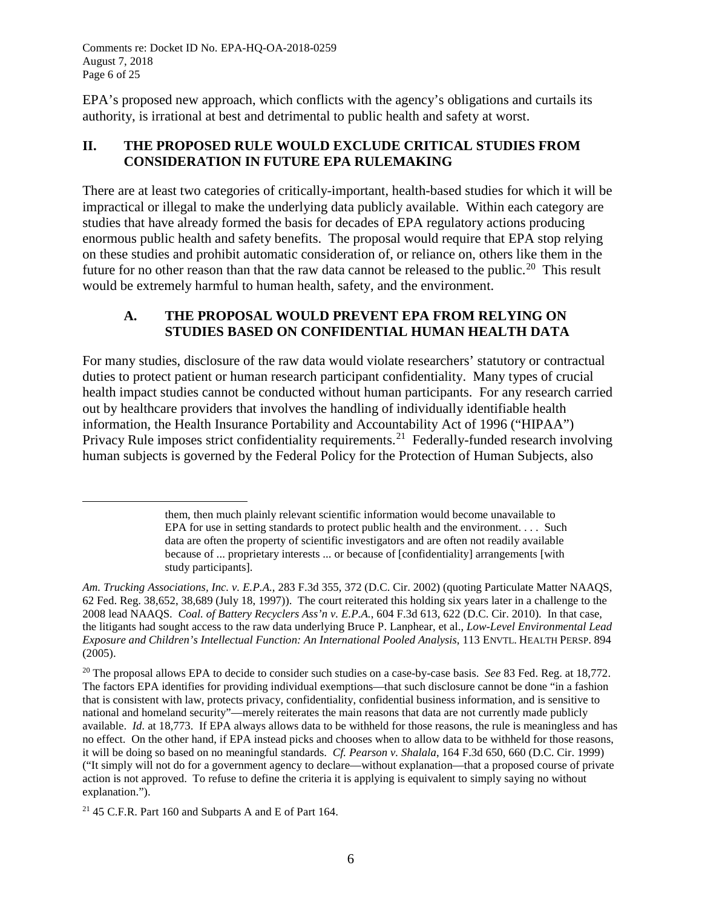EPA's proposed new approach, which conflicts with the agency's obligations and curtails its authority, is irrational at best and detrimental to public health and safety at worst.

## II. THE PROPOSED RULE WOULD EXCLUDE CRITICAL STUDIES FROM CONSIDERATION IN FUTURE EPA RULEMAKING

There are at least two categories of critically-important, health-based studies for which it will be impractical or illegal to make the underlying data publicly available. Within each category are studies that have already formed the basis for decades of EPA regulatory actions producing enormous public health and safety benefits. The proposal would require that EPA stop relying on these studies and prohibit automatic consideration of, or reliance on, others like them in the future for no other reason than that the raw data cannot be released to the public.[20] This result would be extremely harmful to human health, safety, and the environment.

### A. THE PROPOSAL WOULD PREVENT EPA FROM RELYING ON STUDIES BASED ON CONFIDENTIAL HUMAN HEALTH DATA

For many studies, disclosure of the raw data would violate researchers' statutory or contractual duties to protect patient or human research participant confidentiality. Many types of crucial health impact studies cannot be conducted without human participants. For any research carried out by healthcare providers that involves the handling of individually identifiable health information, the Health Insurance Portability and Accountability Act of 1996 ("HIPAA") Privacy Rule imposes strict confidentiality requirements.[21] Federally-funded research involving human subjects is governed by the Federal Policy for the Protection of Human Subjects, also

---

> them, then much plainly relevant scientific information would become unavailable to EPA for use in setting standards to protect public health and the environment. . . . Such data are often the property of scientific investigators and are often not readily available because of ... proprietary interests ... or because of [confidentiality] arrangements [with study participants].

*Am. Trucking Associations, Inc. v. E.P.A.*, 283 F.3d 355, 372 (D.C. Cir. 2002) (quoting Particulate Matter NAAQS, 62 Fed. Reg. 38,652, 38,689 (July 18, 1997)). The court reiterated this holding six years later in a challenge to the 2008 lead NAAQS. *Coal. of Battery Recyclers Ass'n v. E.P.A.*, 604 F.3d 613, 622 (D.C. Cir. 2010). In that case, the litigants had sought access to the raw data underlying Bruce P. Lanphear, et al., *Low-Level Environmental Lead Exposure and Children's Intellectual Function: An International Pooled Analysis*, 113 ENVTL. HEALTH PERSP. 894 (2005).

[20] The proposal allows EPA to decide to consider such studies on a case-by-case basis. *See* 83 Fed. Reg. at 18,772. The factors EPA identifies for providing individual exemptions—that such disclosure cannot be done "in a fashion that is consistent with law, protects privacy, confidentiality, confidential business information, and is sensitive to national and homeland security"—merely reiterates the main reasons that data are not currently made publicly available. *Id.* at 18,773. If EPA always allows data to be withheld for those reasons, the rule is meaningless and has no effect. On the other hand, if EPA instead picks and chooses when to allow data to be withheld for those reasons, it will be doing so based on no meaningful standards. *Cf. Pearson v. Shalala*, 164 F.3d 650, 660 (D.C. Cir. 1999) ("It simply will not do for a government agency to declare—without explanation—that a proposed course of private action is not approved. To refuse to define the criteria it is applying is equivalent to simply saying no without explanation.").

[21] 45 C.F.R. Part 160 and Subparts A and E of Part 164.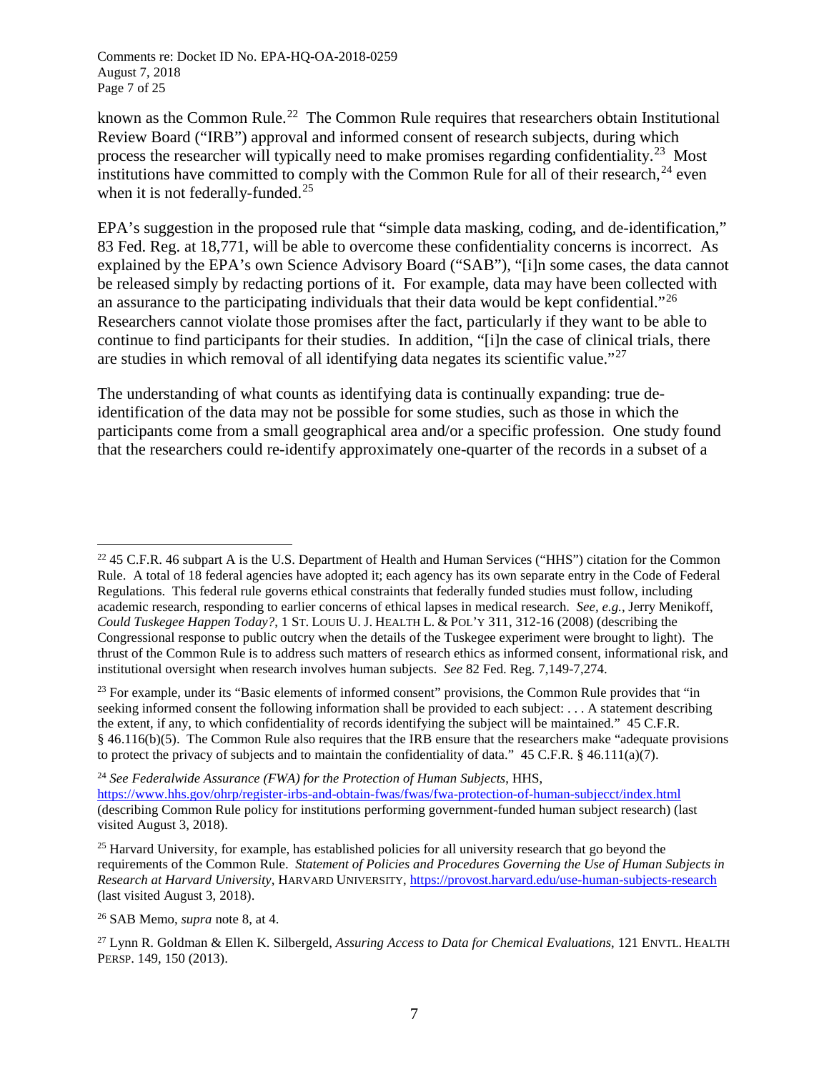known as the Common Rule.[22] The Common Rule requires that researchers obtain Institutional Review Board ("IRB") approval and informed consent of research subjects, during which process the researcher will typically need to make promises regarding confidentiality.[23] Most institutions have committed to comply with the Common Rule for all of their research,[24] even when it is not federally-funded.[25]

EPA's suggestion in the proposed rule that "simple data masking, coding, and de-identification," 83 Fed. Reg. at 18,771, will be able to overcome these confidentiality concerns is incorrect. As explained by the EPA's own Science Advisory Board ("SAB"), "[i]n some cases, the data cannot be released simply by redacting portions of it. For example, data may have been collected with an assurance to the participating individuals that their data would be kept confidential."[26] Researchers cannot violate those promises after the fact, particularly if they want to be able to continue to find participants for their studies. In addition, "[i]n the case of clinical trials, there are studies in which removal of all identifying data negates its scientific value."[27]

The understanding of what counts as identifying data is continually expanding: true de-identification of the data may not be possible for some studies, such as those in which the participants come from a small geographical area and/or a specific profession. One study found that the researchers could re-identify approximately one-quarter of the records in a subset of a

---

[22] 45 C.F.R. 46 subpart A is the U.S. Department of Health and Human Services ("HHS") citation for the Common Rule. A total of 18 federal agencies have adopted it; each agency has its own separate entry in the Code of Federal Regulations. This federal rule governs ethical constraints that federally funded studies must follow, including academic research, responding to earlier concerns of ethical lapses in medical research. *See, e.g.*, Jerry Menikoff, *Could Tuskegee Happen Today?*, 1 St. Louis U. J. Health L. & Pol'y 311, 312-16 (2008) (describing the Congressional response to public outcry when the details of the Tuskegee experiment were brought to light). The thrust of the Common Rule is to address such matters of research ethics as informed consent, informational risk, and institutional oversight when research involves human subjects. *See* 82 Fed. Reg. 7,149-7,274.

[23] For example, under its "Basic elements of informed consent" provisions, the Common Rule provides that "in seeking informed consent the following information shall be provided to each subject: . . . A statement describing the extent, if any, to which confidentiality of records identifying the subject will be maintained." 45 C.F.R. § 46.116(b)(5). The Common Rule also requires that the IRB ensure that the researchers make "adequate provisions to protect the privacy of subjects and to maintain the confidentiality of data." 45 C.F.R. § 46.111(a)(7).

[24] *See Federalwide Assurance (FWA) for the Protection of Human Subjects*, HHS, https://www.hhs.gov/ohrp/register-irbs-and-obtain-fwas/fwas/fwa-protection-of-human-subjecct/index.html (describing Common Rule policy for institutions performing government-funded human subject research) (last visited August 3, 2018).

[25] Harvard University, for example, has established policies for all university research that go beyond the requirements of the Common Rule. *Statement of Policies and Procedures Governing the Use of Human Subjects in Research at Harvard University*, Harvard University, https://provost.harvard.edu/use-human-subjects-research (last visited August 3, 2018).

[26] SAB Memo, *supra* note 8, at 4.

[27] Lynn R. Goldman & Ellen K. Silbergeld, *Assuring Access to Data for Chemical Evaluations*, 121 Envtl. Health Persp. 149, 150 (2013).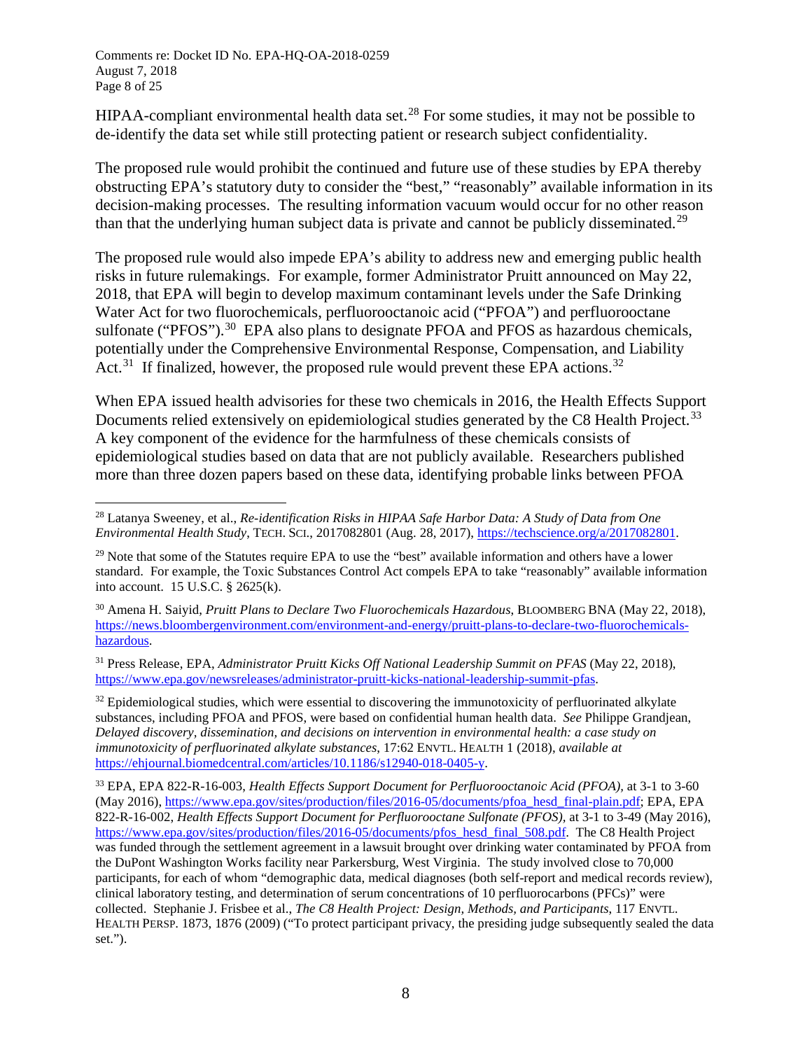HIPAA-compliant environmental health data set.[28] For some studies, it may not be possible to de-identify the data set while still protecting patient or research subject confidentiality.

The proposed rule would prohibit the continued and future use of these studies by EPA thereby obstructing EPA's statutory duty to consider the "best," "reasonably" available information in its decision-making processes. The resulting information vacuum would occur for no other reason than that the underlying human subject data is private and cannot be publicly disseminated.[29]

The proposed rule would also impede EPA's ability to address new and emerging public health risks in future rulemakings. For example, former Administrator Pruitt announced on May 22, 2018, that EPA will begin to develop maximum contaminant levels under the Safe Drinking Water Act for two fluorochemicals, perfluorooctanoic acid ("PFOA") and perfluorooctane sulfonate ("PFOS").[30] EPA also plans to designate PFOA and PFOS as hazardous chemicals, potentially under the Comprehensive Environmental Response, Compensation, and Liability Act.[31] If finalized, however, the proposed rule would prevent these EPA actions.[32]

When EPA issued health advisories for these two chemicals in 2016, the Health Effects Support Documents relied extensively on epidemiological studies generated by the C8 Health Project.[33] A key component of the evidence for the harmfulness of these chemicals consists of epidemiological studies based on data that are not publicly available. Researchers published more than three dozen papers based on these data, identifying probable links between PFOA

---

[28] Latanya Sweeney, et al., *Re-identification Risks in HIPAA Safe Harbor Data: A Study of Data from One Environmental Health Study*, TECH. SCI., 2017082801 (Aug. 28, 2017), https://techscience.org/a/2017082801.

[29] Note that some of the Statutes require EPA to use the "best" available information and others have a lower standard. For example, the Toxic Substances Control Act compels EPA to take "reasonably" available information into account. 15 U.S.C. § 2625(k).

[30] Amena H. Saiyid, *Pruitt Plans to Declare Two Fluorochemicals Hazardous*, BLOOMBERG BNA (May 22, 2018), https://news.bloombergenvironment.com/environment-and-energy/pruitt-plans-to-declare-two-fluorochemicals-hazardous.

[31] Press Release, EPA, *Administrator Pruitt Kicks Off National Leadership Summit on PFAS* (May 22, 2018), https://www.epa.gov/newsreleases/administrator-pruitt-kicks-national-leadership-summit-pfas.

[32] Epidemiological studies, which were essential to discovering the immunotoxicity of perfluorinated alkylate substances, including PFOA and PFOS, were based on confidential human health data. *See* Philippe Grandjean, *Delayed discovery, dissemination, and decisions on intervention in environmental health: a case study on immunotoxicity of perfluorinated alkylate substances*, 17:62 ENVTL. HEALTH 1 (2018), *available at* https://ehjournal.biomedcentral.com/articles/10.1186/s12940-018-0405-y.

[33] EPA, EPA 822-R-16-003, *Health Effects Support Document for Perfluorooctanoic Acid (PFOA)*, at 3-1 to 3-60 (May 2016), https://www.epa.gov/sites/production/files/2016-05/documents/pfoa_hesd_final-plain.pdf; EPA, EPA 822-R-16-002, *Health Effects Support Document for Perfluorooctane Sulfonate (PFOS)*, at 3-1 to 3-49 (May 2016), https://www.epa.gov/sites/production/files/2016-05/documents/pfos_hesd_final_508.pdf. The C8 Health Project was funded through the settlement agreement in a lawsuit brought over drinking water contaminated by PFOA from the DuPont Washington Works facility near Parkersburg, West Virginia. The study involved close to 70,000 participants, for each of whom "demographic data, medical diagnoses (both self-report and medical records review), clinical laboratory testing, and determination of serum concentrations of 10 perfluorocarbons (PFCs)" were collected. Stephanie J. Frisbee et al., *The C8 Health Project: Design, Methods, and Participants*, 117 ENVTL. HEALTH PERSP. 1873, 1876 (2009) ("To protect participant privacy, the presiding judge subsequently sealed the data set.").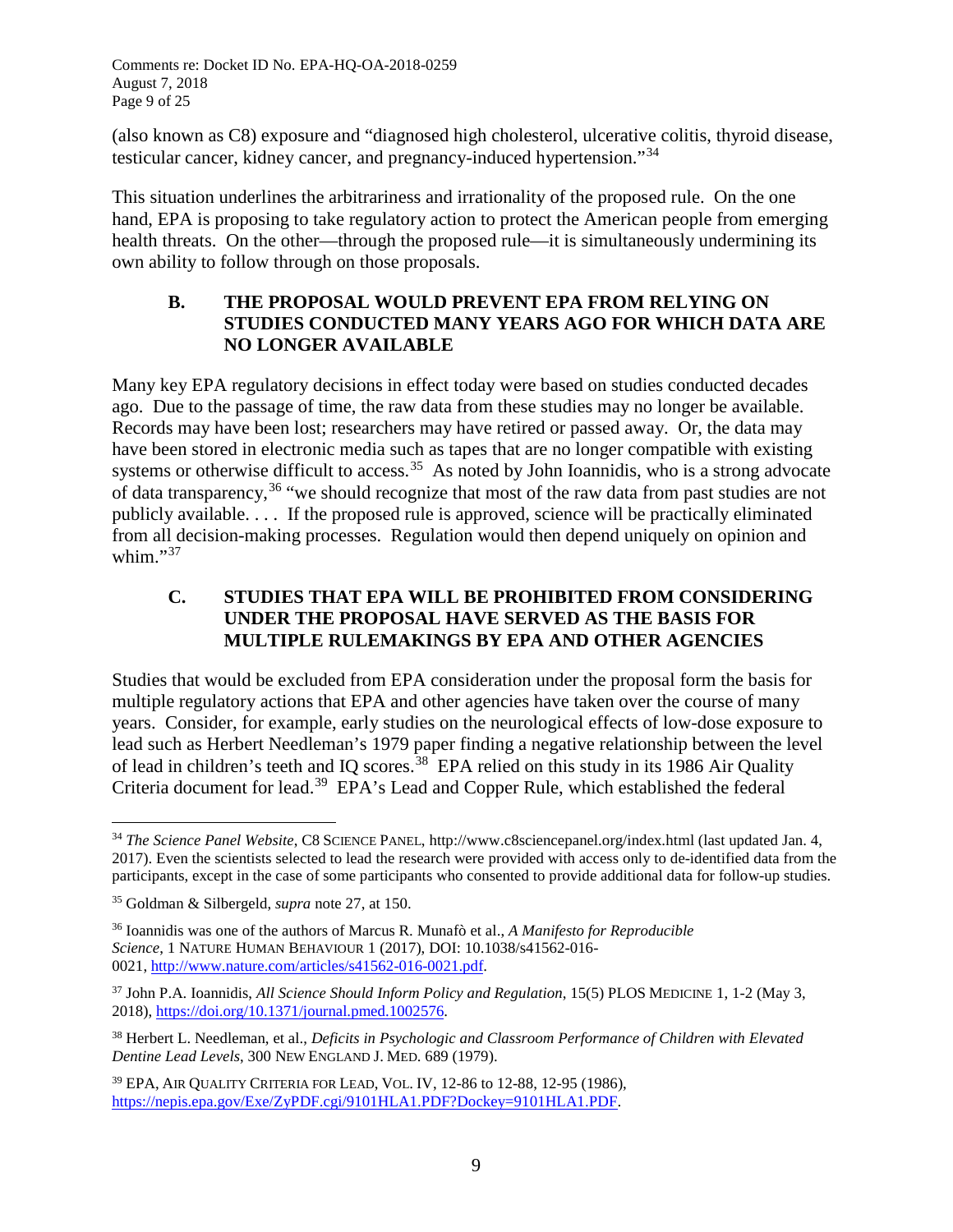(also known as C8) exposure and "diagnosed high cholesterol, ulcerative colitis, thyroid disease, testicular cancer, kidney cancer, and pregnancy-induced hypertension."[34]

This situation underlines the arbitrariness and irrationality of the proposed rule. On the one hand, EPA is proposing to take regulatory action to protect the American people from emerging health threats. On the other—through the proposed rule—it is simultaneously undermining its own ability to follow through on those proposals.

### B. THE PROPOSAL WOULD PREVENT EPA FROM RELYING ON STUDIES CONDUCTED MANY YEARS AGO FOR WHICH DATA ARE NO LONGER AVAILABLE

Many key EPA regulatory decisions in effect today were based on studies conducted decades ago. Due to the passage of time, the raw data from these studies may no longer be available. Records may have been lost; researchers may have retired or passed away. Or, the data may have been stored in electronic media such as tapes that are no longer compatible with existing systems or otherwise difficult to access.[35] As noted by John Ioannidis, who is a strong advocate of data transparency,[36] "we should recognize that most of the raw data from past studies are not publicly available. . . . If the proposed rule is approved, science will be practically eliminated from all decision-making processes. Regulation would then depend uniquely on opinion and whim."[37]

### C. STUDIES THAT EPA WILL BE PROHIBITED FROM CONSIDERING UNDER THE PROPOSAL HAVE SERVED AS THE BASIS FOR MULTIPLE RULEMAKINGS BY EPA AND OTHER AGENCIES

Studies that would be excluded from EPA consideration under the proposal form the basis for multiple regulatory actions that EPA and other agencies have taken over the course of many years. Consider, for example, early studies on the neurological effects of low-dose exposure to lead such as Herbert Needleman's 1979 paper finding a negative relationship between the level of lead in children's teeth and IQ scores.[38] EPA relied on this study in its 1986 Air Quality Criteria document for lead.[39] EPA's Lead and Copper Rule, which established the federal

---

[34] *The Science Panel Website*, C8 SCIENCE PANEL, http://www.c8sciencepanel.org/index.html (last updated Jan. 4, 2017). Even the scientists selected to lead the research were provided with access only to de-identified data from the participants, except in the case of some participants who consented to provide additional data for follow-up studies.

[35] Goldman & Silbergeld, *supra* note 27, at 150.

[36] Ioannidis was one of the authors of Marcus R. Munafò et al., *A Manifesto for Reproducible Science*, 1 NATURE HUMAN BEHAVIOUR 1 (2017), DOI: 10.1038/s41562-016-0021, http://www.nature.com/articles/s41562-016-0021.pdf.

[37] John P.A. Ioannidis, *All Science Should Inform Policy and Regulation*, 15(5) PLOS MEDICINE 1, 1-2 (May 3, 2018), https://doi.org/10.1371/journal.pmed.1002576.

[38] Herbert L. Needleman, et al., *Deficits in Psychologic and Classroom Performance of Children with Elevated Dentine Lead Levels*, 300 NEW ENGLAND J. MED. 689 (1979).

[39] EPA, AIR QUALITY CRITERIA FOR LEAD, VOL. IV, 12-86 to 12-88, 12-95 (1986), https://nepis.epa.gov/Exe/ZyPDF.cgi/9101HLA1.PDF?Dockey=9101HLA1.PDF.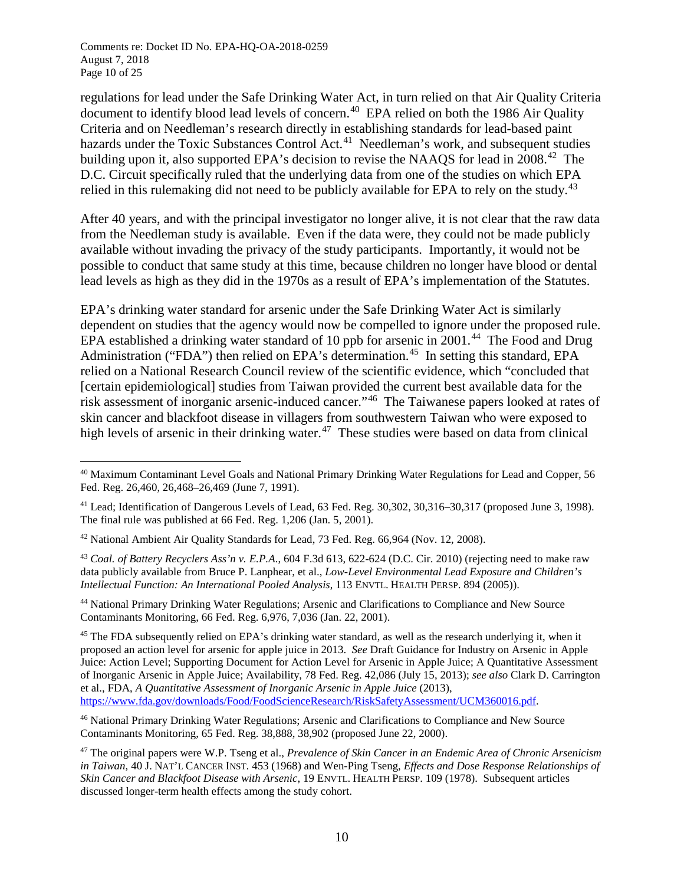regulations for lead under the Safe Drinking Water Act, in turn relied on that Air Quality Criteria document to identify blood lead levels of concern.[40] EPA relied on both the 1986 Air Quality Criteria and on Needleman's research directly in establishing standards for lead-based paint hazards under the Toxic Substances Control Act.[41] Needleman's work, and subsequent studies building upon it, also supported EPA's decision to revise the NAAQS for lead in 2008.[42] The D.C. Circuit specifically ruled that the underlying data from one of the studies on which EPA relied in this rulemaking did not need to be publicly available for EPA to rely on the study.[43]

After 40 years, and with the principal investigator no longer alive, it is not clear that the raw data from the Needleman study is available. Even if the data were, they could not be made publicly available without invading the privacy of the study participants. Importantly, it would not be possible to conduct that same study at this time, because children no longer have blood or dental lead levels as high as they did in the 1970s as a result of EPA's implementation of the Statutes.

EPA's drinking water standard for arsenic under the Safe Drinking Water Act is similarly dependent on studies that the agency would now be compelled to ignore under the proposed rule. EPA established a drinking water standard of 10 ppb for arsenic in 2001.[44] The Food and Drug Administration ("FDA") then relied on EPA's determination.[45] In setting this standard, EPA relied on a National Research Council review of the scientific evidence, which "concluded that [certain epidemiological] studies from Taiwan provided the current best available data for the risk assessment of inorganic arsenic-induced cancer."[46] The Taiwanese papers looked at rates of skin cancer and blackfoot disease in villagers from southwestern Taiwan who were exposed to high levels of arsenic in their drinking water.[47] These studies were based on data from clinical

---

[40] Maximum Contaminant Level Goals and National Primary Drinking Water Regulations for Lead and Copper, 56 Fed. Reg. 26,460, 26,468–26,469 (June 7, 1991).

[41] Lead; Identification of Dangerous Levels of Lead, 63 Fed. Reg. 30,302, 30,316–30,317 (proposed June 3, 1998). The final rule was published at 66 Fed. Reg. 1,206 (Jan. 5, 2001).

[42] National Ambient Air Quality Standards for Lead, 73 Fed. Reg. 66,964 (Nov. 12, 2008).

[43] *Coal. of Battery Recyclers Ass'n v. E.P.A.*, 604 F.3d 613, 622-624 (D.C. Cir. 2010) (rejecting need to make raw data publicly available from Bruce P. Lanphear, et al., *Low-Level Environmental Lead Exposure and Children's Intellectual Function: An International Pooled Analysis*, 113 ENVTL. HEALTH PERSP. 894 (2005)).

[44] National Primary Drinking Water Regulations; Arsenic and Clarifications to Compliance and New Source Contaminants Monitoring, 66 Fed. Reg. 6,976, 7,036 (Jan. 22, 2001).

[45] The FDA subsequently relied on EPA's drinking water standard, as well as the research underlying it, when it proposed an action level for arsenic for apple juice in 2013. *See* Draft Guidance for Industry on Arsenic in Apple Juice: Action Level; Supporting Document for Action Level for Arsenic in Apple Juice; A Quantitative Assessment of Inorganic Arsenic in Apple Juice; Availability, 78 Fed. Reg. 42,086 (July 15, 2013); *see also* Clark D. Carrington et al., FDA, *A Quantitative Assessment of Inorganic Arsenic in Apple Juice* (2013), https://www.fda.gov/downloads/Food/FoodScienceResearch/RiskSafetyAssessment/UCM360016.pdf.

[46] National Primary Drinking Water Regulations; Arsenic and Clarifications to Compliance and New Source Contaminants Monitoring, 65 Fed. Reg. 38,888, 38,902 (proposed June 22, 2000).

[47] The original papers were W.P. Tseng et al., *Prevalence of Skin Cancer in an Endemic Area of Chronic Arsenicism in Taiwan*, 40 J. NAT'L CANCER INST. 453 (1968) and Wen-Ping Tseng, *Effects and Dose Response Relationships of Skin Cancer and Blackfoot Disease with Arsenic*, 19 ENVTL. HEALTH PERSP. 109 (1978). Subsequent articles discussed longer-term health effects among the study cohort.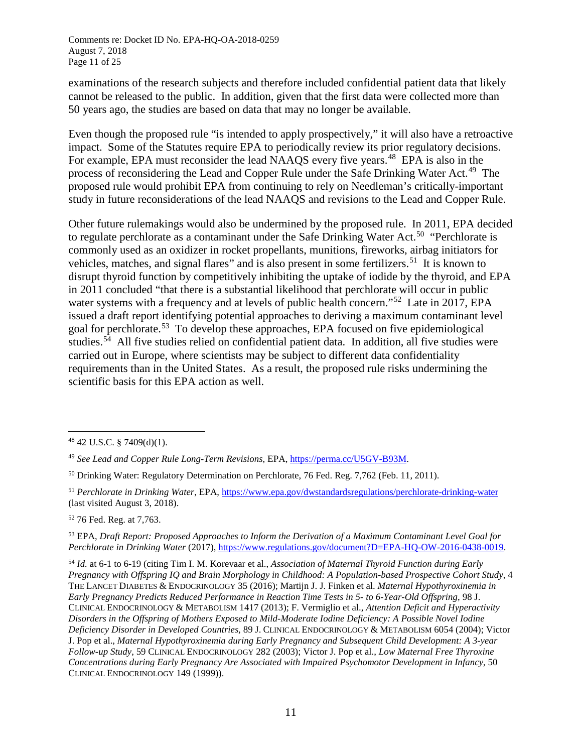examinations of the research subjects and therefore included confidential patient data that likely cannot be released to the public. In addition, given that the first data were collected more than 50 years ago, the studies are based on data that may no longer be available.

Even though the proposed rule "is intended to apply prospectively," it will also have a retroactive impact. Some of the Statutes require EPA to periodically review its prior regulatory decisions. For example, EPA must reconsider the lead NAAQS every five years.[48] EPA is also in the process of reconsidering the Lead and Copper Rule under the Safe Drinking Water Act.[49] The proposed rule would prohibit EPA from continuing to rely on Needleman's critically-important study in future reconsiderations of the lead NAAQS and revisions to the Lead and Copper Rule.

Other future rulemakings would also be undermined by the proposed rule. In 2011, EPA decided to regulate perchlorate as a contaminant under the Safe Drinking Water Act.[50] "Perchlorate is commonly used as an oxidizer in rocket propellants, munitions, fireworks, airbag initiators for vehicles, matches, and signal flares" and is also present in some fertilizers.[51] It is known to disrupt thyroid function by competitively inhibiting the uptake of iodide by the thyroid, and EPA in 2011 concluded "that there is a substantial likelihood that perchlorate will occur in public water systems with a frequency and at levels of public health concern."[52] Late in 2017, EPA issued a draft report identifying potential approaches to deriving a maximum contaminant level goal for perchlorate.[53] To develop these approaches, EPA focused on five epidemiological studies.[54] All five studies relied on confidential patient data. In addition, all five studies were carried out in Europe, where scientists may be subject to different data confidentiality requirements than in the United States. As a result, the proposed rule risks undermining the scientific basis for this EPA action as well.

---

[48] 42 U.S.C. § 7409(d)(1).

[49] *See Lead and Copper Rule Long-Term Revisions*, EPA, https://perma.cc/U5GV-B93M.

[50] Drinking Water: Regulatory Determination on Perchlorate, 76 Fed. Reg. 7,762 (Feb. 11, 2011).

[51] *Perchlorate in Drinking Water*, EPA, https://www.epa.gov/dwstandardsregulations/perchlorate-drinking-water (last visited August 3, 2018).

[52] 76 Fed. Reg. at 7,763.

[53] EPA, *Draft Report: Proposed Approaches to Inform the Derivation of a Maximum Contaminant Level Goal for Perchlorate in Drinking Water* (2017), https://www.regulations.gov/document?D=EPA-HQ-OW-2016-0438-0019.

[54] *Id.* at 6-1 to 6-19 (citing Tim I. M. Korevaar et al., *Association of Maternal Thyroid Function during Early Pregnancy with Offspring IQ and Brain Morphology in Childhood: A Population-based Prospective Cohort Study*, 4 THE LANCET DIABETES & ENDOCRINOLOGY 35 (2016); Martijn J. J. Finken et al. *Maternal Hypothyroxinemia in Early Pregnancy Predicts Reduced Performance in Reaction Time Tests in 5- to 6-Year-Old Offspring*, 98 J. CLINICAL ENDOCRINOLOGY & METABOLISM 1417 (2013); F. Vermiglio et al., *Attention Deficit and Hyperactivity Disorders in the Offspring of Mothers Exposed to Mild-Moderate Iodine Deficiency: A Possible Novel Iodine Deficiency Disorder in Developed Countries*, 89 J. CLINICAL ENDOCRINOLOGY & METABOLISM 6054 (2004); Victor J. Pop et al., *Maternal Hypothyroxinemia during Early Pregnancy and Subsequent Child Development: A 3-year Follow-up Study*, 59 CLINICAL ENDOCRINOLOGY 282 (2003); Victor J. Pop et al., *Low Maternal Free Thyroxine Concentrations during Early Pregnancy Are Associated with Impaired Psychomotor Development in Infancy*, 50 CLINICAL ENDOCRINOLOGY 149 (1999)).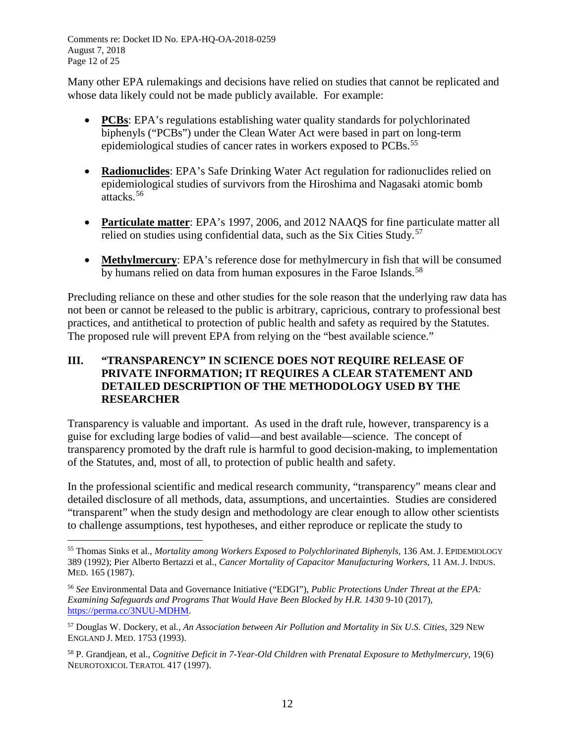Many other EPA rulemakings and decisions have relied on studies that cannot be replicated and whose data likely could not be made publicly available. For example:

- **PCBs**: EPA's regulations establishing water quality standards for polychlorinated biphenyls ("PCBs") under the Clean Water Act were based in part on long-term epidemiological studies of cancer rates in workers exposed to PCBs.[55]

- **Radionuclides**: EPA's Safe Drinking Water Act regulation for radionuclides relied on epidemiological studies of survivors from the Hiroshima and Nagasaki atomic bomb attacks.[56]

- **Particulate matter**: EPA's 1997, 2006, and 2012 NAAQS for fine particulate matter all relied on studies using confidential data, such as the Six Cities Study.[57]

- **Methylmercury**: EPA's reference dose for methylmercury in fish that will be consumed by humans relied on data from human exposures in the Faroe Islands.[58]

Precluding reliance on these and other studies for the sole reason that the underlying raw data has not been or cannot be released to the public is arbitrary, capricious, contrary to professional best practices, and antithetical to protection of public health and safety as required by the Statutes. The proposed rule will prevent EPA from relying on the "best available science."

## III. "TRANSPARENCY" IN SCIENCE DOES NOT REQUIRE RELEASE OF PRIVATE INFORMATION; IT REQUIRES A CLEAR STATEMENT AND DETAILED DESCRIPTION OF THE METHODOLOGY USED BY THE RESEARCHER

Transparency is valuable and important. As used in the draft rule, however, transparency is a guise for excluding large bodies of valid—and best available—science. The concept of transparency promoted by the draft rule is harmful to good decision-making, to implementation of the Statutes, and, most of all, to protection of public health and safety.

In the professional scientific and medical research community, "transparency" means clear and detailed disclosure of all methods, data, assumptions, and uncertainties. Studies are considered "transparent" when the study design and methodology are clear enough to allow other scientists to challenge assumptions, test hypotheses, and either reproduce or replicate the study to

---

[55] Thomas Sinks et al., *Mortality among Workers Exposed to Polychlorinated Biphenyls*, 136 AM. J. EPIDEMIOLOGY 389 (1992); Pier Alberto Bertazzi et al., *Cancer Mortality of Capacitor Manufacturing Workers*, 11 AM. J. INDUS. MED. 165 (1987).

[56] *See* Environmental Data and Governance Initiative ("EDGI"), *Public Protections Under Threat at the EPA: Examining Safeguards and Programs That Would Have Been Blocked by H.R. 1430* 9-10 (2017), https://perma.cc/3NUU-MDHM.

[57] Douglas W. Dockery, et al., *An Association between Air Pollution and Mortality in Six U.S. Cities*, 329 NEW ENGLAND J. MED. 1753 (1993).

[58] P. Grandjean, et al., *Cognitive Deficit in 7-Year-Old Children with Prenatal Exposure to Methylmercury*, 19(6) NEUROTOXICOL TERATOL 417 (1997).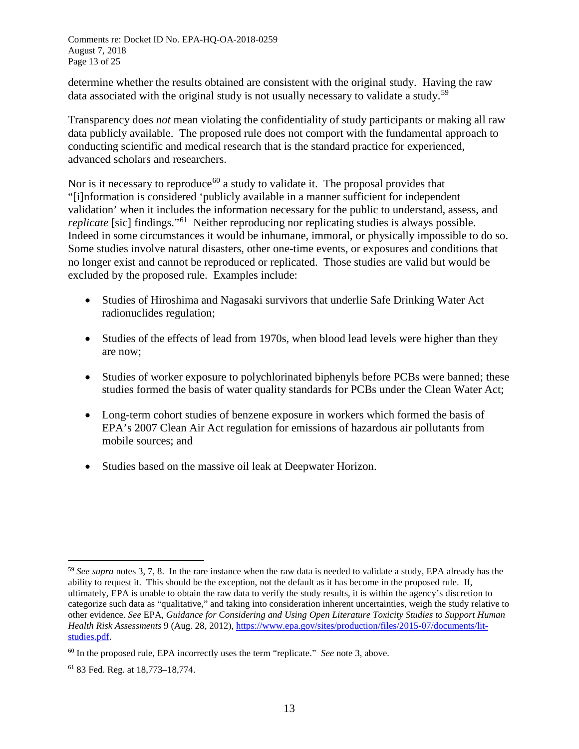determine whether the results obtained are consistent with the original study. Having the raw data associated with the original study is not usually necessary to validate a study.[59]

Transparency does *not* mean violating the confidentiality of study participants or making all raw data publicly available. The proposed rule does not comport with the fundamental approach to conducting scientific and medical research that is the standard practice for experienced, advanced scholars and researchers.

Nor is it necessary to reproduce[60] a study to validate it. The proposal provides that "[i]nformation is considered 'publicly available in a manner sufficient for independent validation' when it includes the information necessary for the public to understand, assess, and *replicate* [sic] findings."[61] Neither reproducing nor replicating studies is always possible. Indeed in some circumstances it would be inhumane, immoral, or physically impossible to do so. Some studies involve natural disasters, other one-time events, or exposures and conditions that no longer exist and cannot be reproduced or replicated. Those studies are valid but would be excluded by the proposed rule. Examples include:

- Studies of Hiroshima and Nagasaki survivors that underlie Safe Drinking Water Act radionuclides regulation;
- Studies of the effects of lead from 1970s, when blood lead levels were higher than they are now;
- Studies of worker exposure to polychlorinated biphenyls before PCBs were banned; these studies formed the basis of water quality standards for PCBs under the Clean Water Act;
- Long-term cohort studies of benzene exposure in workers which formed the basis of EPA's 2007 Clean Air Act regulation for emissions of hazardous air pollutants from mobile sources; and
- Studies based on the massive oil leak at Deepwater Horizon.

---

[59] *See supra* notes 3, 7, 8. In the rare instance when the raw data is needed to validate a study, EPA already has the ability to request it. This should be the exception, not the default as it has become in the proposed rule. If, ultimately, EPA is unable to obtain the raw data to verify the study results, it is within the agency's discretion to categorize such data as "qualitative," and taking into consideration inherent uncertainties, weigh the study relative to other evidence. *See* EPA, *Guidance for Considering and Using Open Literature Toxicity Studies to Support Human Health Risk Assessments* 9 (Aug. 28, 2012), https://www.epa.gov/sites/production/files/2015-07/documents/lit-studies.pdf.

[60] In the proposed rule, EPA incorrectly uses the term "replicate." *See* note 3, above.

[61] 83 Fed. Reg. at 18,773–18,774.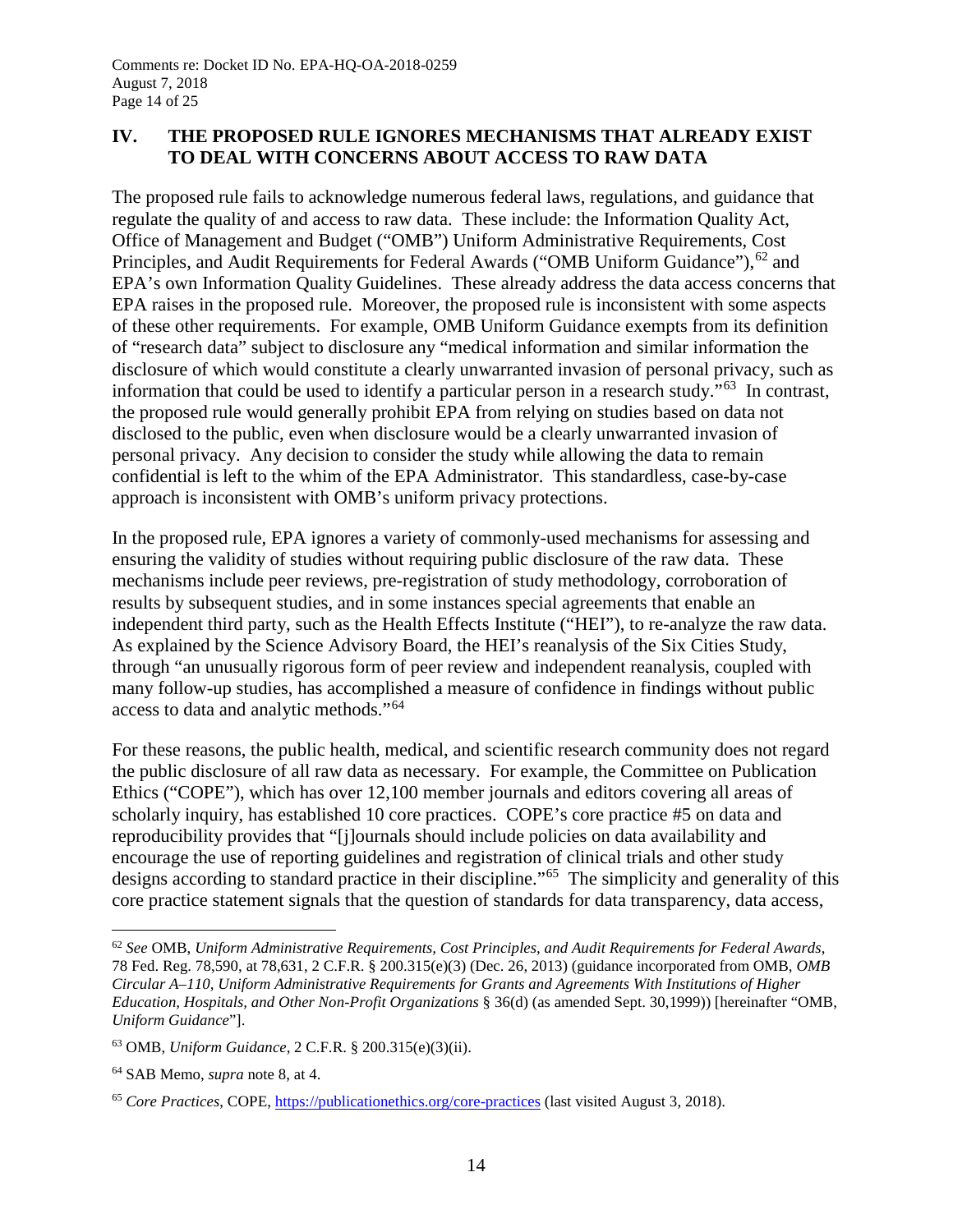## IV. THE PROPOSED RULE IGNORES MECHANISMS THAT ALREADY EXIST TO DEAL WITH CONCERNS ABOUT ACCESS TO RAW DATA

The proposed rule fails to acknowledge numerous federal laws, regulations, and guidance that regulate the quality of and access to raw data. These include: the Information Quality Act, Office of Management and Budget ("OMB") Uniform Administrative Requirements, Cost Principles, and Audit Requirements for Federal Awards ("OMB Uniform Guidance"),[62] and EPA's own Information Quality Guidelines. These already address the data access concerns that EPA raises in the proposed rule. Moreover, the proposed rule is inconsistent with some aspects of these other requirements. For example, OMB Uniform Guidance exempts from its definition of "research data" subject to disclosure any "medical information and similar information the disclosure of which would constitute a clearly unwarranted invasion of personal privacy, such as information that could be used to identify a particular person in a research study."[63] In contrast, the proposed rule would generally prohibit EPA from relying on studies based on data not disclosed to the public, even when disclosure would be a clearly unwarranted invasion of personal privacy. Any decision to consider the study while allowing the data to remain confidential is left to the whim of the EPA Administrator. This standardless, case-by-case approach is inconsistent with OMB's uniform privacy protections.

In the proposed rule, EPA ignores a variety of commonly-used mechanisms for assessing and ensuring the validity of studies without requiring public disclosure of the raw data. These mechanisms include peer reviews, pre-registration of study methodology, corroboration of results by subsequent studies, and in some instances special agreements that enable an independent third party, such as the Health Effects Institute ("HEI"), to re-analyze the raw data. As explained by the Science Advisory Board, the HEI's reanalysis of the Six Cities Study, through "an unusually rigorous form of peer review and independent reanalysis, coupled with many follow-up studies, has accomplished a measure of confidence in findings without public access to data and analytic methods."[64]

For these reasons, the public health, medical, and scientific research community does not regard the public disclosure of all raw data as necessary. For example, the Committee on Publication Ethics ("COPE"), which has over 12,100 member journals and editors covering all areas of scholarly inquiry, has established 10 core practices. COPE's core practice #5 on data and reproducibility provides that "[j]ournals should include policies on data availability and encourage the use of reporting guidelines and registration of clinical trials and other study designs according to standard practice in their discipline."[65] The simplicity and generality of this core practice statement signals that the question of standards for data transparency, data access,

---

[62] *See* OMB, *Uniform Administrative Requirements, Cost Principles, and Audit Requirements for Federal Awards*, 78 Fed. Reg. 78,590, at 78,631, 2 C.F.R. § 200.315(e)(3) (Dec. 26, 2013) (guidance incorporated from OMB, *OMB Circular A–110, Uniform Administrative Requirements for Grants and Agreements With Institutions of Higher Education, Hospitals, and Other Non-Profit Organizations* § 36(d) (as amended Sept. 30,1999)) [hereinafter "OMB, *Uniform Guidance*"].

[63] OMB, *Uniform Guidance*, 2 C.F.R. § 200.315(e)(3)(ii).

[64] SAB Memo, *supra* note 8, at 4.

[65] *Core Practices*, COPE, https://publicationethics.org/core-practices (last visited August 3, 2018).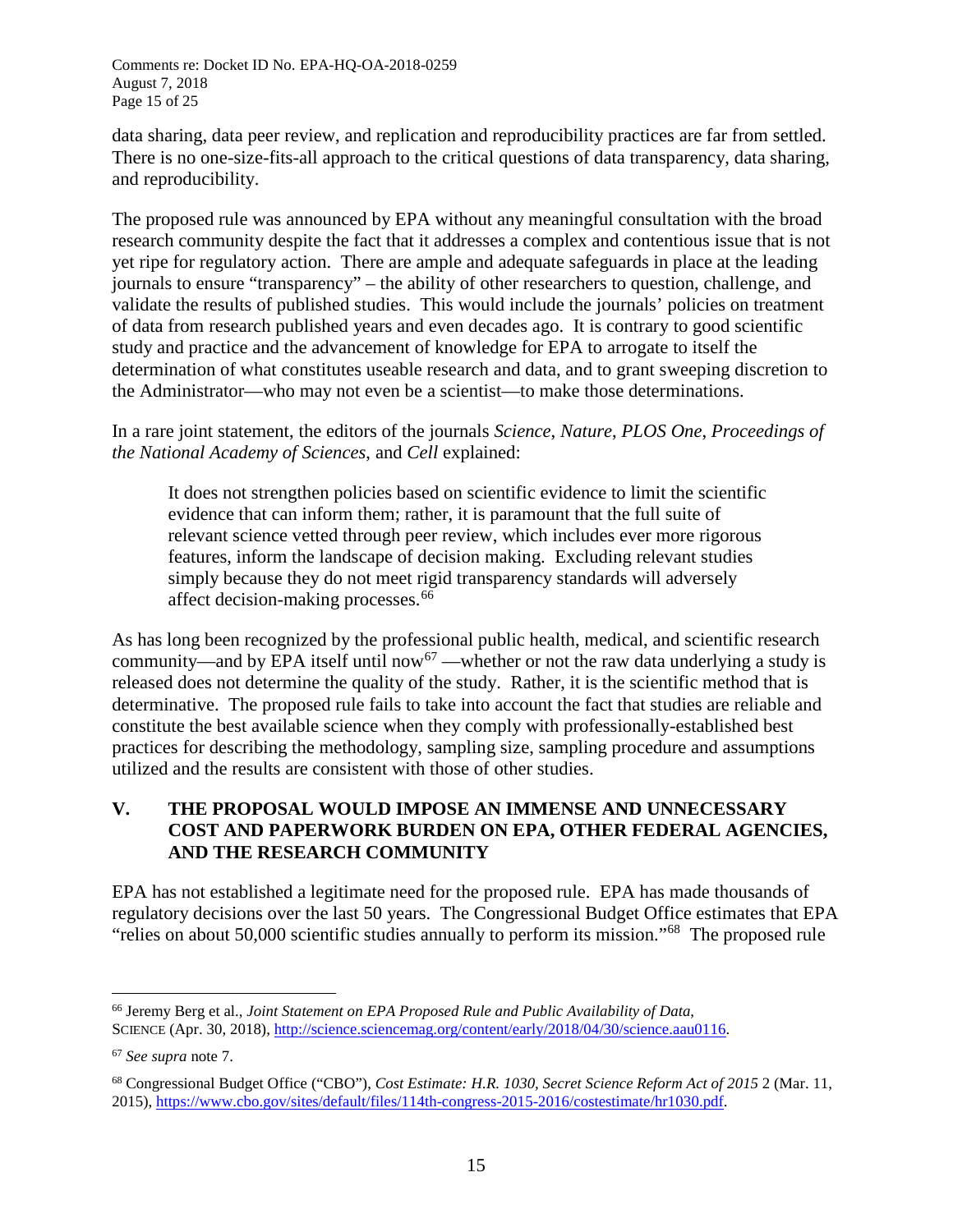data sharing, data peer review, and replication and reproducibility practices are far from settled. There is no one-size-fits-all approach to the critical questions of data transparency, data sharing, and reproducibility.

The proposed rule was announced by EPA without any meaningful consultation with the broad research community despite the fact that it addresses a complex and contentious issue that is not yet ripe for regulatory action. There are ample and adequate safeguards in place at the leading journals to ensure "transparency" – the ability of other researchers to question, challenge, and validate the results of published studies. This would include the journals' policies on treatment of data from research published years and even decades ago. It is contrary to good scientific study and practice and the advancement of knowledge for EPA to arrogate to itself the determination of what constitutes useable research and data, and to grant sweeping discretion to the Administrator—who may not even be a scientist—to make those determinations.

In a rare joint statement, the editors of the journals *Science*, *Nature*, *PLOS One*, *Proceedings of the National Academy of Sciences*, and *Cell* explained:

> It does not strengthen policies based on scientific evidence to limit the scientific evidence that can inform them; rather, it is paramount that the full suite of relevant science vetted through peer review, which includes ever more rigorous features, inform the landscape of decision making. Excluding relevant studies simply because they do not meet rigid transparency standards will adversely affect decision-making processes.[66]

As has long been recognized by the professional public health, medical, and scientific research community—and by EPA itself until now[67] —whether or not the raw data underlying a study is released does not determine the quality of the study. Rather, it is the scientific method that is determinative. The proposed rule fails to take into account the fact that studies are reliable and constitute the best available science when they comply with professionally-established best practices for describing the methodology, sampling size, sampling procedure and assumptions utilized and the results are consistent with those of other studies.

## V. THE PROPOSAL WOULD IMPOSE AN IMMENSE AND UNNECESSARY COST AND PAPERWORK BURDEN ON EPA, OTHER FEDERAL AGENCIES, AND THE RESEARCH COMMUNITY

EPA has not established a legitimate need for the proposed rule. EPA has made thousands of regulatory decisions over the last 50 years. The Congressional Budget Office estimates that EPA "relies on about 50,000 scientific studies annually to perform its mission."[68] The proposed rule

---

[66] Jeremy Berg et al., *Joint Statement on EPA Proposed Rule and Public Availability of Data*, SCIENCE (Apr. 30, 2018), http://science.sciencemag.org/content/early/2018/04/30/science.aau0116.

[67] *See supra* note 7.

[68] Congressional Budget Office ("CBO"), *Cost Estimate: H.R. 1030, Secret Science Reform Act of 2015* 2 (Mar. 11, 2015), https://www.cbo.gov/sites/default/files/114th-congress-2015-2016/costestimate/hr1030.pdf.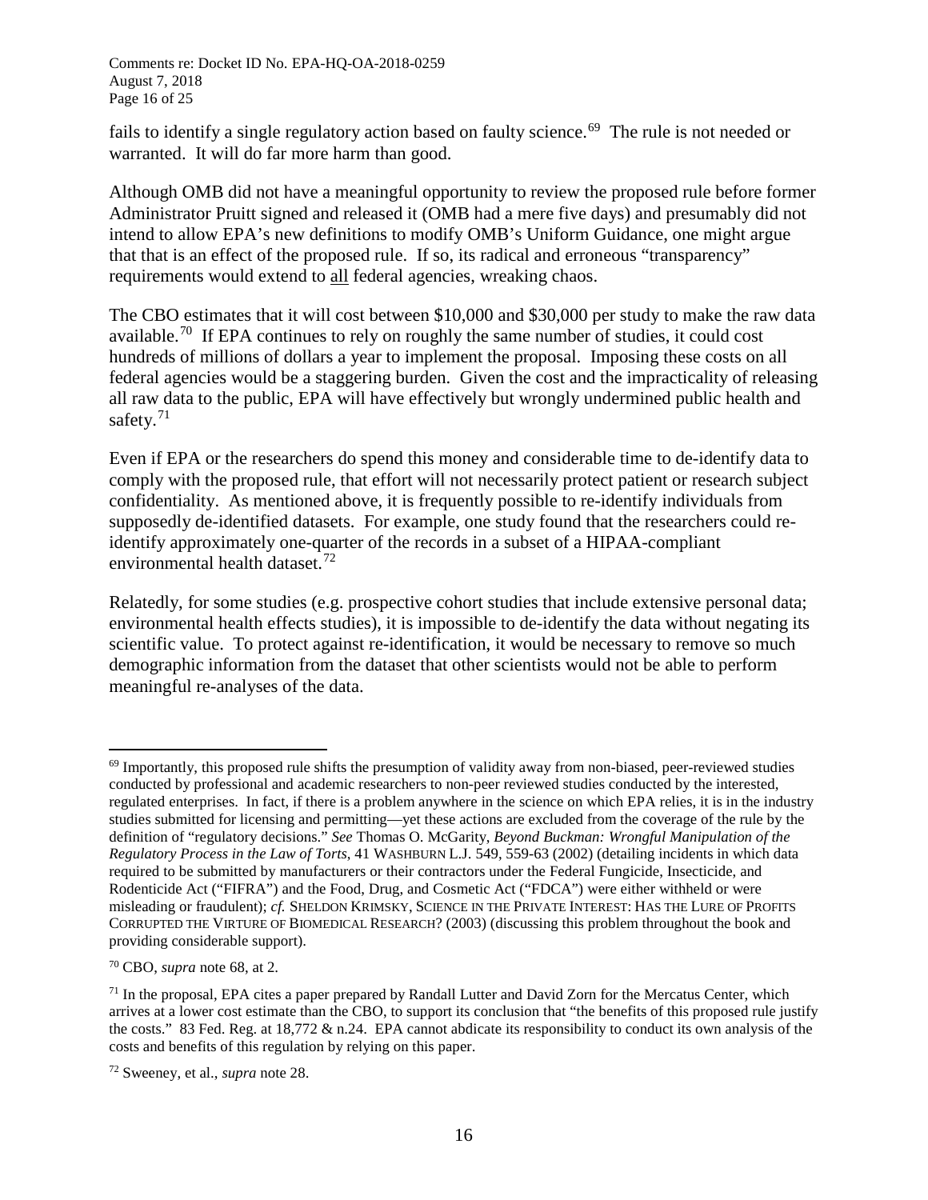fails to identify a single regulatory action based on faulty science.[69] The rule is not needed or warranted. It will do far more harm than good.

Although OMB did not have a meaningful opportunity to review the proposed rule before former Administrator Pruitt signed and released it (OMB had a mere five days) and presumably did not intend to allow EPA's new definitions to modify OMB's Uniform Guidance, one might argue that that is an effect of the proposed rule. If so, its radical and erroneous "transparency" requirements would extend to all federal agencies, wreaking chaos.

The CBO estimates that it will cost between $10,000 and $30,000 per study to make the raw data available.[70] If EPA continues to rely on roughly the same number of studies, it could cost hundreds of millions of dollars a year to implement the proposal. Imposing these costs on all federal agencies would be a staggering burden. Given the cost and the impracticality of releasing all raw data to the public, EPA will have effectively but wrongly undermined public health and safety.[71]

Even if EPA or the researchers do spend this money and considerable time to de-identify data to comply with the proposed rule, that effort will not necessarily protect patient or research subject confidentiality. As mentioned above, it is frequently possible to re-identify individuals from supposedly de-identified datasets. For example, one study found that the researchers could re-identify approximately one-quarter of the records in a subset of a HIPAA-compliant environmental health dataset.[72]

Relatedly, for some studies (e.g. prospective cohort studies that include extensive personal data; environmental health effects studies), it is impossible to de-identify the data without negating its scientific value. To protect against re-identification, it would be necessary to remove so much demographic information from the dataset that other scientists would not be able to perform meaningful re-analyses of the data.

---

[69] Importantly, this proposed rule shifts the presumption of validity away from non-biased, peer-reviewed studies conducted by professional and academic researchers to non-peer reviewed studies conducted by the interested, regulated enterprises. In fact, if there is a problem anywhere in the science on which EPA relies, it is in the industry studies submitted for licensing and permitting—yet these actions are excluded from the coverage of the rule by the definition of "regulatory decisions." *See* Thomas O. McGarity, *Beyond Buckman: Wrongful Manipulation of the Regulatory Process in the Law of Torts*, 41 WASHBURN L.J. 549, 559-63 (2002) (detailing incidents in which data required to be submitted by manufacturers or their contractors under the Federal Fungicide, Insecticide, and Rodenticide Act ("FIFRA") and the Food, Drug, and Cosmetic Act ("FDCA") were either withheld or were misleading or fraudulent); *cf.* SHELDON KRIMSKY, SCIENCE IN THE PRIVATE INTEREST: HAS THE LURE OF PROFITS CORRUPTED THE VIRTUE OF BIOMEDICAL RESEARCH? (2003) (discussing this problem throughout the book and providing considerable support).

[70] CBO, *supra* note 68, at 2.

[71] In the proposal, EPA cites a paper prepared by Randall Lutter and David Zorn for the Mercatus Center, which arrives at a lower cost estimate than the CBO, to support its conclusion that "the benefits of this proposed rule justify the costs." 83 Fed. Reg. at 18,772 & n.24. EPA cannot abdicate its responsibility to conduct its own analysis of the costs and benefits of this regulation by relying on this paper.

[72] Sweeney, et al., *supra* note 28.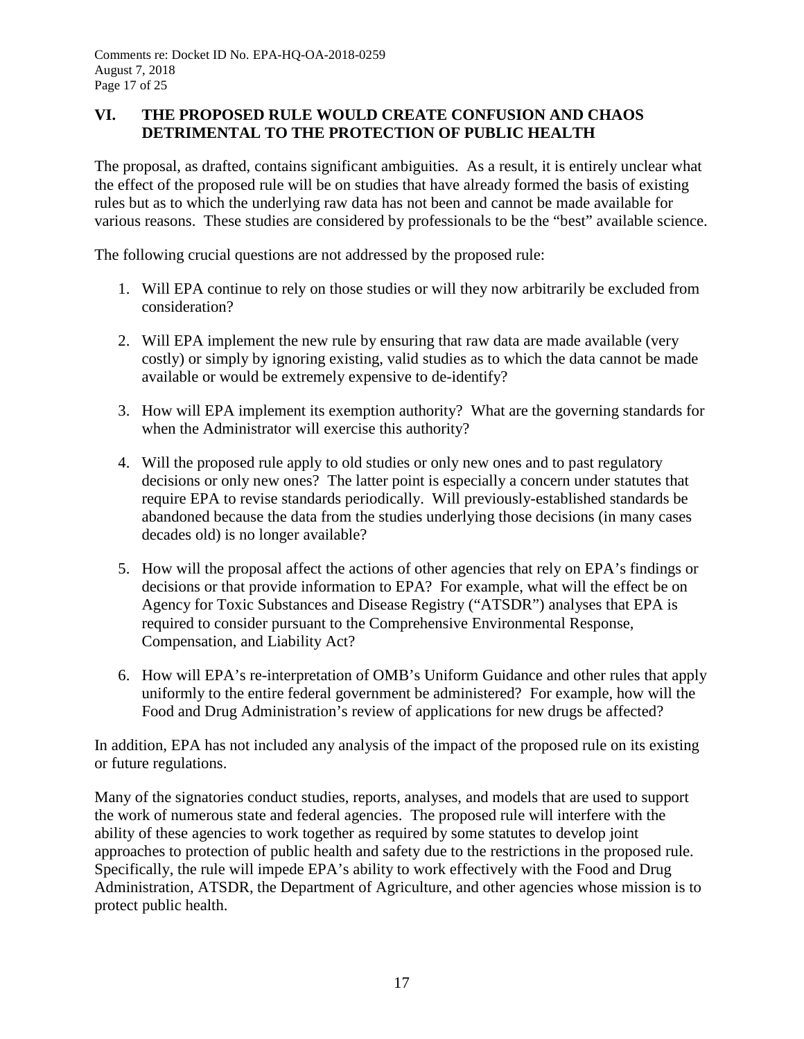## VI. THE PROPOSED RULE WOULD CREATE CONFUSION AND CHAOS DETRIMENTAL TO THE PROTECTION OF PUBLIC HEALTH

The proposal, as drafted, contains significant ambiguities. As a result, it is entirely unclear what the effect of the proposed rule will be on studies that have already formed the basis of existing rules but as to which the underlying raw data has not been and cannot be made available for various reasons. These studies are considered by professionals to be the "best" available science.

The following crucial questions are not addressed by the proposed rule:

1. Will EPA continue to rely on those studies or will they now arbitrarily be excluded from consideration?

2. Will EPA implement the new rule by ensuring that raw data are made available (very costly) or simply by ignoring existing, valid studies as to which the data cannot be made available or would be extremely expensive to de-identify?

3. How will EPA implement its exemption authority? What are the governing standards for when the Administrator will exercise this authority?

4. Will the proposed rule apply to old studies or only new ones and to past regulatory decisions or only new ones? The latter point is especially a concern under statutes that require EPA to revise standards periodically. Will previously-established standards be abandoned because the data from the studies underlying those decisions (in many cases decades old) is no longer available?

5. How will the proposal affect the actions of other agencies that rely on EPA's findings or decisions or that provide information to EPA? For example, what will the effect be on Agency for Toxic Substances and Disease Registry ("ATSDR") analyses that EPA is required to consider pursuant to the Comprehensive Environmental Response, Compensation, and Liability Act?

6. How will EPA's re-interpretation of OMB's Uniform Guidance and other rules that apply uniformly to the entire federal government be administered? For example, how will the Food and Drug Administration's review of applications for new drugs be affected?

In addition, EPA has not included any analysis of the impact of the proposed rule on its existing or future regulations.

Many of the signatories conduct studies, reports, analyses, and models that are used to support the work of numerous state and federal agencies. The proposed rule will interfere with the ability of these agencies to work together as required by some statutes to develop joint approaches to protection of public health and safety due to the restrictions in the proposed rule. Specifically, the rule will impede EPA's ability to work effectively with the Food and Drug Administration, ATSDR, the Department of Agriculture, and other agencies whose mission is to protect public health.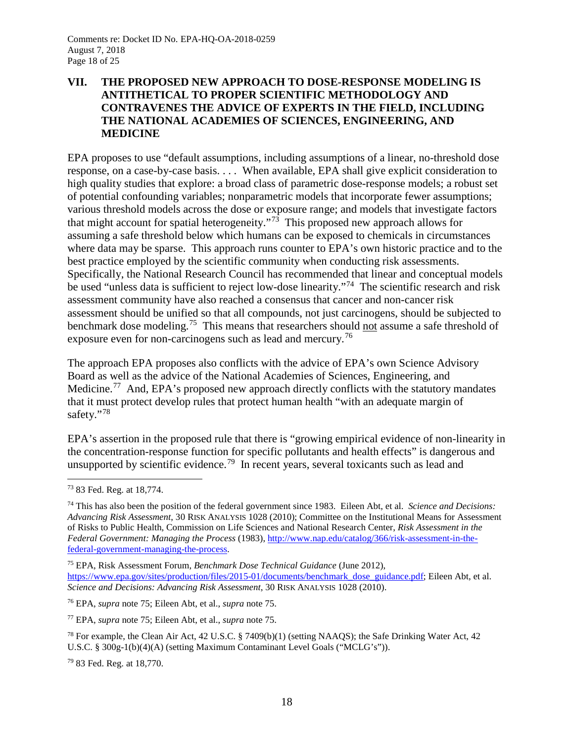## VII. THE PROPOSED NEW APPROACH TO DOSE-RESPONSE MODELING IS ANTITHETICAL TO PROPER SCIENTIFIC METHODOLOGY AND CONTRAVENES THE ADVICE OF EXPERTS IN THE FIELD, INCLUDING THE NATIONAL ACADEMIES OF SCIENCES, ENGINEERING, AND MEDICINE

EPA proposes to use "default assumptions, including assumptions of a linear, no-threshold dose response, on a case-by-case basis. . . . When available, EPA shall give explicit consideration to high quality studies that explore: a broad class of parametric dose-response models; a robust set of potential confounding variables; nonparametric models that incorporate fewer assumptions; various threshold models across the dose or exposure range; and models that investigate factors that might account for spatial heterogeneity."[73] This proposed new approach allows for assuming a safe threshold below which humans can be exposed to chemicals in circumstances where data may be sparse. This approach runs counter to EPA's own historic practice and to the best practice employed by the scientific community when conducting risk assessments. Specifically, the National Research Council has recommended that linear and conceptual models be used "unless data is sufficient to reject low-dose linearity."[74] The scientific research and risk assessment community have also reached a consensus that cancer and non-cancer risk assessment should be unified so that all compounds, not just carcinogens, should be subjected to benchmark dose modeling.[75] This means that researchers should <u>not</u> assume a safe threshold of exposure even for non-carcinogens such as lead and mercury.[76]

The approach EPA proposes also conflicts with the advice of EPA's own Science Advisory Board as well as the advice of the National Academies of Sciences, Engineering, and Medicine.[77] And, EPA's proposed new approach directly conflicts with the statutory mandates that it must protect develop rules that protect human health "with an adequate margin of safety."[78]

EPA's assertion in the proposed rule that there is "growing empirical evidence of non-linearity in the concentration-response function for specific pollutants and health effects" is dangerous and unsupported by scientific evidence.[79] In recent years, several toxicants such as lead and

---

[73] 83 Fed. Reg. at 18,774.

[74] This has also been the position of the federal government since 1983. Eileen Abt, et al. *Science and Decisions: Advancing Risk Assessment*, 30 RISK ANALYSIS 1028 (2010); Committee on the Institutional Means for Assessment of Risks to Public Health, Commission on Life Sciences and National Research Center, *Risk Assessment in the Federal Government: Managing the Process* (1983), http://www.nap.edu/catalog/366/risk-assessment-in-the-federal-government-managing-the-process.

[75] EPA, Risk Assessment Forum, *Benchmark Dose Technical Guidance* (June 2012), https://www.epa.gov/sites/production/files/2015-01/documents/benchmark_dose_guidance.pdf; Eileen Abt, et al. *Science and Decisions: Advancing Risk Assessment*, 30 RISK ANALYSIS 1028 (2010).

[76] EPA, *supra* note 75; Eileen Abt, et al., *supra* note 75.

[77] EPA, *supra* note 75; Eileen Abt, et al., *supra* note 75.

[78] For example, the Clean Air Act, 42 U.S.C. § 7409(b)(1) (setting NAAQS); the Safe Drinking Water Act, 42 U.S.C. § 300g-1(b)(4)(A) (setting Maximum Contaminant Level Goals ("MCLG's")).

[79] 83 Fed. Reg. at 18,770.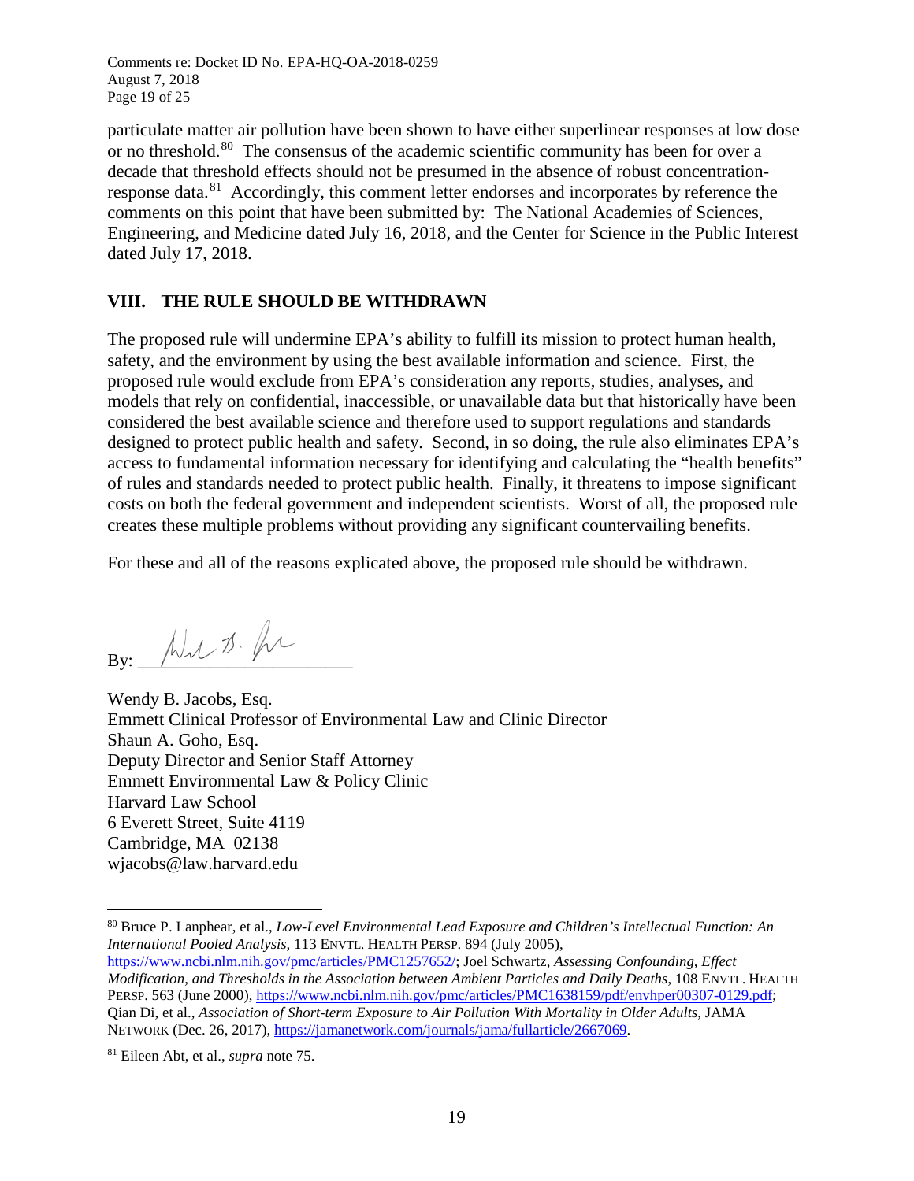particulate matter air pollution have been shown to have either superlinear responses at low dose or no threshold.[80] The consensus of the academic scientific community has been for over a decade that threshold effects should not be presumed in the absence of robust concentration-response data.[81] Accordingly, this comment letter endorses and incorporates by reference the comments on this point that have been submitted by: The National Academies of Sciences, Engineering, and Medicine dated July 16, 2018, and the Center for Science in the Public Interest dated July 17, 2018.

## VIII. THE RULE SHOULD BE WITHDRAWN

The proposed rule will undermine EPA's ability to fulfill its mission to protect human health, safety, and the environment by using the best available information and science. First, the proposed rule would exclude from EPA's consideration any reports, studies, analyses, and models that rely on confidential, inaccessible, or unavailable data but that historically have been considered the best available science and therefore used to support regulations and standards designed to protect public health and safety. Second, in so doing, the rule also eliminates EPA's access to fundamental information necessary for identifying and calculating the "health benefits" of rules and standards needed to protect public health. Finally, it threatens to impose significant costs on both the federal government and independent scientists. Worst of all, the proposed rule creates these multiple problems without providing any significant countervailing benefits.

For these and all of the reasons explicated above, the proposed rule should be withdrawn.

By: ______________________

Wendy B. Jacobs, Esq.
Emmett Clinical Professor of Environmental Law and Clinic Director
Shaun A. Goho, Esq.
Deputy Director and Senior Staff Attorney
Emmett Environmental Law & Policy Clinic
Harvard Law School
6 Everett Street, Suite 4119
Cambridge, MA 02138
wjacobs@law.harvard.edu

---

[80] Bruce P. Lanphear, et al., *Low-Level Environmental Lead Exposure and Children's Intellectual Function: An International Pooled Analysis*, 113 ENVTL. HEALTH PERSP. 894 (July 2005), https://www.ncbi.nlm.nih.gov/pmc/articles/PMC1257652/; Joel Schwartz, *Assessing Confounding, Effect Modification, and Thresholds in the Association between Ambient Particles and Daily Deaths*, 108 ENVTL. HEALTH PERSP. 563 (June 2000), https://www.ncbi.nlm.nih.gov/pmc/articles/PMC1638159/pdf/envhper00307-0129.pdf; Qian Di, et al., *Association of Short-term Exposure to Air Pollution With Mortality in Older Adults*, JAMA NETWORK (Dec. 26, 2017), https://jamanetwork.com/journals/jama/fullarticle/2667069.

[81] Eileen Abt, et al., *supra* note 75.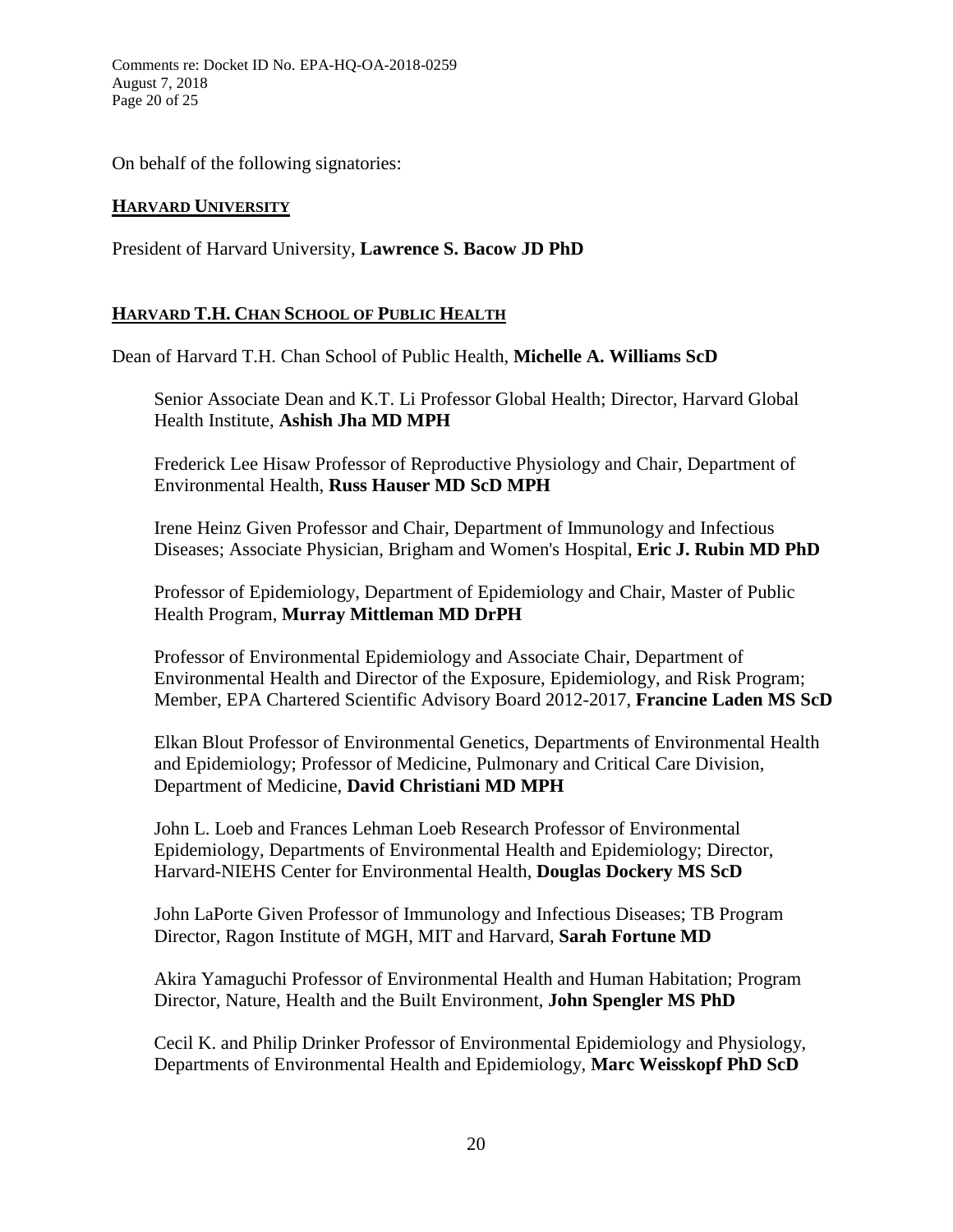On behalf of the following signatories:

## HARVARD UNIVERSITY

President of Harvard University, **Lawrence S. Bacow JD PhD**

## HARVARD T.H. CHAN SCHOOL OF PUBLIC HEALTH

Dean of Harvard T.H. Chan School of Public Health, **Michelle A. Williams ScD**

Senior Associate Dean and K.T. Li Professor Global Health; Director, Harvard Global Health Institute, **Ashish Jha MD MPH**

Frederick Lee Hisaw Professor of Reproductive Physiology and Chair, Department of Environmental Health, **Russ Hauser MD ScD MPH**

Irene Heinz Given Professor and Chair, Department of Immunology and Infectious Diseases; Associate Physician, Brigham and Women's Hospital, **Eric J. Rubin MD PhD**

Professor of Epidemiology, Department of Epidemiology and Chair, Master of Public Health Program, **Murray Mittleman MD DrPH**

Professor of Environmental Epidemiology and Associate Chair, Department of Environmental Health and Director of the Exposure, Epidemiology, and Risk Program; Member, EPA Chartered Scientific Advisory Board 2012-2017, **Francine Laden MS ScD**

Elkan Blout Professor of Environmental Genetics, Departments of Environmental Health and Epidemiology; Professor of Medicine, Pulmonary and Critical Care Division, Department of Medicine, **David Christiani MD MPH**

John L. Loeb and Frances Lehman Loeb Research Professor of Environmental Epidemiology, Departments of Environmental Health and Epidemiology; Director, Harvard-NIEHS Center for Environmental Health, **Douglas Dockery MS ScD**

John LaPorte Given Professor of Immunology and Infectious Diseases; TB Program Director, Ragon Institute of MGH, MIT and Harvard, **Sarah Fortune MD**

Akira Yamaguchi Professor of Environmental Health and Human Habitation; Program Director, Nature, Health and the Built Environment, **John Spengler MS PhD**

Cecil K. and Philip Drinker Professor of Environmental Epidemiology and Physiology, Departments of Environmental Health and Epidemiology, **Marc Weisskopf PhD ScD**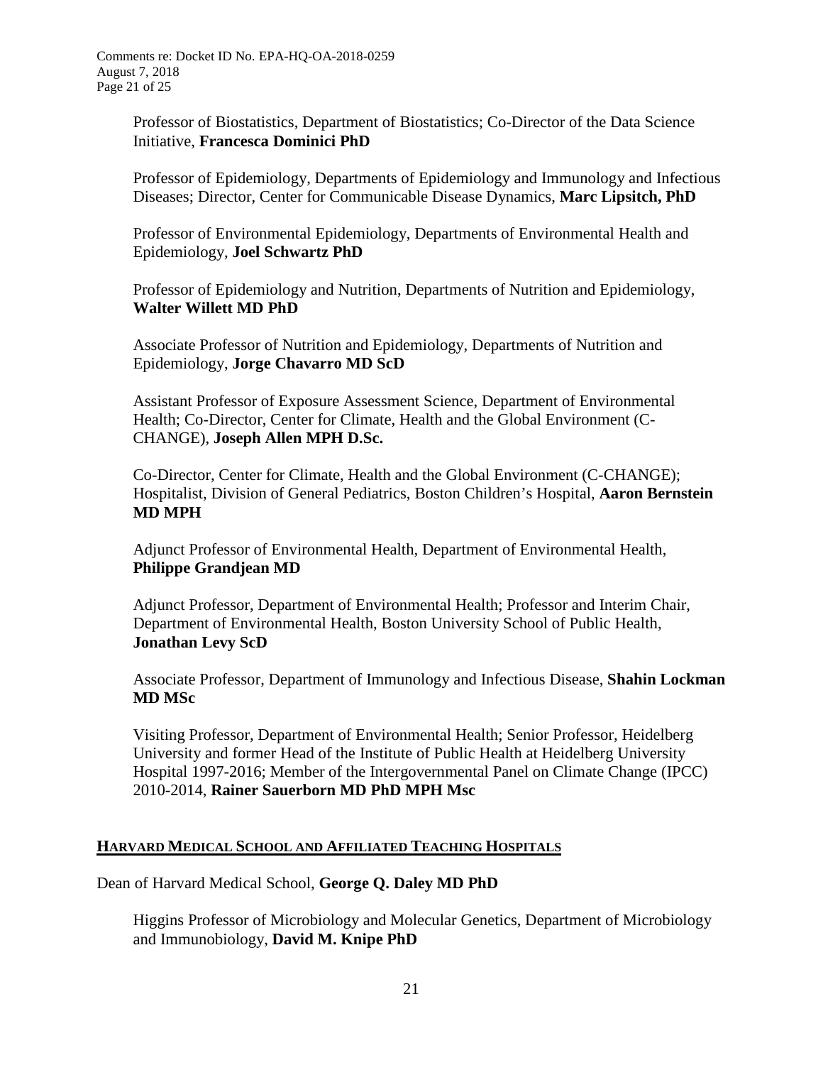Professor of Biostatistics, Department of Biostatistics; Co-Director of the Data Science Initiative, **Francesca Dominici PhD**

Professor of Epidemiology, Departments of Epidemiology and Immunology and Infectious Diseases; Director, Center for Communicable Disease Dynamics, **Marc Lipsitch, PhD**

Professor of Environmental Epidemiology, Departments of Environmental Health and Epidemiology, **Joel Schwartz PhD**

Professor of Epidemiology and Nutrition, Departments of Nutrition and Epidemiology, **Walter Willett MD PhD**

Associate Professor of Nutrition and Epidemiology, Departments of Nutrition and Epidemiology, **Jorge Chavarro MD ScD**

Assistant Professor of Exposure Assessment Science, Department of Environmental Health; Co-Director, Center for Climate, Health and the Global Environment (C-CHANGE), **Joseph Allen MPH D.Sc.**

Co-Director, Center for Climate, Health and the Global Environment (C-CHANGE); Hospitalist, Division of General Pediatrics, Boston Children's Hospital, **Aaron Bernstein MD MPH**

Adjunct Professor of Environmental Health, Department of Environmental Health, **Philippe Grandjean MD**

Adjunct Professor, Department of Environmental Health; Professor and Interim Chair, Department of Environmental Health, Boston University School of Public Health, **Jonathan Levy ScD**

Associate Professor, Department of Immunology and Infectious Disease, **Shahin Lockman MD MSc**

Visiting Professor, Department of Environmental Health; Senior Professor, Heidelberg University and former Head of the Institute of Public Health at Heidelberg University Hospital 1997-2016; Member of the Intergovernmental Panel on Climate Change (IPCC) 2010-2014, **Rainer Sauerborn MD PhD MPH Msc**

## HARVARD MEDICAL SCHOOL AND AFFILIATED TEACHING HOSPITALS

Dean of Harvard Medical School, **George Q. Daley MD PhD**

Higgins Professor of Microbiology and Molecular Genetics, Department of Microbiology and Immunobiology, **David M. Knipe PhD**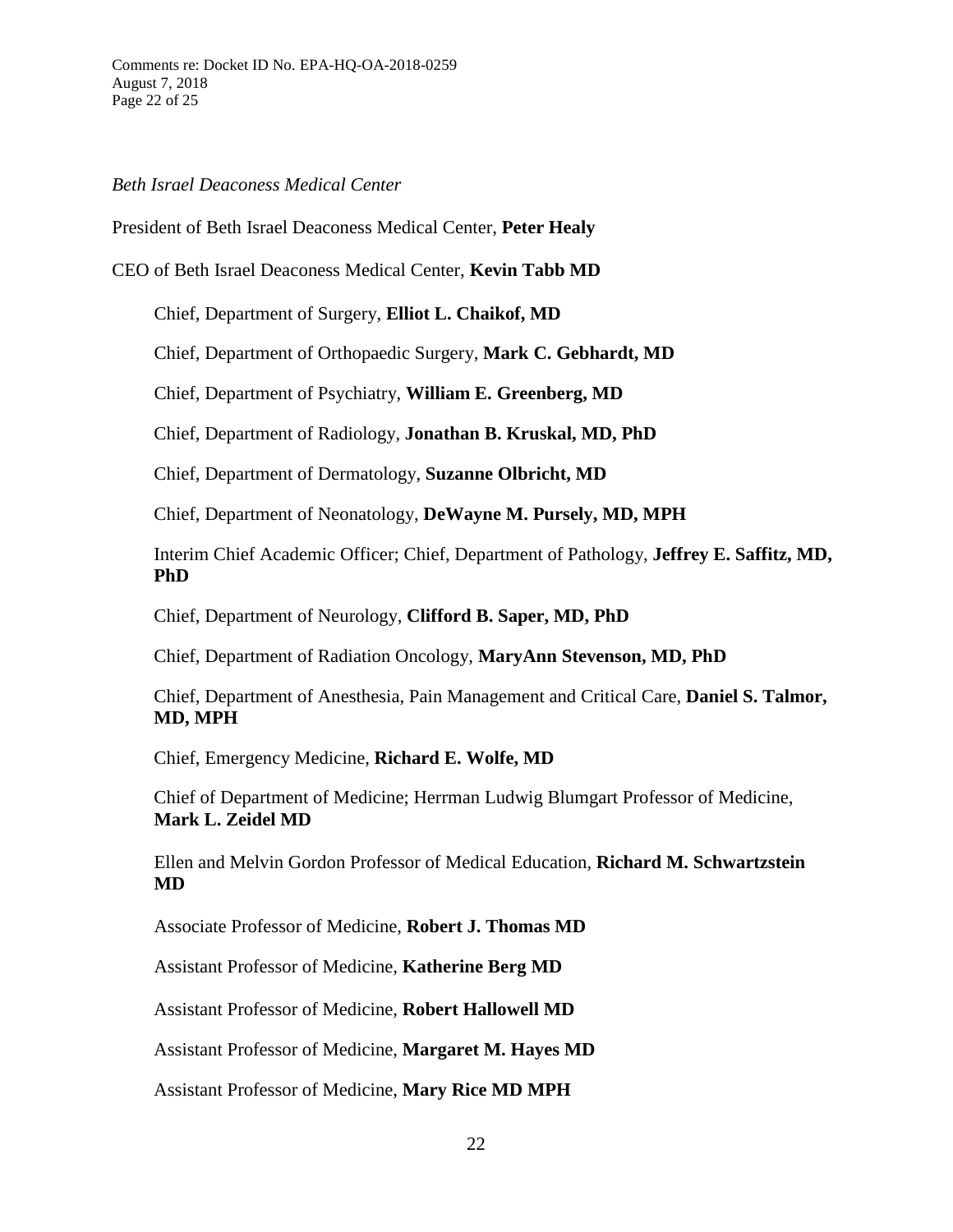*Beth Israel Deaconess Medical Center*

President of Beth Israel Deaconess Medical Center, **Peter Healy**

CEO of Beth Israel Deaconess Medical Center, **Kevin Tabb MD**

Chief, Department of Surgery, **Elliot L. Chaikof, MD**

Chief, Department of Orthopaedic Surgery, **Mark C. Gebhardt, MD**

Chief, Department of Psychiatry, **William E. Greenberg, MD**

Chief, Department of Radiology, **Jonathan B. Kruskal, MD, PhD**

Chief, Department of Dermatology, **Suzanne Olbricht, MD**

Chief, Department of Neonatology, **DeWayne M. Pursely, MD, MPH**

Interim Chief Academic Officer; Chief, Department of Pathology, **Jeffrey E. Saffitz, MD, PhD**

Chief, Department of Neurology, **Clifford B. Saper, MD, PhD**

Chief, Department of Radiation Oncology, **MaryAnn Stevenson, MD, PhD**

Chief, Department of Anesthesia, Pain Management and Critical Care, **Daniel S. Talmor, MD, MPH**

Chief, Emergency Medicine, **Richard E. Wolfe, MD**

Chief of Department of Medicine; Herrman Ludwig Blumgart Professor of Medicine, **Mark L. Zeidel MD**

Ellen and Melvin Gordon Professor of Medical Education, **Richard M. Schwartzstein MD**

Associate Professor of Medicine, **Robert J. Thomas MD**

Assistant Professor of Medicine, **Katherine Berg MD**

Assistant Professor of Medicine, **Robert Hallowell MD**

Assistant Professor of Medicine, **Margaret M. Hayes MD**

Assistant Professor of Medicine, **Mary Rice MD MPH**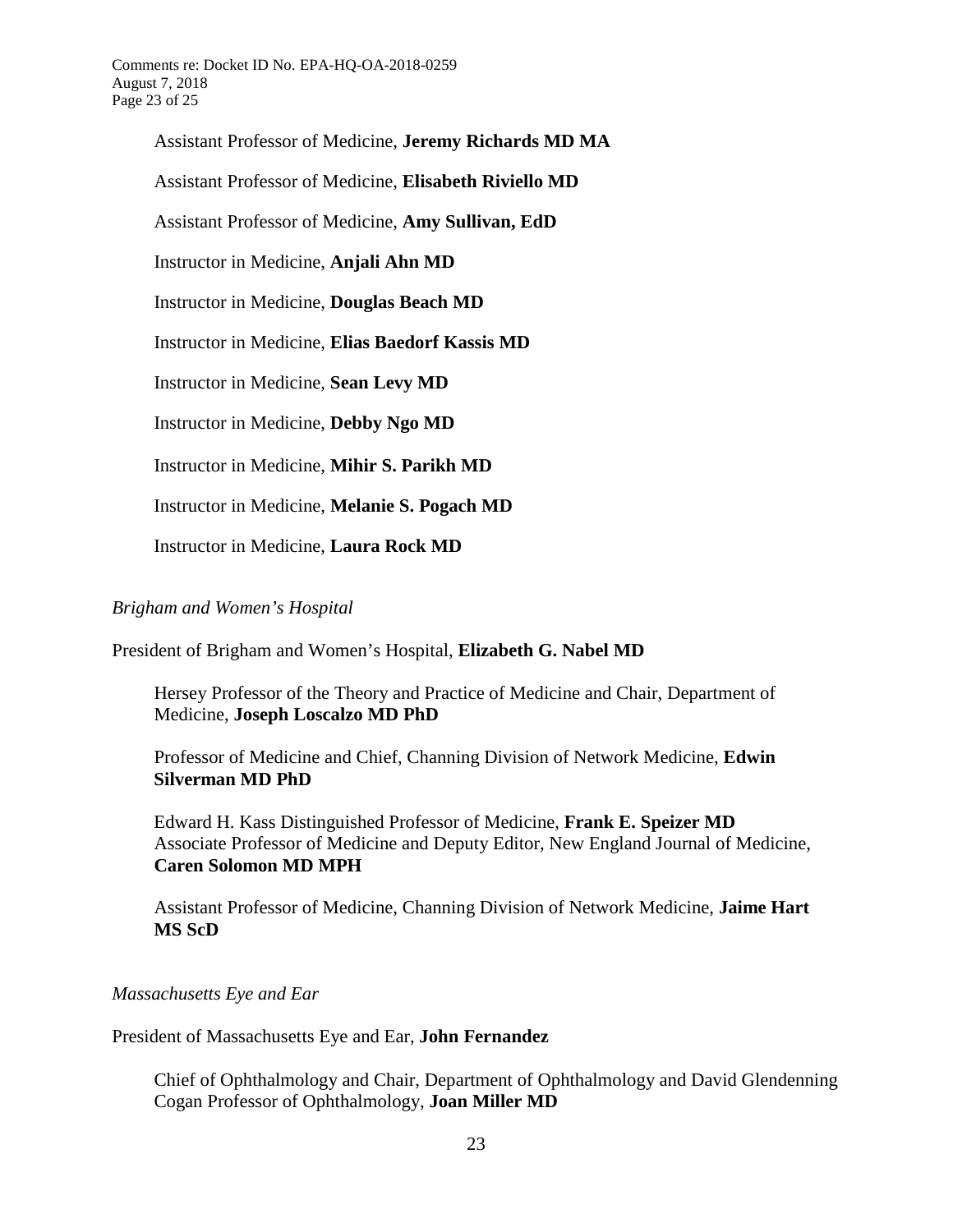Assistant Professor of Medicine, **Jeremy Richards MD MA**

Assistant Professor of Medicine, **Elisabeth Riviello MD**

Assistant Professor of Medicine, **Amy Sullivan, EdD**

Instructor in Medicine, **Anjali Ahn MD**

Instructor in Medicine, **Douglas Beach MD**

Instructor in Medicine, **Elias Baedorf Kassis MD**

Instructor in Medicine, **Sean Levy MD**

Instructor in Medicine, **Debby Ngo MD**

Instructor in Medicine, **Mihir S. Parikh MD**

Instructor in Medicine, **Melanie S. Pogach MD**

Instructor in Medicine, **Laura Rock MD**

*Brigham and Women's Hospital*

President of Brigham and Women's Hospital, **Elizabeth G. Nabel MD**

Hersey Professor of the Theory and Practice of Medicine and Chair, Department of Medicine, **Joseph Loscalzo MD PhD**

Professor of Medicine and Chief, Channing Division of Network Medicine, **Edwin Silverman MD PhD**

Edward H. Kass Distinguished Professor of Medicine, **Frank E. Speizer MD**
Associate Professor of Medicine and Deputy Editor, New England Journal of Medicine, **Caren Solomon MD MPH**

Assistant Professor of Medicine, Channing Division of Network Medicine, **Jaime Hart MS ScD**

*Massachusetts Eye and Ear*

President of Massachusetts Eye and Ear, **John Fernandez**

Chief of Ophthalmology and Chair, Department of Ophthalmology and David Glendenning Cogan Professor of Ophthalmology, **Joan Miller MD**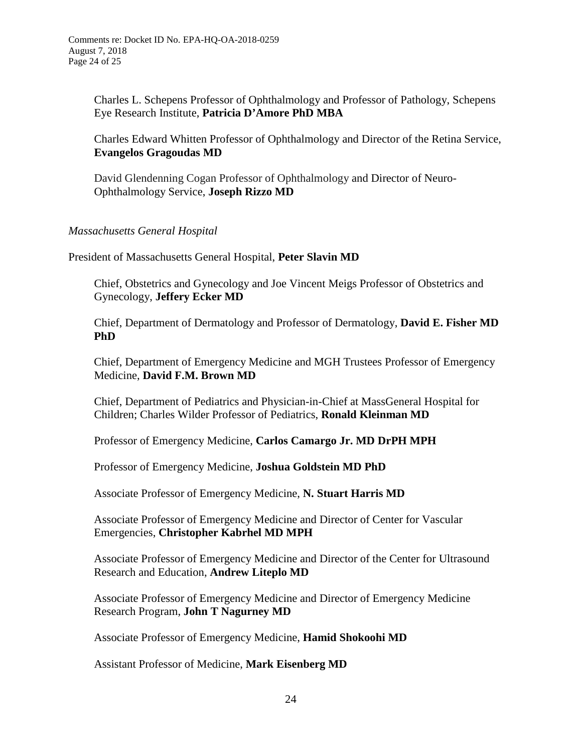Charles L. Schepens Professor of Ophthalmology and Professor of Pathology, Schepens Eye Research Institute, **Patricia D'Amore PhD MBA**

Charles Edward Whitten Professor of Ophthalmology and Director of the Retina Service, **Evangelos Gragoudas MD**

David Glendenning Cogan Professor of Ophthalmology and Director of Neuro-Ophthalmology Service, **Joseph Rizzo MD**

*Massachusetts General Hospital*

President of Massachusetts General Hospital, **Peter Slavin MD**

Chief, Obstetrics and Gynecology and Joe Vincent Meigs Professor of Obstetrics and Gynecology, **Jeffery Ecker MD**

Chief, Department of Dermatology and Professor of Dermatology, **David E. Fisher MD PhD**

Chief, Department of Emergency Medicine and MGH Trustees Professor of Emergency Medicine, **David F.M. Brown MD**

Chief, Department of Pediatrics and Physician-in-Chief at MassGeneral Hospital for Children; Charles Wilder Professor of Pediatrics, **Ronald Kleinman MD**

Professor of Emergency Medicine, **Carlos Camargo Jr. MD DrPH MPH**

Professor of Emergency Medicine, **Joshua Goldstein MD PhD**

Associate Professor of Emergency Medicine, **N. Stuart Harris MD**

Associate Professor of Emergency Medicine and Director of Center for Vascular Emergencies, **Christopher Kabrhel MD MPH**

Associate Professor of Emergency Medicine and Director of the Center for Ultrasound Research and Education, **Andrew Liteplo MD**

Associate Professor of Emergency Medicine and Director of Emergency Medicine Research Program, **John T Nagurney MD**

Associate Professor of Emergency Medicine, **Hamid Shokoohi MD**

Assistant Professor of Medicine, **Mark Eisenberg MD**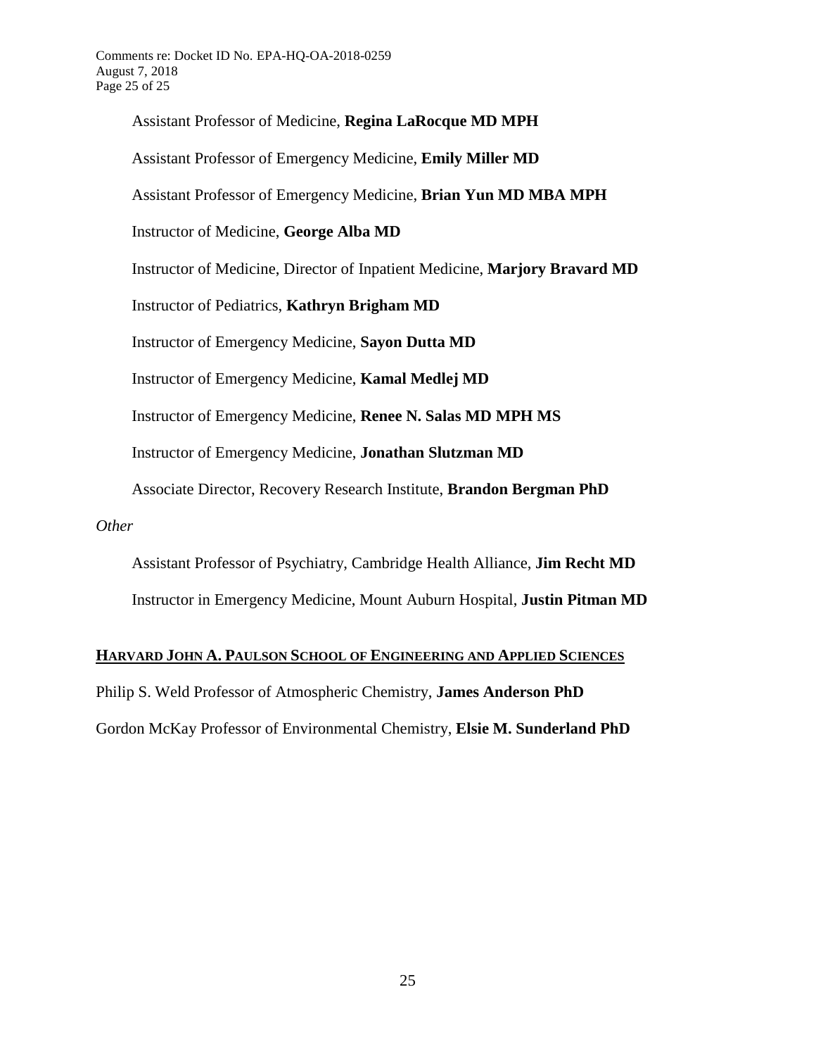Assistant Professor of Medicine, **Regina LaRocque MD MPH**

Assistant Professor of Emergency Medicine, **Emily Miller MD**

Assistant Professor of Emergency Medicine, **Brian Yun MD MBA MPH**

Instructor of Medicine, **George Alba MD**

Instructor of Medicine, Director of Inpatient Medicine, **Marjory Bravard MD**

Instructor of Pediatrics, **Kathryn Brigham MD**

Instructor of Emergency Medicine, **Sayon Dutta MD**

Instructor of Emergency Medicine, **Kamal Medlej MD**

Instructor of Emergency Medicine, **Renee N. Salas MD MPH MS**

Instructor of Emergency Medicine, **Jonathan Slutzman MD**

Associate Director, Recovery Research Institute, **Brandon Bergman PhD**

*Other*

Assistant Professor of Psychiatry, Cambridge Health Alliance, **Jim Recht MD**

Instructor in Emergency Medicine, Mount Auburn Hospital, **Justin Pitman MD**

**HARVARD JOHN A. PAULSON SCHOOL OF ENGINEERING AND APPLIED SCIENCES**

Philip S. Weld Professor of Atmospheric Chemistry, **James Anderson PhD**

Gordon McKay Professor of Environmental Chemistry, **Elsie M. Sunderland PhD**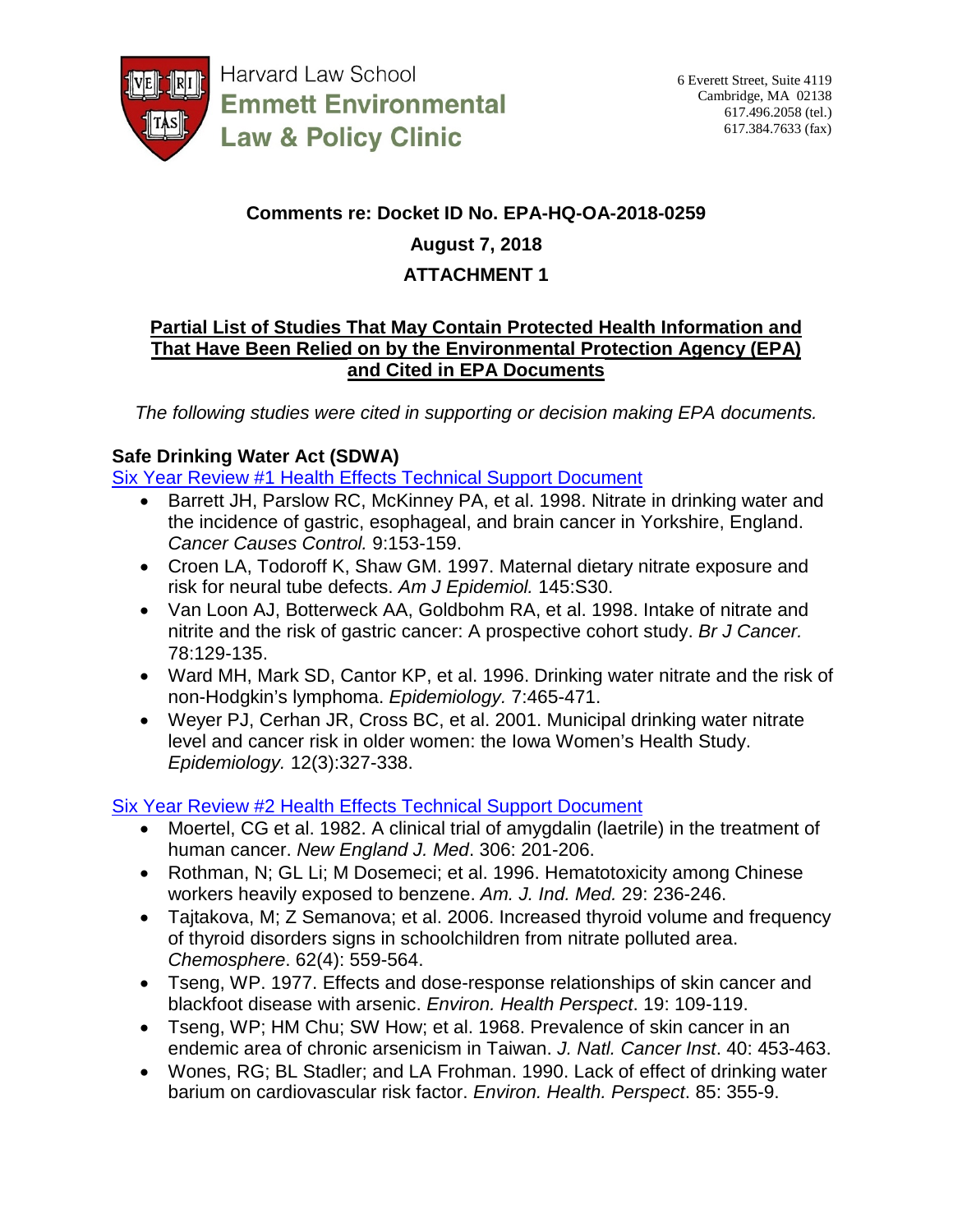Harvard Law School
**Emmett Environmental Law & Policy Clinic**

6 Everett Street, Suite 4119
Cambridge, MA 02138
617.496.2058 (tel.)
617.384.7633 (fax)

**Comments re: Docket ID No. EPA-HQ-OA-2018-0259**

**August 7, 2018**

**ATTACHMENT 1**

**Partial List of Studies That May Contain Protected Health Information and That Have Been Relied on by the Environmental Protection Agency (EPA) and Cited in EPA Documents**

*The following studies were cited in supporting or decision making EPA documents.*

### Safe Drinking Water Act (SDWA)

Six Year Review #1 Health Effects Technical Support Document

- Barrett JH, Parslow RC, McKinney PA, et al. 1998. Nitrate in drinking water and the incidence of gastric, esophageal, and brain cancer in Yorkshire, England. *Cancer Causes Control.* 9:153-159.
- Croen LA, Todoroff K, Shaw GM. 1997. Maternal dietary nitrate exposure and risk for neural tube defects. *Am J Epidemiol.* 145:S30.
- Van Loon AJ, Botterweck AA, Goldbohm RA, et al. 1998. Intake of nitrate and nitrite and the risk of gastric cancer: A prospective cohort study. *Br J Cancer.* 78:129-135.
- Ward MH, Mark SD, Cantor KP, et al. 1996. Drinking water nitrate and the risk of non-Hodgkin's lymphoma. *Epidemiology.* 7:465-471.
- Weyer PJ, Cerhan JR, Cross BC, et al. 2001. Municipal drinking water nitrate level and cancer risk in older women: the Iowa Women's Health Study. *Epidemiology.* 12(3):327-338.

Six Year Review #2 Health Effects Technical Support Document

- Moertel, CG et al. 1982. A clinical trial of amygdalin (laetrile) in the treatment of human cancer. *New England J. Med*. 306: 201-206.
- Rothman, N; GL Li; M Dosemeci; et al. 1996. Hematotoxicity among Chinese workers heavily exposed to benzene. *Am. J. Ind. Med.* 29: 236-246.
- Tajtakova, M; Z Semanova; et al. 2006. Increased thyroid volume and frequency of thyroid disorders signs in schoolchildren from nitrate polluted area. *Chemosphere*. 62(4): 559-564.
- Tseng, WP. 1977. Effects and dose-response relationships of skin cancer and blackfoot disease with arsenic. *Environ. Health Perspect*. 19: 109-119.
- Tseng, WP; HM Chu; SW How; et al. 1968. Prevalence of skin cancer in an endemic area of chronic arsenicism in Taiwan. *J. Natl. Cancer Inst*. 40: 453-463.
- Wones, RG; BL Stadler; and LA Frohman. 1990. Lack of effect of drinking water barium on cardiovascular risk factor. *Environ. Health. Perspect*. 85: 355-9.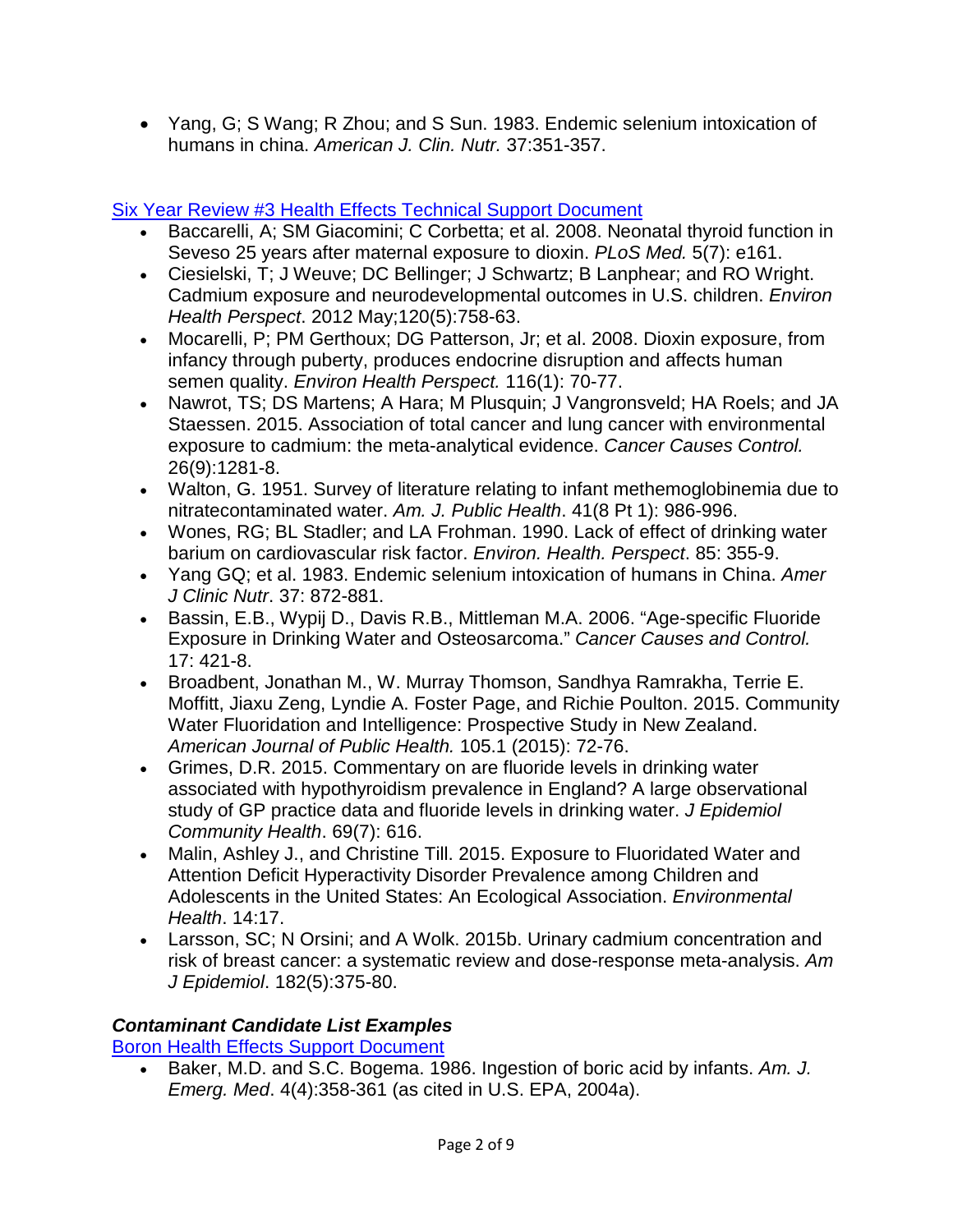- Yang, G; S Wang; R Zhou; and S Sun. 1983. Endemic selenium intoxication of humans in china. *American J. Clin. Nutr.* 37:351-357.

[Six Year Review #3 Health Effects Technical Support Document]

- Baccarelli, A; SM Giacomini; C Corbetta; et al. 2008. Neonatal thyroid function in Seveso 25 years after maternal exposure to dioxin. *PLoS Med.* 5(7): e161.
- Ciesielski, T; J Weuve; DC Bellinger; J Schwartz; B Lanphear; and RO Wright. Cadmium exposure and neurodevelopmental outcomes in U.S. children. *Environ Health Perspect*. 2012 May;120(5):758-63.
- Mocarelli, P; PM Gerthoux; DG Patterson, Jr; et al. 2008. Dioxin exposure, from infancy through puberty, produces endocrine disruption and affects human semen quality. *Environ Health Perspect.* 116(1): 70-77.
- Nawrot, TS; DS Martens; A Hara; M Plusquin; J Vangronsveld; HA Roels; and JA Staessen. 2015. Association of total cancer and lung cancer with environmental exposure to cadmium: the meta-analytical evidence. *Cancer Causes Control.* 26(9):1281-8.
- Walton, G. 1951. Survey of literature relating to infant methemoglobinemia due to nitratecontaminated water. *Am. J. Public Health*. 41(8 Pt 1): 986-996.
- Wones, RG; BL Stadler; and LA Frohman. 1990. Lack of effect of drinking water barium on cardiovascular risk factor. *Environ. Health. Perspect*. 85: 355-9.
- Yang GQ; et al. 1983. Endemic selenium intoxication of humans in China. *Amer J Clinic Nutr*. 37: 872-881.
- Bassin, E.B., Wypij D., Davis R.B., Mittleman M.A. 2006. "Age-specific Fluoride Exposure in Drinking Water and Osteosarcoma." *Cancer Causes and Control.* 17: 421-8.
- Broadbent, Jonathan M., W. Murray Thomson, Sandhya Ramrakha, Terrie E. Moffitt, Jiaxu Zeng, Lyndie A. Foster Page, and Richie Poulton. 2015. Community Water Fluoridation and Intelligence: Prospective Study in New Zealand. *American Journal of Public Health.* 105.1 (2015): 72-76.
- Grimes, D.R. 2015. Commentary on are fluoride levels in drinking water associated with hypothyroidism prevalence in England? A large observational study of GP practice data and fluoride levels in drinking water. *J Epidemiol Community Health*. 69(7): 616.
- Malin, Ashley J., and Christine Till. 2015. Exposure to Fluoridated Water and Attention Deficit Hyperactivity Disorder Prevalence among Children and Adolescents in the United States: An Ecological Association. *Environmental Health*. 14:17.
- Larsson, SC; N Orsini; and A Wolk. 2015b. Urinary cadmium concentration and risk of breast cancer: a systematic review and dose-response meta-analysis. *Am J Epidemiol*. 182(5):375-80.

### *Contaminant Candidate List Examples*

[Boron Health Effects Support Document]

- Baker, M.D. and S.C. Bogema. 1986. Ingestion of boric acid by infants. *Am. J. Emerg. Med*. 4(4):358-361 (as cited in U.S. EPA, 2004a).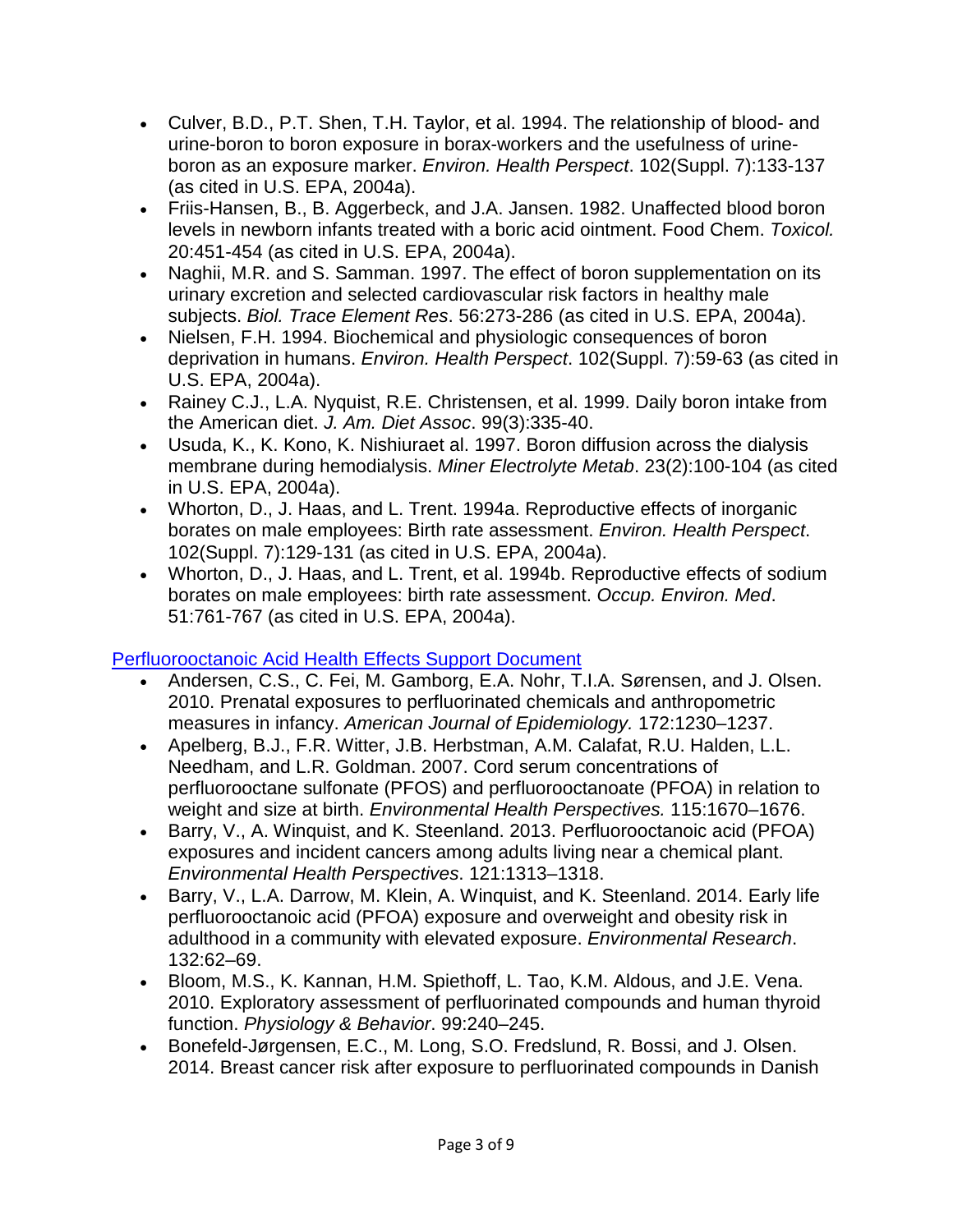- Culver, B.D., P.T. Shen, T.H. Taylor, et al. 1994. The relationship of blood- and urine-boron to boron exposure in borax-workers and the usefulness of urine-boron as an exposure marker. *Environ. Health Perspect*. 102(Suppl. 7):133-137 (as cited in U.S. EPA, 2004a).
- Friis-Hansen, B., B. Aggerbeck, and J.A. Jansen. 1982. Unaffected blood boron levels in newborn infants treated with a boric acid ointment. Food Chem. *Toxicol.* 20:451-454 (as cited in U.S. EPA, 2004a).
- Naghii, M.R. and S. Samman. 1997. The effect of boron supplementation on its urinary excretion and selected cardiovascular risk factors in healthy male subjects. *Biol. Trace Element Res*. 56:273-286 (as cited in U.S. EPA, 2004a).
- Nielsen, F.H. 1994. Biochemical and physiologic consequences of boron deprivation in humans. *Environ. Health Perspect*. 102(Suppl. 7):59-63 (as cited in U.S. EPA, 2004a).
- Rainey C.J., L.A. Nyquist, R.E. Christensen, et al. 1999. Daily boron intake from the American diet. *J. Am. Diet Assoc*. 99(3):335-40.
- Usuda, K., K. Kono, K. Nishiuraet al. 1997. Boron diffusion across the dialysis membrane during hemodialysis. *Miner Electrolyte Metab*. 23(2):100-104 (as cited in U.S. EPA, 2004a).
- Whorton, D., J. Haas, and L. Trent. 1994a. Reproductive effects of inorganic borates on male employees: Birth rate assessment. *Environ. Health Perspect*. 102(Suppl. 7):129-131 (as cited in U.S. EPA, 2004a).
- Whorton, D., J. Haas, and L. Trent, et al. 1994b. Reproductive effects of sodium borates on male employees: birth rate assessment. *Occup. Environ. Med*. 51:761-767 (as cited in U.S. EPA, 2004a).

Perfluorooctanoic Acid Health Effects Support Document

- Andersen, C.S., C. Fei, M. Gamborg, E.A. Nohr, T.I.A. Sørensen, and J. Olsen. 2010. Prenatal exposures to perfluorinated chemicals and anthropometric measures in infancy. *American Journal of Epidemiology.* 172:1230–1237.
- Apelberg, B.J., F.R. Witter, J.B. Herbstman, A.M. Calafat, R.U. Halden, L.L. Needham, and L.R. Goldman. 2007. Cord serum concentrations of perfluorooctane sulfonate (PFOS) and perfluorooctanoate (PFOA) in relation to weight and size at birth. *Environmental Health Perspectives.* 115:1670–1676.
- Barry, V., A. Winquist, and K. Steenland. 2013. Perfluorooctanoic acid (PFOA) exposures and incident cancers among adults living near a chemical plant. *Environmental Health Perspectives*. 121:1313–1318.
- Barry, V., L.A. Darrow, M. Klein, A. Winquist, and K. Steenland. 2014. Early life perfluorooctanoic acid (PFOA) exposure and overweight and obesity risk in adulthood in a community with elevated exposure. *Environmental Research*. 132:62–69.
- Bloom, M.S., K. Kannan, H.M. Spiethoff, L. Tao, K.M. Aldous, and J.E. Vena. 2010. Exploratory assessment of perfluorinated compounds and human thyroid function. *Physiology & Behavior*. 99:240–245.
- Bonefeld-Jørgensen, E.C., M. Long, S.O. Fredslund, R. Bossi, and J. Olsen. 2014. Breast cancer risk after exposure to perfluorinated compounds in Danish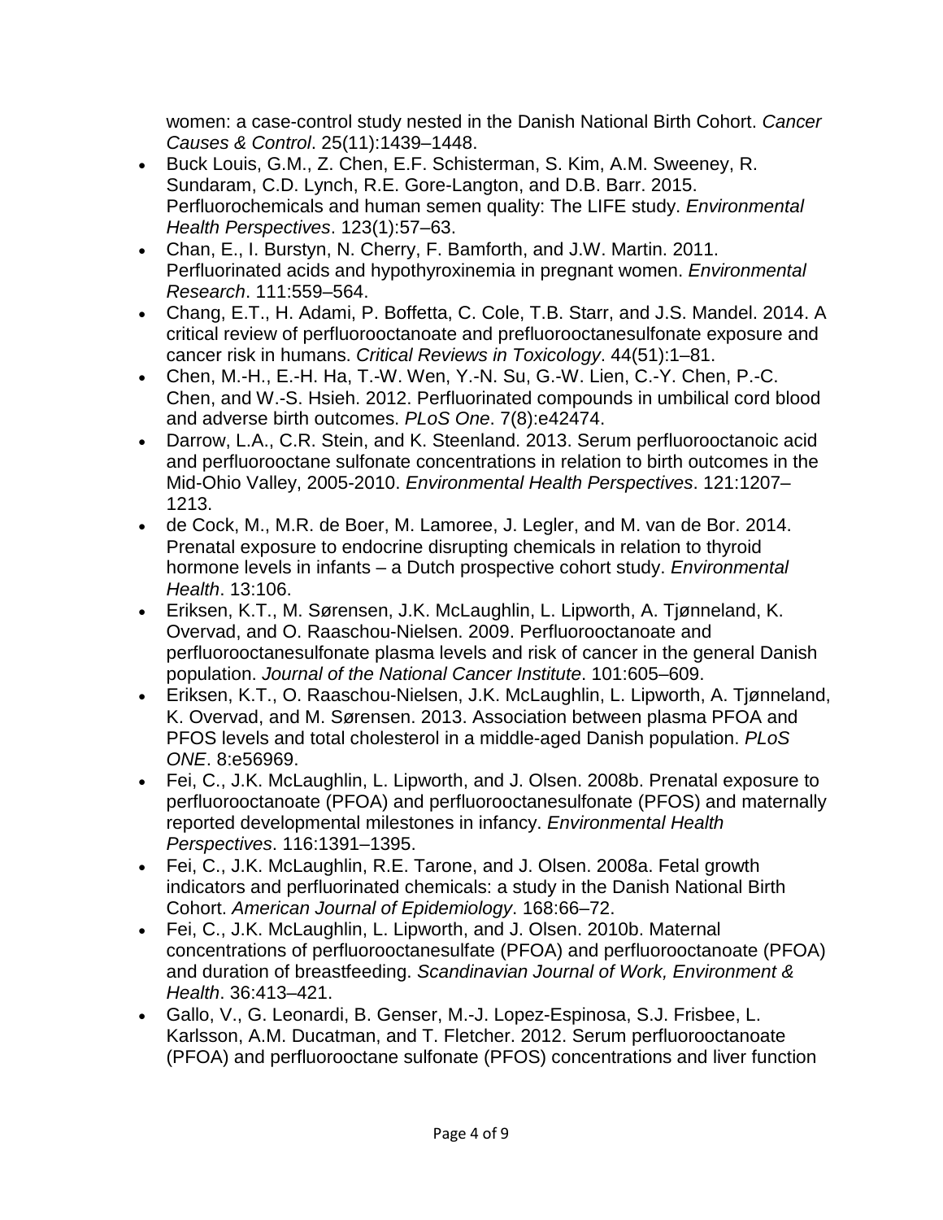women: a case-control study nested in the Danish National Birth Cohort. *Cancer Causes & Control*. 25(11):1439–1448.

- Buck Louis, G.M., Z. Chen, E.F. Schisterman, S. Kim, A.M. Sweeney, R. Sundaram, C.D. Lynch, R.E. Gore-Langton, and D.B. Barr. 2015. Perfluorochemicals and human semen quality: The LIFE study. *Environmental Health Perspectives*. 123(1):57–63.
- Chan, E., I. Burstyn, N. Cherry, F. Bamforth, and J.W. Martin. 2011. Perfluorinated acids and hypothyroxinemia in pregnant women. *Environmental Research*. 111:559–564.
- Chang, E.T., H. Adami, P. Boffetta, C. Cole, T.B. Starr, and J.S. Mandel. 2014. A critical review of perfluorooctanoate and prefluorooctanesulfonate exposure and cancer risk in humans. *Critical Reviews in Toxicology*. 44(51):1–81.
- Chen, M.-H., E.-H. Ha, T.-W. Wen, Y.-N. Su, G.-W. Lien, C.-Y. Chen, P.-C. Chen, and W.-S. Hsieh. 2012. Perfluorinated compounds in umbilical cord blood and adverse birth outcomes. *PLoS One*. 7(8):e42474.
- Darrow, L.A., C.R. Stein, and K. Steenland. 2013. Serum perfluorooctanoic acid and perfluorooctane sulfonate concentrations in relation to birth outcomes in the Mid-Ohio Valley, 2005-2010. *Environmental Health Perspectives*. 121:1207–1213.
- de Cock, M., M.R. de Boer, M. Lamoree, J. Legler, and M. van de Bor. 2014. Prenatal exposure to endocrine disrupting chemicals in relation to thyroid hormone levels in infants – a Dutch prospective cohort study. *Environmental Health*. 13:106.
- Eriksen, K.T., M. Sørensen, J.K. McLaughlin, L. Lipworth, A. Tjønneland, K. Overvad, and O. Raaschou-Nielsen. 2009. Perfluorooctanoate and perfluorooctanesulfonate plasma levels and risk of cancer in the general Danish population. *Journal of the National Cancer Institute*. 101:605–609.
- Eriksen, K.T., O. Raaschou-Nielsen, J.K. McLaughlin, L. Lipworth, A. Tjønneland, K. Overvad, and M. Sørensen. 2013. Association between plasma PFOA and PFOS levels and total cholesterol in a middle-aged Danish population. *PLoS ONE*. 8:e56969.
- Fei, C., J.K. McLaughlin, L. Lipworth, and J. Olsen. 2008b. Prenatal exposure to perfluorooctanoate (PFOA) and perfluorooctanesulfonate (PFOS) and maternally reported developmental milestones in infancy. *Environmental Health Perspectives*. 116:1391–1395.
- Fei, C., J.K. McLaughlin, R.E. Tarone, and J. Olsen. 2008a. Fetal growth indicators and perfluorinated chemicals: a study in the Danish National Birth Cohort. *American Journal of Epidemiology*. 168:66–72.
- Fei, C., J.K. McLaughlin, L. Lipworth, and J. Olsen. 2010b. Maternal concentrations of perfluorooctanesulfate (PFOA) and perfluorooctanoate (PFOA) and duration of breastfeeding. *Scandinavian Journal of Work, Environment & Health*. 36:413–421.
- Gallo, V., G. Leonardi, B. Genser, M.-J. Lopez-Espinosa, S.J. Frisbee, L. Karlsson, A.M. Ducatman, and T. Fletcher. 2012. Serum perfluorooctanoate (PFOA) and perfluorooctane sulfonate (PFOS) concentrations and liver function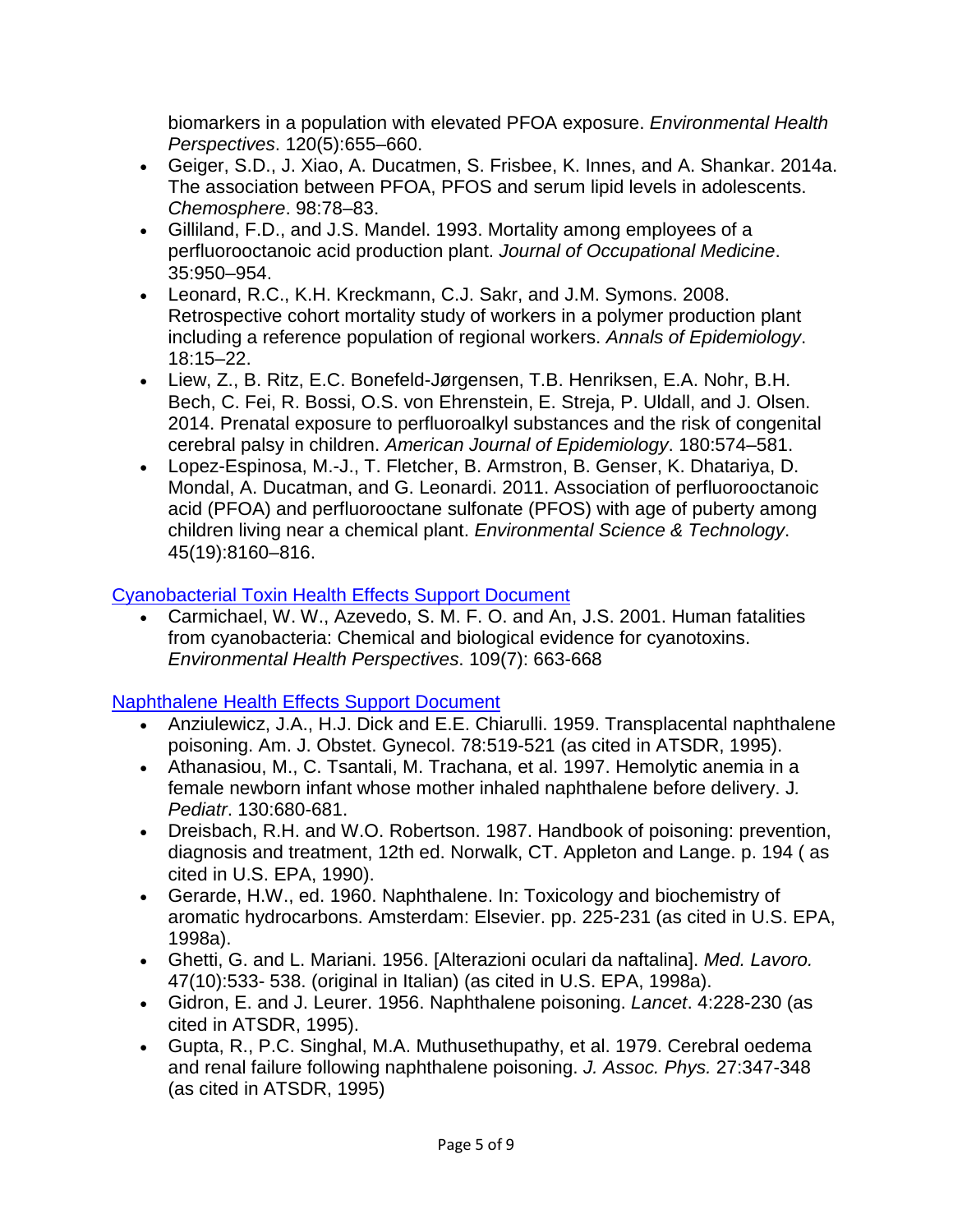biomarkers in a population with elevated PFOA exposure. *Environmental Health Perspectives*. 120(5):655–660.

- Geiger, S.D., J. Xiao, A. Ducatmen, S. Frisbee, K. Innes, and A. Shankar. 2014a. The association between PFOA, PFOS and serum lipid levels in adolescents. *Chemosphere*. 98:78–83.
- Gilliland, F.D., and J.S. Mandel. 1993. Mortality among employees of a perfluorooctanoic acid production plant. *Journal of Occupational Medicine*. 35:950–954.
- Leonard, R.C., K.H. Kreckmann, C.J. Sakr, and J.M. Symons. 2008. Retrospective cohort mortality study of workers in a polymer production plant including a reference population of regional workers. *Annals of Epidemiology*. 18:15–22.
- Liew, Z., B. Ritz, E.C. Bonefeld-Jørgensen, T.B. Henriksen, E.A. Nohr, B.H. Bech, C. Fei, R. Bossi, O.S. von Ehrenstein, E. Streja, P. Uldall, and J. Olsen. 2014. Prenatal exposure to perfluoroalkyl substances and the risk of congenital cerebral palsy in children. *American Journal of Epidemiology*. 180:574–581.
- Lopez-Espinosa, M.-J., T. Fletcher, B. Armstron, B. Genser, K. Dhatariya, D. Mondal, A. Ducatman, and G. Leonardi. 2011. Association of perfluorooctanoic acid (PFOA) and perfluorooctane sulfonate (PFOS) with age of puberty among children living near a chemical plant. *Environmental Science & Technology*. 45(19):8160–816.

[Cyanobacterial Toxin Health Effects Support Document]

- Carmichael, W. W., Azevedo, S. M. F. O. and An, J.S. 2001. Human fatalities from cyanobacteria: Chemical and biological evidence for cyanotoxins. *Environmental Health Perspectives*. 109(7): 663-668

[Naphthalene Health Effects Support Document]

- Anziulewicz, J.A., H.J. Dick and E.E. Chiarulli. 1959. Transplacental naphthalene poisoning. Am. J. Obstet. Gynecol. 78:519-521 (as cited in ATSDR, 1995).
- Athanasiou, M., C. Tsantali, M. Trachana, et al. 1997. Hemolytic anemia in a female newborn infant whose mother inhaled naphthalene before delivery. J*. Pediatr*. 130:680-681.
- Dreisbach, R.H. and W.O. Robertson. 1987. Handbook of poisoning: prevention, diagnosis and treatment, 12th ed. Norwalk, CT. Appleton and Lange. p. 194 ( as cited in U.S. EPA, 1990).
- Gerarde, H.W., ed. 1960. Naphthalene. In: Toxicology and biochemistry of aromatic hydrocarbons. Amsterdam: Elsevier. pp. 225-231 (as cited in U.S. EPA, 1998a).
- Ghetti, G. and L. Mariani. 1956. [Alterazioni oculari da naftalina]. *Med. Lavoro.* 47(10):533- 538. (original in Italian) (as cited in U.S. EPA, 1998a).
- Gidron, E. and J. Leurer. 1956. Naphthalene poisoning. *Lancet*. 4:228-230 (as cited in ATSDR, 1995).
- Gupta, R., P.C. Singhal, M.A. Muthusethupathy, et al. 1979. Cerebral oedema and renal failure following naphthalene poisoning. *J. Assoc. Phys.* 27:347-348 (as cited in ATSDR, 1995)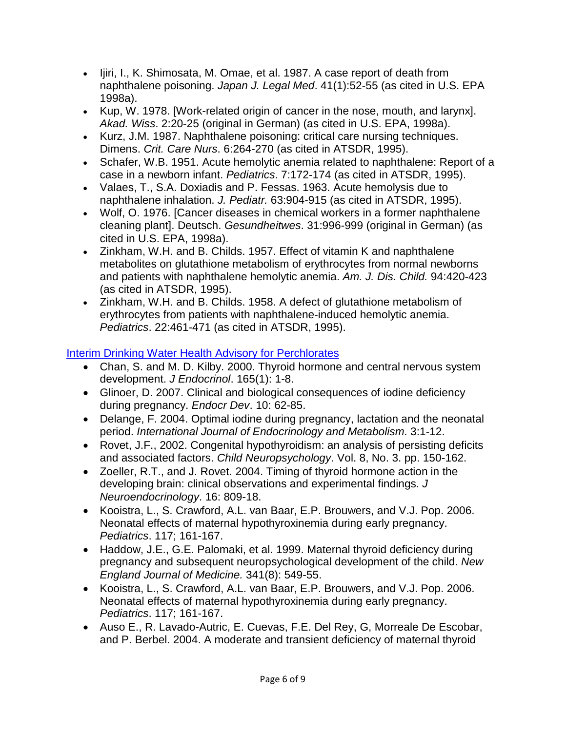- Ijiri, I., K. Shimosata, M. Omae, et al. 1987. A case report of death from naphthalene poisoning. *Japan J. Legal Med*. 41(1):52-55 (as cited in U.S. EPA 1998a).
- Kup, W. 1978. [Work-related origin of cancer in the nose, mouth, and larynx]. *Akad. Wiss*. 2:20-25 (original in German) (as cited in U.S. EPA, 1998a).
- Kurz, J.M. 1987. Naphthalene poisoning: critical care nursing techniques. Dimens. *Crit. Care Nurs*. 6:264-270 (as cited in ATSDR, 1995).
- Schafer, W.B. 1951. Acute hemolytic anemia related to naphthalene: Report of a case in a newborn infant. *Pediatrics*. 7:172-174 (as cited in ATSDR, 1995).
- Valaes, T., S.A. Doxiadis and P. Fessas. 1963. Acute hemolysis due to naphthalene inhalation. *J. Pediatr.* 63:904-915 (as cited in ATSDR, 1995).
- Wolf, O. 1976. [Cancer diseases in chemical workers in a former naphthalene cleaning plant]. Deutsch. *Gesundheitwes*. 31:996-999 (original in German) (as cited in U.S. EPA, 1998a).
- Zinkham, W.H. and B. Childs. 1957. Effect of vitamin K and naphthalene metabolites on glutathione metabolism of erythrocytes from normal newborns and patients with naphthalene hemolytic anemia. *Am. J. Dis. Child.* 94:420-423 (as cited in ATSDR, 1995).
- Zinkham, W.H. and B. Childs. 1958. A defect of glutathione metabolism of erythrocytes from patients with naphthalene-induced hemolytic anemia. *Pediatrics*. 22:461-471 (as cited in ATSDR, 1995).

Interim Drinking Water Health Advisory for Perchlorates

- Chan, S. and M. D. Kilby. 2000. Thyroid hormone and central nervous system development. *J Endocrinol*. 165(1): 1-8.
- Glinoer, D. 2007. Clinical and biological consequences of iodine deficiency during pregnancy. *Endocr Dev*. 10: 62-85.
- Delange, F. 2004. Optimal iodine during pregnancy, lactation and the neonatal period. *International Journal of Endocrinology and Metabolism*. 3:1-12.
- Rovet, J.F., 2002. Congenital hypothyroidism: an analysis of persisting deficits and associated factors. *Child Neuropsychology*. Vol. 8, No. 3. pp. 150-162.
- Zoeller, R.T., and J. Rovet. 2004. Timing of thyroid hormone action in the developing brain: clinical observations and experimental findings. *J Neuroendocrinology*. 16: 809-18.
- Kooistra, L., S. Crawford, A.L. van Baar, E.P. Brouwers, and V.J. Pop. 2006. Neonatal effects of maternal hypothyroxinemia during early pregnancy. *Pediatrics*. 117; 161-167.
- Haddow, J.E., G.E. Palomaki, et al. 1999. Maternal thyroid deficiency during pregnancy and subsequent neuropsychological development of the child. *New England Journal of Medicine.* 341(8): 549-55.
- Kooistra, L., S. Crawford, A.L. van Baar, E.P. Brouwers, and V.J. Pop. 2006. Neonatal effects of maternal hypothyroxinemia during early pregnancy. *Pediatrics*. 117; 161-167.
- Auso E., R. Lavado-Autric, E. Cuevas, F.E. Del Rey, G, Morreale De Escobar, and P. Berbel. 2004. A moderate and transient deficiency of maternal thyroid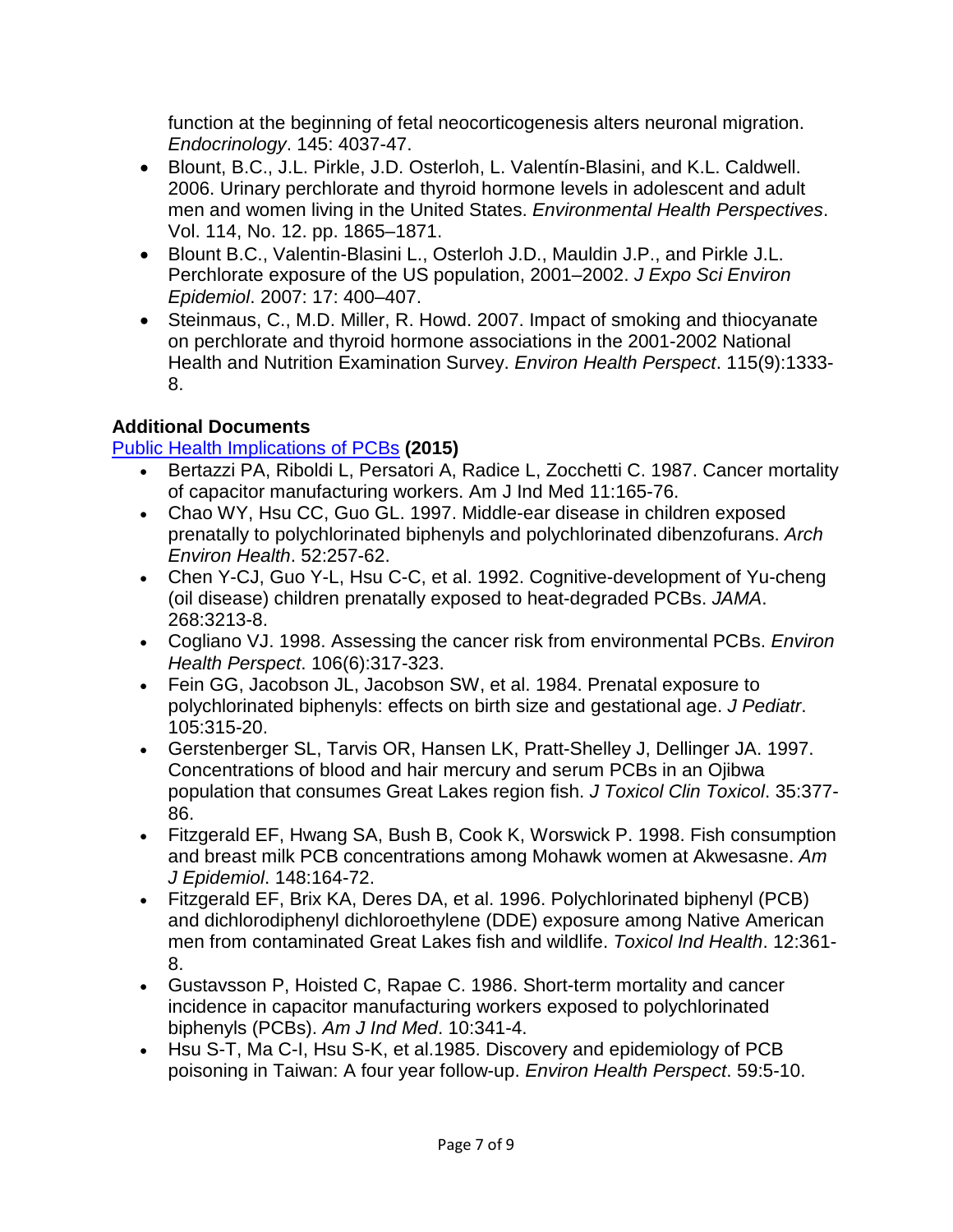function at the beginning of fetal neocorticogenesis alters neuronal migration. *Endocrinology*. 145: 4037-47.

- Blount, B.C., J.L. Pirkle, J.D. Osterloh, L. Valentín-Blasini, and K.L. Caldwell. 2006. Urinary perchlorate and thyroid hormone levels in adolescent and adult men and women living in the United States. *Environmental Health Perspectives*. Vol. 114, No. 12. pp. 1865–1871.
- Blount B.C., Valentin-Blasini L., Osterloh J.D., Mauldin J.P., and Pirkle J.L. Perchlorate exposure of the US population, 2001–2002. *J Expo Sci Environ Epidemiol*. 2007: 17: 400–407.
- Steinmaus, C., M.D. Miller, R. Howd. 2007. Impact of smoking and thiocyanate on perchlorate and thyroid hormone associations in the 2001-2002 National Health and Nutrition Examination Survey. *Environ Health Perspect*. 115(9):1333-8.

### Additional Documents

[Public Health Implications of PCBs](#) **(2015)**

- Bertazzi PA, Riboldi L, Persatori A, Radice L, Zocchetti C. 1987. Cancer mortality of capacitor manufacturing workers. Am J Ind Med 11:165-76.
- Chao WY, Hsu CC, Guo GL. 1997. Middle-ear disease in children exposed prenatally to polychlorinated biphenyls and polychlorinated dibenzofurans. *Arch Environ Health*. 52:257-62.
- Chen Y-CJ, Guo Y-L, Hsu C-C, et al. 1992. Cognitive-development of Yu-cheng (oil disease) children prenatally exposed to heat-degraded PCBs. *JAMA*. 268:3213-8.
- Cogliano VJ. 1998. Assessing the cancer risk from environmental PCBs. *Environ Health Perspect*. 106(6):317-323.
- Fein GG, Jacobson JL, Jacobson SW, et al. 1984. Prenatal exposure to polychlorinated biphenyls: effects on birth size and gestational age. *J Pediatr*. 105:315-20.
- Gerstenberger SL, Tarvis OR, Hansen LK, Pratt-Shelley J, Dellinger JA. 1997. Concentrations of blood and hair mercury and serum PCBs in an Ojibwa population that consumes Great Lakes region fish. *J Toxicol Clin Toxicol*. 35:377-86.
- Fitzgerald EF, Hwang SA, Bush B, Cook K, Worswick P. 1998. Fish consumption and breast milk PCB concentrations among Mohawk women at Akwesasne. *Am J Epidemiol*. 148:164-72.
- Fitzgerald EF, Brix KA, Deres DA, et al. 1996. Polychlorinated biphenyl (PCB) and dichlorodiphenyl dichloroethylene (DDE) exposure among Native American men from contaminated Great Lakes fish and wildlife. *Toxicol Ind Health*. 12:361-8.
- Gustavsson P, Hoisted C, Rapae C. 1986. Short-term mortality and cancer incidence in capacitor manufacturing workers exposed to polychlorinated biphenyls (PCBs). *Am J Ind Med*. 10:341-4.
- Hsu S-T, Ma C-I, Hsu S-K, et al.1985. Discovery and epidemiology of PCB poisoning in Taiwan: A four year follow-up. *Environ Health Perspect*. 59:5-10.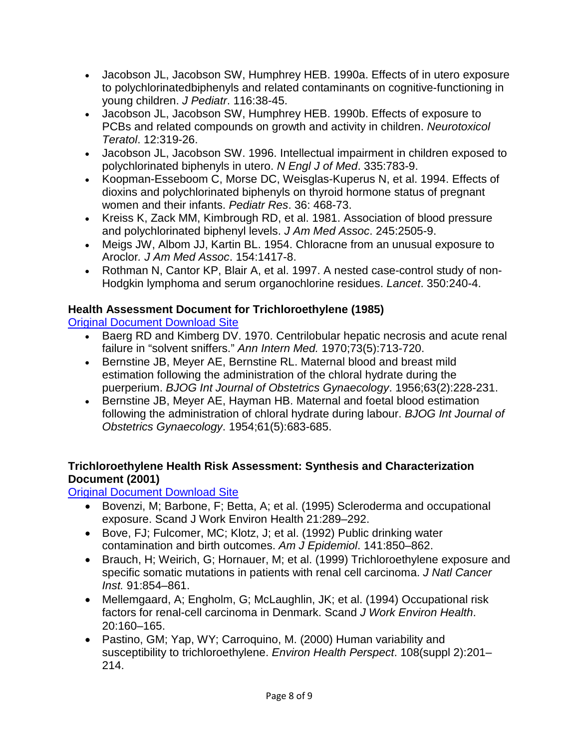- Jacobson JL, Jacobson SW, Humphrey HEB. 1990a. Effects of in utero exposure to polychlorinatedbiphenyls and related contaminants on cognitive-functioning in young children. *J Pediatr*. 116:38-45.
- Jacobson JL, Jacobson SW, Humphrey HEB. 1990b. Effects of exposure to PCBs and related compounds on growth and activity in children. *Neurotoxicol Teratol*. 12:319-26.
- Jacobson JL, Jacobson SW. 1996. Intellectual impairment in children exposed to polychlorinated biphenyls in utero. *N Engl J of Med*. 335:783-9.
- Koopman-Esseboom C, Morse DC, Weisglas-Kuperus N, et al. 1994. Effects of dioxins and polychlorinated biphenyls on thyroid hormone status of pregnant women and their infants. *Pediatr Res*. 36: 468-73.
- Kreiss K, Zack MM, Kimbrough RD, et al. 1981. Association of blood pressure and polychlorinated biphenyl levels. *J Am Med Assoc*. 245:2505-9.
- Meigs JW, Albom JJ, Kartin BL. 1954. Chloracne from an unusual exposure to Aroclor. *J Am Med Assoc*. 154:1417-8.
- Rothman N, Cantor KP, Blair A, et al. 1997. A nested case-control study of non-Hodgkin lymphoma and serum organochlorine residues. *Lancet*. 350:240-4.

**Health Assessment Document for Trichloroethylene (1985)**

Original Document Download Site

- Baerg RD and Kimberg DV. 1970. Centrilobular hepatic necrosis and acute renal failure in "solvent sniffers." *Ann Intern Med.* 1970;73(5):713-720.
- Bernstine JB, Meyer AE, Bernstine RL. Maternal blood and breast mild estimation following the administration of the chloral hydrate during the puerperium. *BJOG Int Journal of Obstetrics Gynaecology*. 1956;63(2):228-231.
- Bernstine JB, Meyer AE, Hayman HB. Maternal and foetal blood estimation following the administration of chloral hydrate during labour. *BJOG Int Journal of Obstetrics Gynaecology*. 1954;61(5):683-685.

**Trichloroethylene Health Risk Assessment: Synthesis and Characterization Document (2001)**

Original Document Download Site

- Bovenzi, M; Barbone, F; Betta, A; et al. (1995) Scleroderma and occupational exposure. Scand J Work Environ Health 21:289–292.
- Bove, FJ; Fulcomer, MC; Klotz, J; et al. (1992) Public drinking water contamination and birth outcomes. *Am J Epidemiol*. 141:850–862.
- Brauch, H; Weirich, G; Hornauer, M; et al. (1999) Trichloroethylene exposure and specific somatic mutations in patients with renal cell carcinoma. *J Natl Cancer Inst.* 91:854–861.
- Mellemgaard, A; Engholm, G; McLaughlin, JK; et al. (1994) Occupational risk factors for renal-cell carcinoma in Denmark. Scand *J Work Environ Health*. 20:160–165.
- Pastino, GM; Yap, WY; Carroquino, M. (2000) Human variability and susceptibility to trichloroethylene. *Environ Health Perspect*. 108(suppl 2):201–214.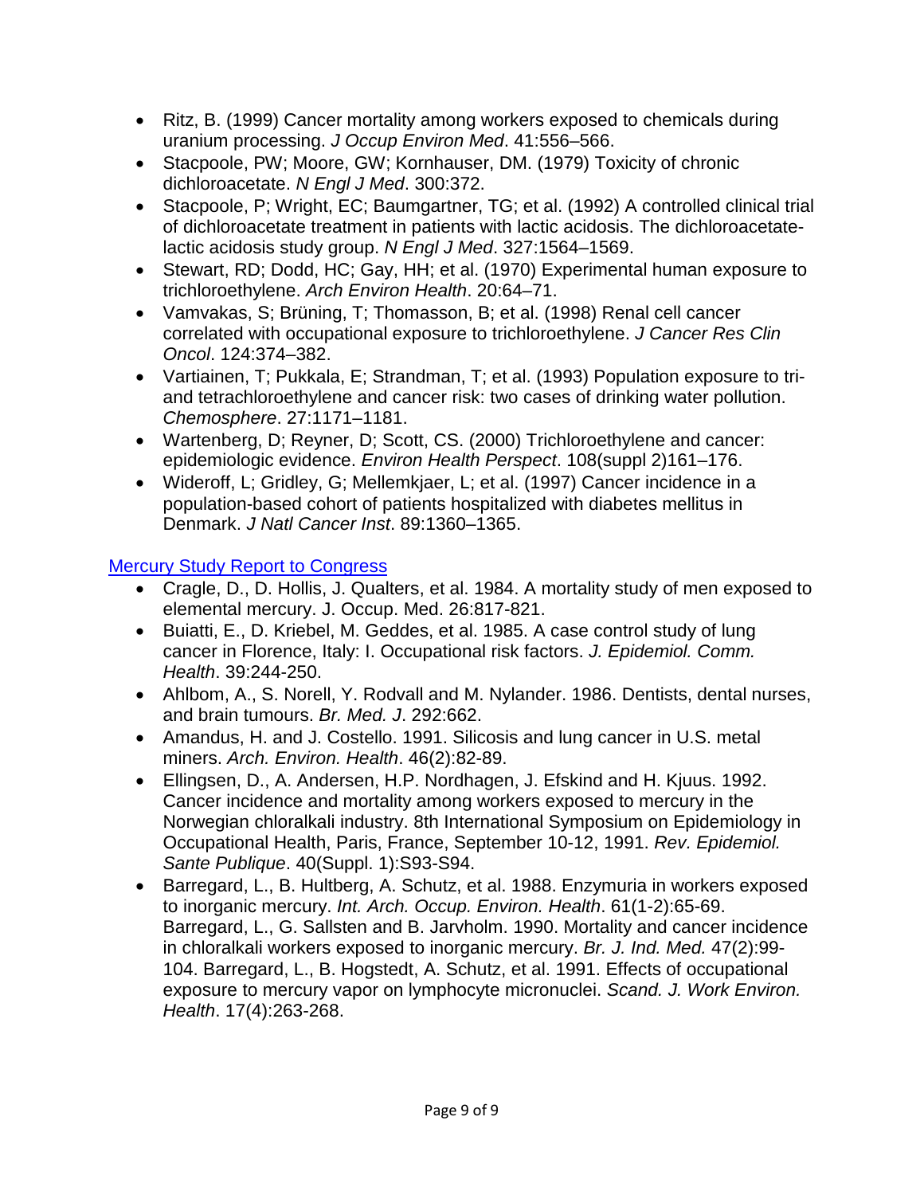- Ritz, B. (1999) Cancer mortality among workers exposed to chemicals during uranium processing. *J Occup Environ Med*. 41:556–566.
- Stacpoole, PW; Moore, GW; Kornhauser, DM. (1979) Toxicity of chronic dichloroacetate. *N Engl J Med*. 300:372.
- Stacpoole, P; Wright, EC; Baumgartner, TG; et al. (1992) A controlled clinical trial of dichloroacetate treatment in patients with lactic acidosis. The dichloroacetate-lactic acidosis study group. *N Engl J Med*. 327:1564–1569.
- Stewart, RD; Dodd, HC; Gay, HH; et al. (1970) Experimental human exposure to trichloroethylene. *Arch Environ Health*. 20:64–71.
- Vamvakas, S; Brüning, T; Thomasson, B; et al. (1998) Renal cell cancer correlated with occupational exposure to trichloroethylene. *J Cancer Res Clin Oncol*. 124:374–382.
- Vartiainen, T; Pukkala, E; Strandman, T; et al. (1993) Population exposure to tri- and tetrachloroethylene and cancer risk: two cases of drinking water pollution. *Chemosphere*. 27:1171–1181.
- Wartenberg, D; Reyner, D; Scott, CS. (2000) Trichloroethylene and cancer: epidemiologic evidence. *Environ Health Perspect*. 108(suppl 2)161–176.
- Wideroff, L; Gridley, G; Mellemkjaer, L; et al. (1997) Cancer incidence in a population-based cohort of patients hospitalized with diabetes mellitus in Denmark. *J Natl Cancer Inst*. 89:1360–1365.

[Mercury Study Report to Congress]

- Cragle, D., D. Hollis, J. Qualters, et al. 1984. A mortality study of men exposed to elemental mercury. J. Occup. Med. 26:817-821.
- Buiatti, E., D. Kriebel, M. Geddes, et al. 1985. A case control study of lung cancer in Florence, Italy: I. Occupational risk factors. *J. Epidemiol. Comm. Health*. 39:244-250.
- Ahlbom, A., S. Norell, Y. Rodvall and M. Nylander. 1986. Dentists, dental nurses, and brain tumours. *Br. Med. J*. 292:662.
- Amandus, H. and J. Costello. 1991. Silicosis and lung cancer in U.S. metal miners. *Arch. Environ. Health*. 46(2):82-89.
- Ellingsen, D., A. Andersen, H.P. Nordhagen, J. Efskind and H. Kjuus. 1992. Cancer incidence and mortality among workers exposed to mercury in the Norwegian chloralkali industry. 8th International Symposium on Epidemiology in Occupational Health, Paris, France, September 10-12, 1991. *Rev. Epidemiol. Sante Publique*. 40(Suppl. 1):S93-S94.
- Barregard, L., B. Hultberg, A. Schutz, et al. 1988. Enzymuria in workers exposed to inorganic mercury. *Int. Arch. Occup. Environ. Health*. 61(1-2):65-69. Barregard, L., G. Sallsten and B. Jarvholm. 1990. Mortality and cancer incidence in chloralkali workers exposed to inorganic mercury. *Br. J. Ind. Med.* 47(2):99-104. Barregard, L., B. Hogstedt, A. Schutz, et al. 1991. Effects of occupational exposure to mercury vapor on lymphocyte micronuclei. *Scand. J. Work Environ. Health*. 17(4):263-268.